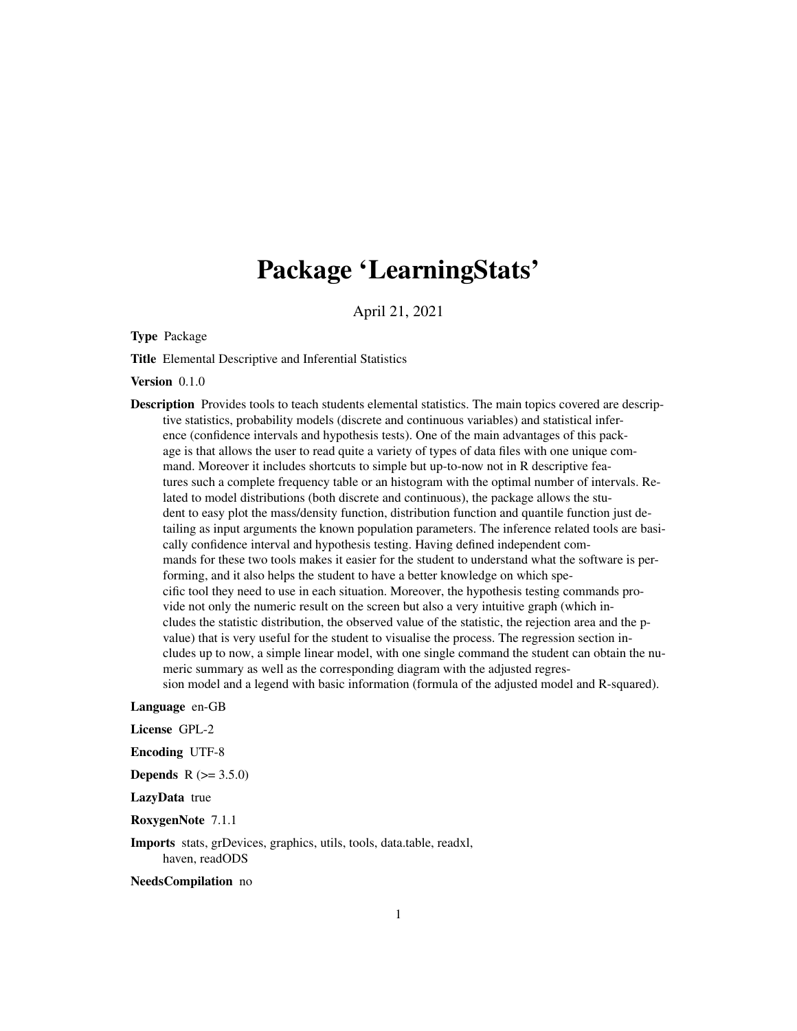# Package 'LearningStats'

April 21, 2021

**Type** Package

**Title** Elemental Descriptive and Inferential Statistics

**Version** 0.1.0

**Description** Provides tools to teach students elemental statistics. The main topics covered are descriptive statistics, probability models (discrete and continuous variables) and statistical inference (confidence intervals and hypothesis tests). One of the main advantages of this package is that allows the user to read quite a variety of types of data files with one unique command. Moreover it includes shortcuts to simple but up-to-now not in R descriptive features such a complete frequency table or an histogram with the optimal number of intervals. Related to model distributions (both discrete and continuous), the package allows the student to easy plot the mass/density function, distribution function and quantile function just detailing as input arguments the known population parameters. The inference related tools are basically confidence interval and hypothesis testing. Having defined independent commands for these two tools makes it easier for the student to understand what the software is performing, and it also helps the student to have a better knowledge on which specific tool they need to use in each situation. Moreover, the hypothesis testing commands provide not only the numeric result on the screen but also a very intuitive graph (which includes the statistic distribution, the observed value of the statistic, the rejection area and the p-value) that is very useful for the student to visualise the process. The regression section includes up to now, a simple linear model, with one single command the student can obtain the numeric summary as well as the corresponding diagram with the adjusted regression model and a legend with basic information (formula of the adjusted model and R-squared).

**Language** en-GB

**License** GPL-2

**Encoding** UTF-8

**Depends** R (>= 3.5.0)

**LazyData** true

**RoxygenNote** 7.1.1

**Imports** stats, grDevices, graphics, utils, tools, data.table, readxl, haven, readODS

**NeedsCompilation** no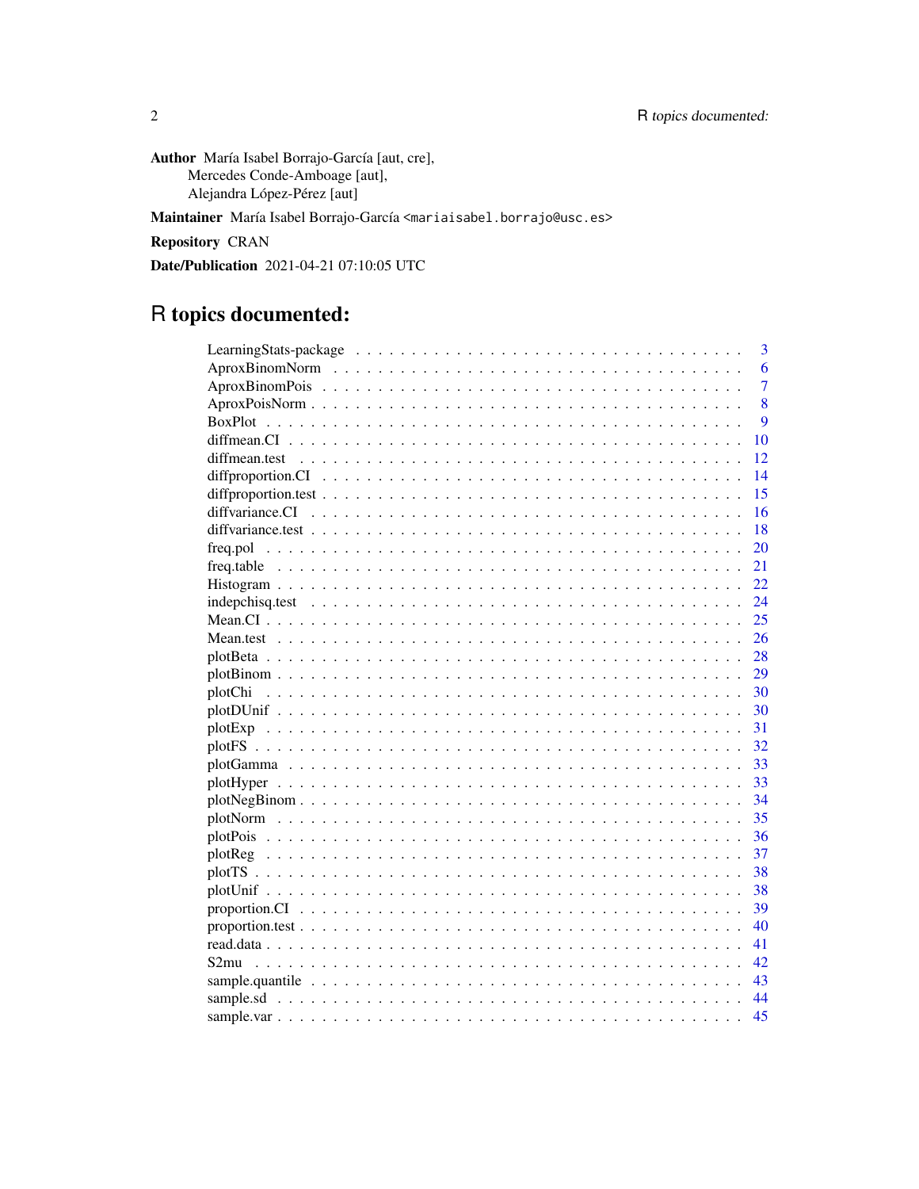**Author** María Isabel Borrajo-García [aut, cre],
Mercedes Conde-Amboage [aut],
Alejandra López-Pérez [aut]

**Maintainer** María Isabel Borrajo-García <mariaisabel.borrajo@usc.es>

**Repository** CRAN

**Date/Publication** 2021-04-21 07:10:05 UTC

# R topics documented:

| | |
|---|---|
| LearningStats-package | 3 |
| AproxBinomNorm | 6 |
| AproxBinomPois | 7 |
| AproxPoisNorm | 8 |
| BoxPlot | 9 |
| diffmean.CI | 10 |
| diffmean.test | 12 |
| diffproportion.CI | 14 |
| diffproportion.test | 15 |
| diffvariance.CI | 16 |
| diffvariance.test | 18 |
| freq.pol | 20 |
| freq.table | 21 |
| Histogram | 22 |
| indepchisq.test | 24 |
| Mean.CI | 25 |
| Mean.test | 26 |
| plotBeta | 28 |
| plotBinom | 29 |
| plotChi | 30 |
| plotDUnif | 30 |
| plotExp | 31 |
| plotFS | 32 |
| plotGamma | 33 |
| plotHyper | 33 |
| plotNegBinom | 34 |
| plotNorm | 35 |
| plotPois | 36 |
| plotReg | 37 |
| plotTS | 38 |
| plotUnif | 38 |
| proportion.CI | 39 |
| proportion.test | 40 |
| read.data | 41 |
| S2mu | 42 |
| sample.quantile | 43 |
| sample.sd | 44 |
| sample.var | 45 |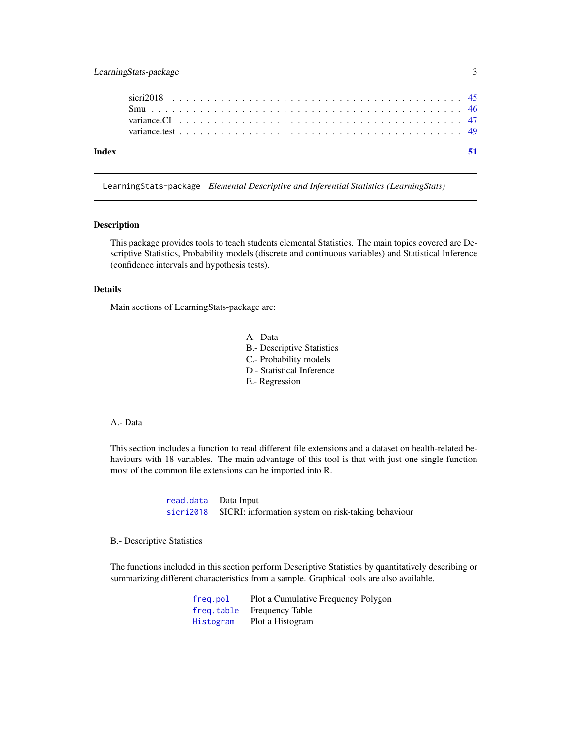| | |
|---|---|
| sicri2018 | 45 |
| Smu | 46 |
| variance.CI | 47 |
| variance.test | 49 |

**Index** **51**

---

`LearningStats-package` *Elemental Descriptive and Inferential Statistics (LearningStats)*

---

## Description

This package provides tools to teach students elemental Statistics. The main topics covered are Descriptive Statistics, Probability models (discrete and continuous variables) and Statistical Inference (confidence intervals and hypothesis tests).

## Details

Main sections of LearningStats-package are:

A.- Data
B.- Descriptive Statistics
C.- Probability models
D.- Statistical Inference
E.- Regression

A.- Data

This section includes a function to read different file extensions and a dataset on health-related behaviours with 18 variables. The main advantage of this tool is that with just one single function most of the common file extensions can be imported into R.

| | |
|---|---|
| `read.data` | Data Input |
| `sicri2018` | SICRI: information system on risk-taking behaviour |

B.- Descriptive Statistics

The functions included in this section perform Descriptive Statistics by quantitatively describing or summarizing different characteristics from a sample. Graphical tools are also available.

| | |
|---|---|
| `freq.pol` | Plot a Cumulative Frequency Polygon |
| `freq.table` | Frequency Table |
| `Histogram` | Plot a Histogram |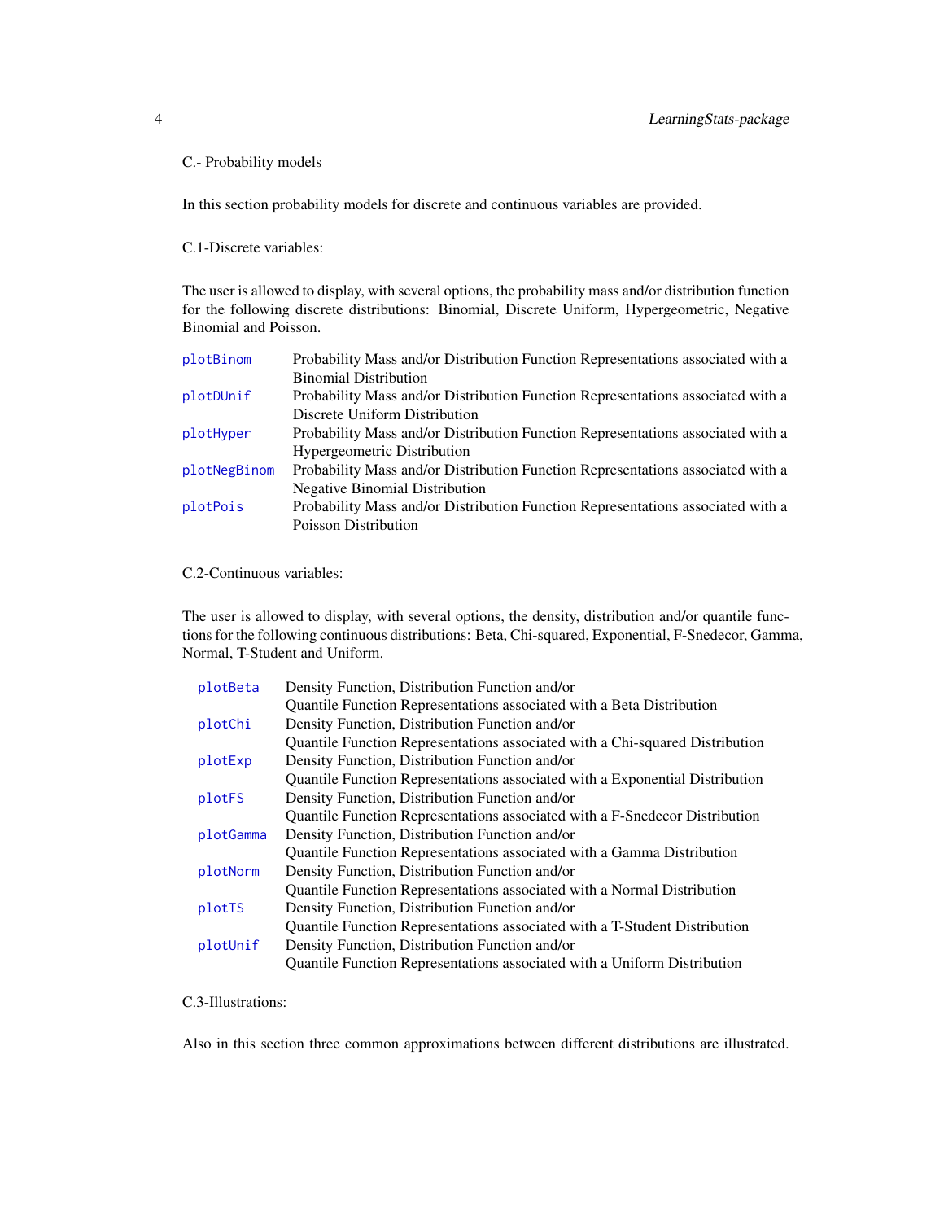C.- Probability models

In this section probability models for discrete and continuous variables are provided.

C.1-Discrete variables:

The user is allowed to display, with several options, the probability mass and/or distribution function for the following discrete distributions: Binomial, Discrete Uniform, Hypergeometric, Negative Binomial and Poisson.

| | |
|---|---|
| `plotBinom` | Probability Mass and/or Distribution Function Representations associated with a Binomial Distribution |
| `plotDUnif` | Probability Mass and/or Distribution Function Representations associated with a Discrete Uniform Distribution |
| `plotHyper` | Probability Mass and/or Distribution Function Representations associated with a Hypergeometric Distribution |
| `plotNegBinom` | Probability Mass and/or Distribution Function Representations associated with a Negative Binomial Distribution |
| `plotPois` | Probability Mass and/or Distribution Function Representations associated with a Poisson Distribution |

C.2-Continuous variables:

The user is allowed to display, with several options, the density, distribution and/or quantile functions for the following continuous distributions: Beta, Chi-squared, Exponential, F-Snedecor, Gamma, Normal, T-Student and Uniform.

| | |
|---|---|
| `plotBeta` | Density Function, Distribution Function and/or Quantile Function Representations associated with a Beta Distribution |
| `plotChi` | Density Function, Distribution Function and/or Quantile Function Representations associated with a Chi-squared Distribution |
| `plotExp` | Density Function, Distribution Function and/or Quantile Function Representations associated with a Exponential Distribution |
| `plotFS` | Density Function, Distribution Function and/or Quantile Function Representations associated with a F-Snedecor Distribution |
| `plotGamma` | Density Function, Distribution Function and/or Quantile Function Representations associated with a Gamma Distribution |
| `plotNorm` | Density Function, Distribution Function and/or Quantile Function Representations associated with a Normal Distribution |
| `plotTS` | Density Function, Distribution Function and/or Quantile Function Representations associated with a T-Student Distribution |
| `plotUnif` | Density Function, Distribution Function and/or Quantile Function Representations associated with a Uniform Distribution |

C.3-Illustrations:

Also in this section three common approximations between different distributions are illustrated.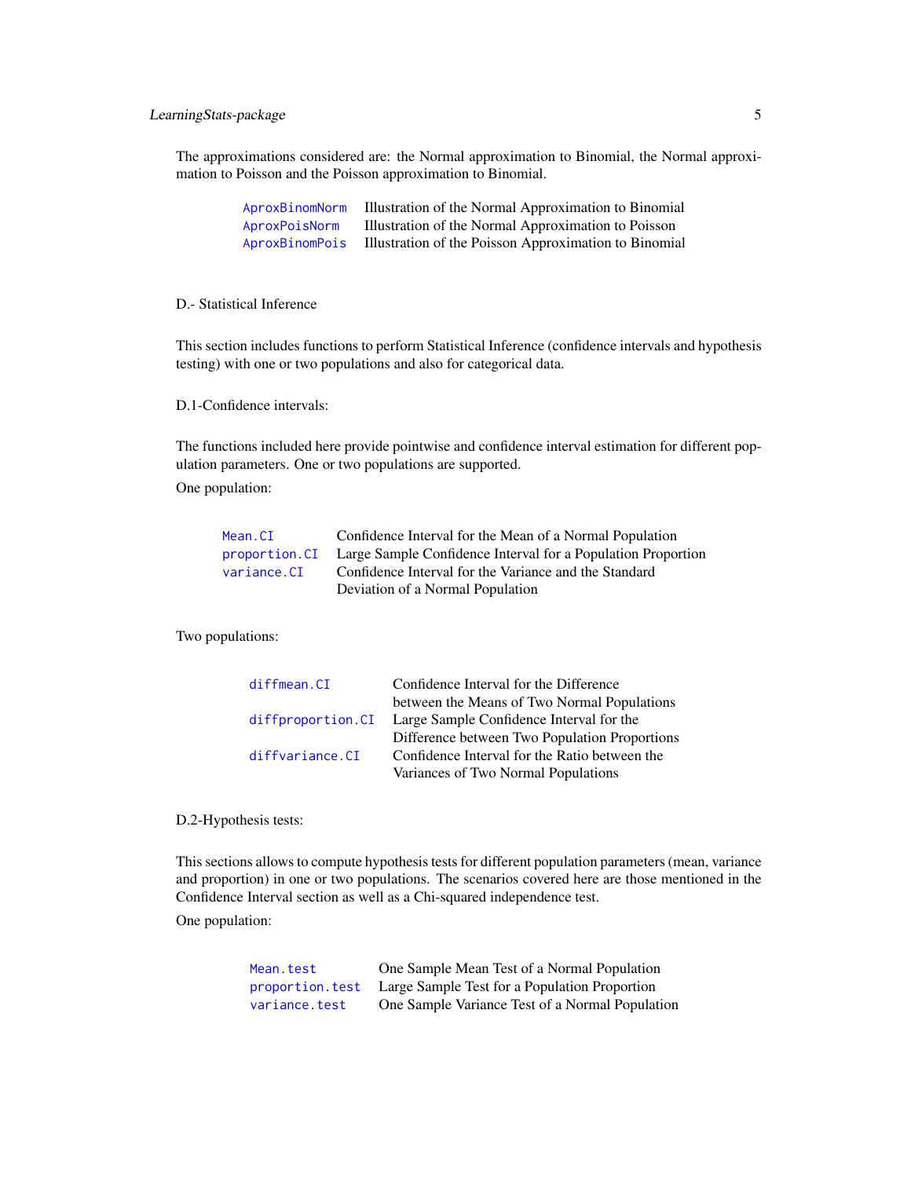The approximations considered are: the Normal approximation to Binomial, the Normal approximation to Poisson and the Poisson approximation to Binomial.

| | |
|---|---|
| AproxBinomNorm | Illustration of the Normal Approximation to Binomial |
| AproxPoisNorm | Illustration of the Normal Approximation to Poisson |
| AproxBinomPois | Illustration of the Poisson Approximation to Binomial |

D.- Statistical Inference

This section includes functions to perform Statistical Inference (confidence intervals and hypothesis testing) with one or two populations and also for categorical data.

D.1-Confidence intervals:

The functions included here provide pointwise and confidence interval estimation for different population parameters. One or two populations are supported.

One population:

| | |
|---|---|
| Mean.CI | Confidence Interval for the Mean of a Normal Population |
| proportion.CI | Large Sample Confidence Interval for a Population Proportion |
| variance.CI | Confidence Interval for the Variance and the Standard Deviation of a Normal Population |

Two populations:

| | |
|---|---|
| diffmean.CI | Confidence Interval for the Difference between the Means of Two Normal Populations |
| diffproportion.CI | Large Sample Confidence Interval for the Difference between Two Population Proportions |
| diffvariance.CI | Confidence Interval for the Ratio between the Variances of Two Normal Populations |

D.2-Hypothesis tests:

This sections allows to compute hypothesis tests for different population parameters (mean, variance and proportion) in one or two populations. The scenarios covered here are those mentioned in the Confidence Interval section as well as a Chi-squared independence test.

One population:

| | |
|---|---|
| Mean.test | One Sample Mean Test of a Normal Population |
| proportion.test | Large Sample Test for a Population Proportion |
| variance.test | One Sample Variance Test of a Normal Population |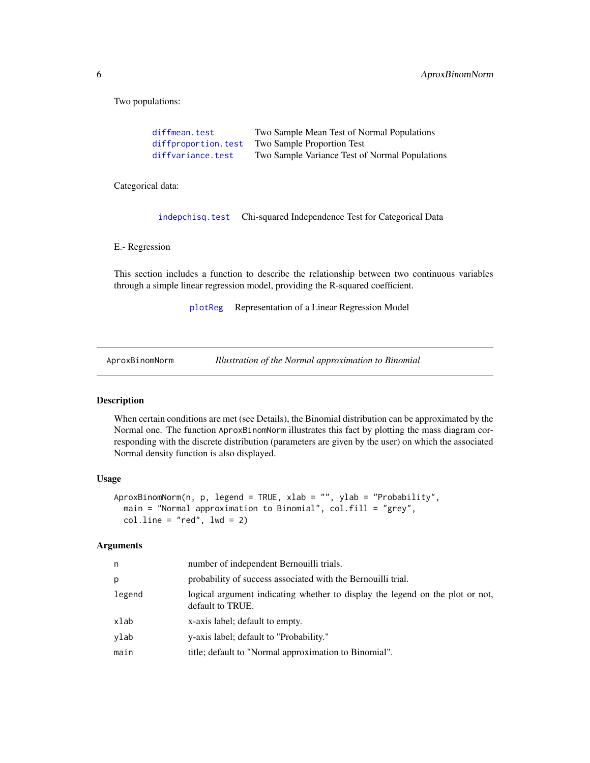Two populations:

| | |
|---|---|
| `diffmean.test` | Two Sample Mean Test of Normal Populations |
| `diffproportion.test` | Two Sample Proportion Test |
| `diffvariance.test` | Two Sample Variance Test of Normal Populations |

Categorical data:

| | |
|---|---|
| `indepchisq.test` | Chi-squared Independence Test for Categorical Data |

E.- Regression

This section includes a function to describe the relationship between two continuous variables through a simple linear regression model, providing the R-squared coefficient.

| | |
|---|---|
| `plotReg` | Representation of a Linear Regression Model |

---

`AproxBinomNorm` *Illustration of the Normal approximation to Binomial*

---

## Description

When certain conditions are met (see Details), the Binomial distribution can be approximated by the Normal one. The function `AproxBinomNorm` illustrates this fact by plotting the mass diagram corresponding with the discrete distribution (parameters are given by the user) on which the associated Normal density function is also displayed.

## Usage

```
AproxBinomNorm(n, p, legend = TRUE, xlab = "", ylab = "Probability",
  main = "Normal approximation to Binomial", col.fill = "grey",
  col.line = "red", lwd = 2)
```

## Arguments

| | |
|---|---|
| `n` | number of independent Bernouilli trials. |
| `p` | probability of success associated with the Bernouilli trial. |
| `legend` | logical argument indicating whether to display the legend on the plot or not, default to TRUE. |
| `xlab` | x-axis label; default to empty. |
| `ylab` | y-axis label; default to "Probability." |
| `main` | title; default to "Normal approximation to Binomial". |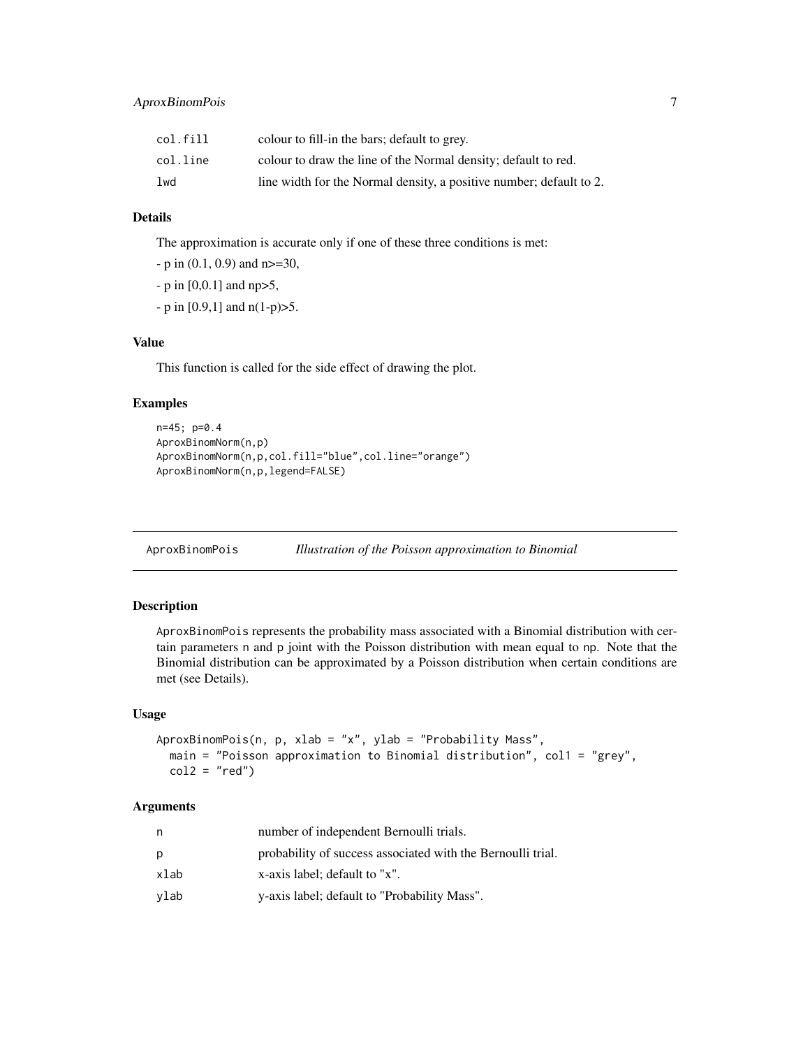| | |
|---|---|
| col.fill | colour to fill-in the bars; default to grey. |
| col.line | colour to draw the line of the Normal density; default to red. |
| lwd | line width for the Normal density, a positive number; default to 2. |

### Details

The approximation is accurate only if one of these three conditions is met:

- p in (0.1, 0.9) and n>=30,

- p in [0,0.1] and np>5,

- p in [0.9,1] and n(1-p)>5.

### Value

This function is called for the side effect of drawing the plot.

### Examples

```
n=45; p=0.4
AproxBinomNorm(n,p)
AproxBinomNorm(n,p,col.fill="blue",col.line="orange")
AproxBinomNorm(n,p,legend=FALSE)
```

---

## AproxBinomPois — *Illustration of the Poisson approximation to Binomial*

### Description

AproxBinomPois represents the probability mass associated with a Binomial distribution with certain parameters n and p joint with the Poisson distribution with mean equal to np. Note that the Binomial distribution can be approximated by a Poisson distribution when certain conditions are met (see Details).

### Usage

```
AproxBinomPois(n, p, xlab = "x", ylab = "Probability Mass",
  main = "Poisson approximation to Binomial distribution", col1 = "grey",
  col2 = "red")
```

### Arguments

| | |
|---|---|
| n | number of independent Bernoulli trials. |
| p | probability of success associated with the Bernoulli trial. |
| xlab | x-axis label; default to "x". |
| ylab | y-axis label; default to "Probability Mass". |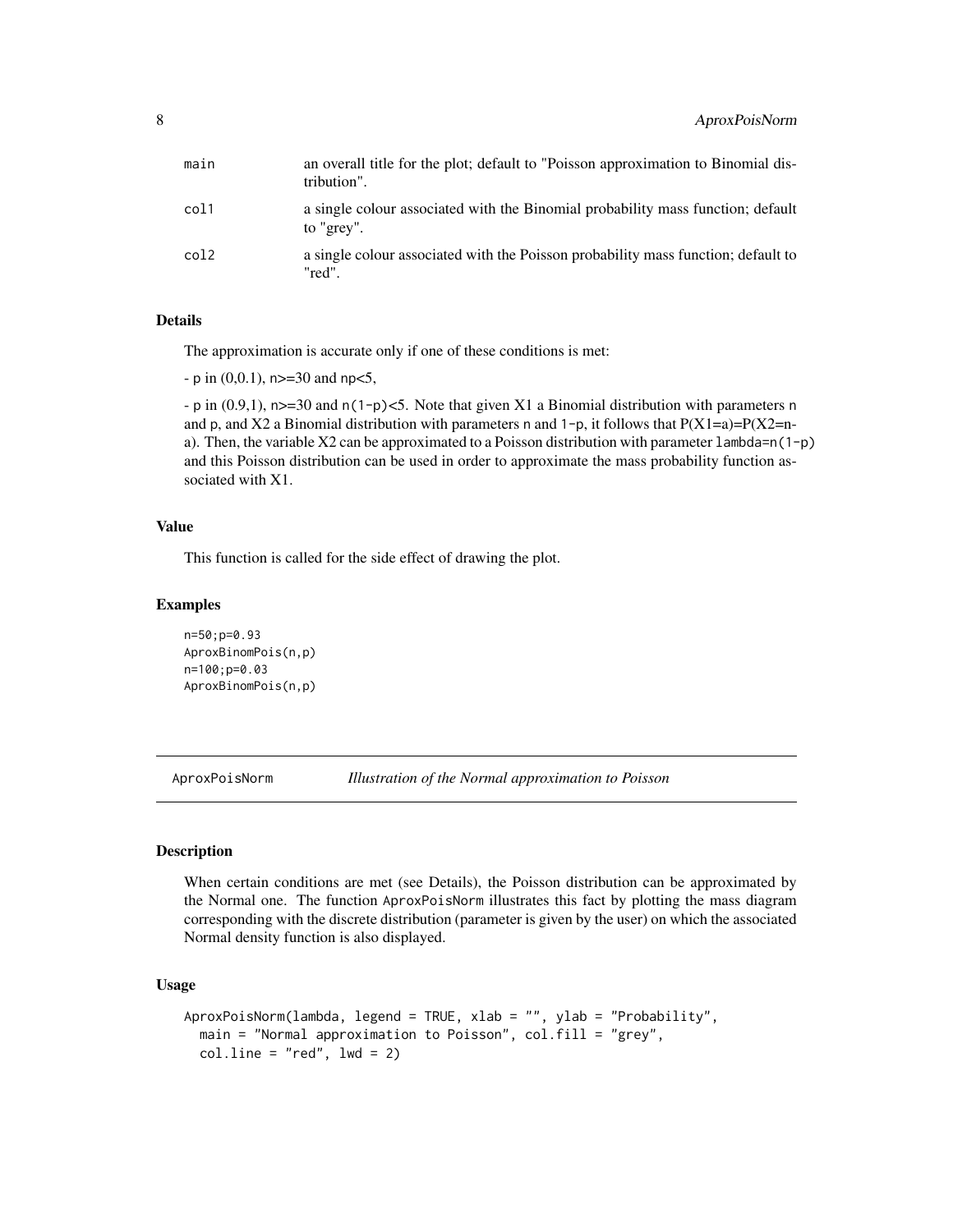| | |
|---|---|
| main | an overall title for the plot; default to "Poisson approximation to Binomial distribution". |
| col1 | a single colour associated with the Binomial probability mass function; default to "grey". |
| col2 | a single colour associated with the Poisson probability mass function; default to "red". |

### Details

The approximation is accurate only if one of these conditions is met:

- p in (0,0.1), n>=30 and np<5,

- p in (0.9,1), n>=30 and n(1-p)<5. Note that given X1 a Binomial distribution with parameters n and p, and X2 a Binomial distribution with parameters n and 1-p, it follows that P(X1=a)=P(X2=n-a). Then, the variable X2 can be approximated to a Poisson distribution with parameter lambda=n(1-p) and this Poisson distribution can be used in order to approximate the mass probability function associated with X1.

### Value

This function is called for the side effect of drawing the plot.

### Examples

```
n=50;p=0.93
AproxBinomPois(n,p)
n=100;p=0.03
AproxBinomPois(n,p)
```

---

## AproxPoisNorm — *Illustration of the Normal approximation to Poisson*

---

### Description

When certain conditions are met (see Details), the Poisson distribution can be approximated by the Normal one. The function AproxPoisNorm illustrates this fact by plotting the mass diagram corresponding with the discrete distribution (parameter is given by the user) on which the associated Normal density function is also displayed.

### Usage

```
AproxPoisNorm(lambda, legend = TRUE, xlab = "", ylab = "Probability",
  main = "Normal approximation to Poisson", col.fill = "grey",
  col.line = "red", lwd = 2)
```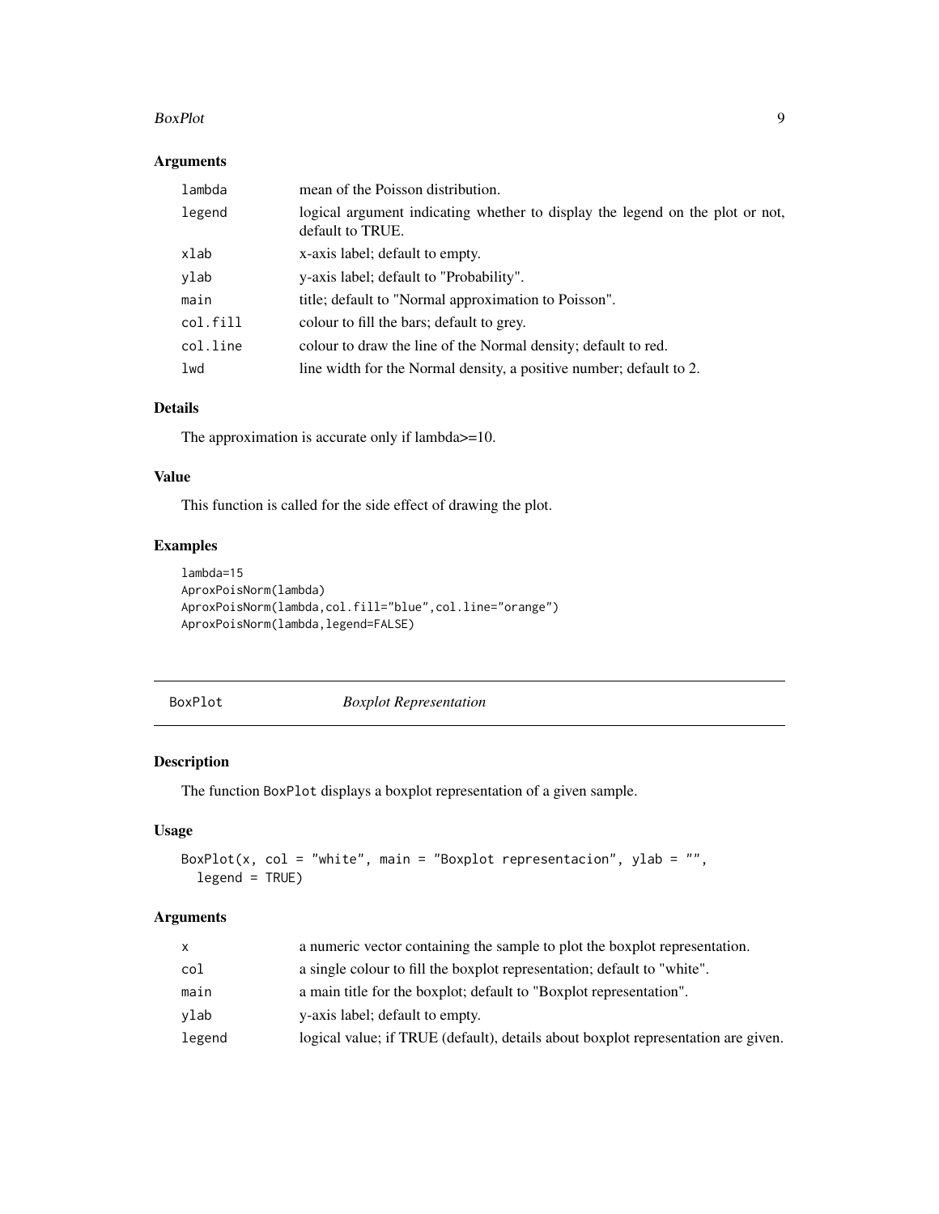## Arguments

| | |
|---|---|
| `lambda` | mean of the Poisson distribution. |
| `legend` | logical argument indicating whether to display the legend on the plot or not, default to TRUE. |
| `xlab` | x-axis label; default to empty. |
| `ylab` | y-axis label; default to "Probability". |
| `main` | title; default to "Normal approximation to Poisson". |
| `col.fill` | colour to fill the bars; default to grey. |
| `col.line` | colour to draw the line of the Normal density; default to red. |
| `lwd` | line width for the Normal density, a positive number; default to 2. |

## Details

The approximation is accurate only if lambda>=10.

## Value

This function is called for the side effect of drawing the plot.

## Examples

```
lambda=15
AproxPoisNorm(lambda)
AproxPoisNorm(lambda,col.fill="blue",col.line="orange")
AproxPoisNorm(lambda,legend=FALSE)
```

---

# BoxPlot *Boxplot Representation*

## Description

The function BoxPlot displays a boxplot representation of a given sample.

## Usage

```
BoxPlot(x, col = "white", main = "Boxplot representacion", ylab = "",
  legend = TRUE)
```

## Arguments

| | |
|---|---|
| `x` | a numeric vector containing the sample to plot the boxplot representation. |
| `col` | a single colour to fill the boxplot representation; default to "white". |
| `main` | a main title for the boxplot; default to "Boxplot representation". |
| `ylab` | y-axis label; default to empty. |
| `legend` | logical value; if TRUE (default), details about boxplot representation are given. |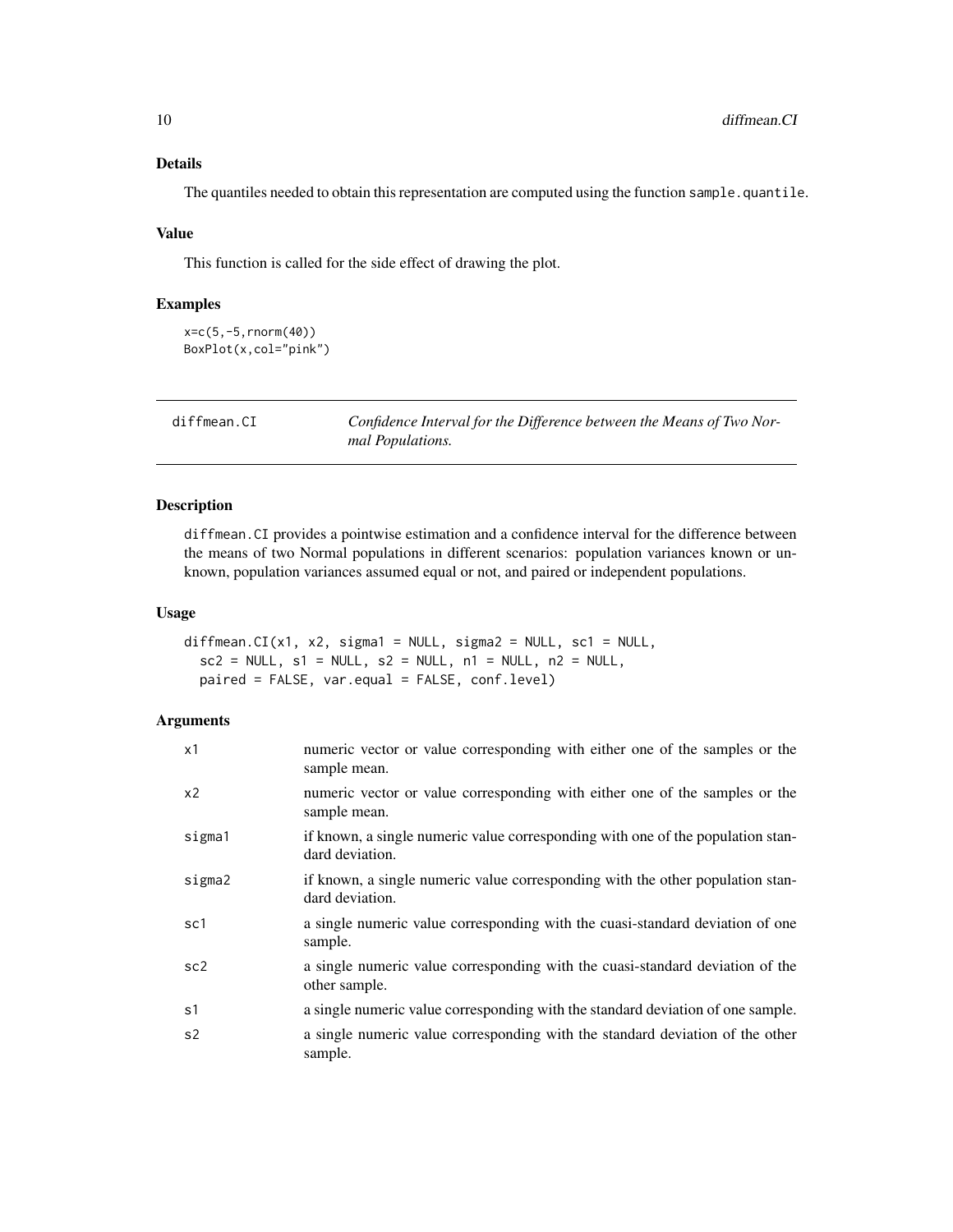### Details

The quantiles needed to obtain this representation are computed using the function `sample.quantile`.

### Value

This function is called for the side effect of drawing the plot.

### Examples

```
x=c(5,-5,rnorm(40))
BoxPlot(x,col="pink")
```

---

## diffmean.CI — *Confidence Interval for the Difference between the Means of Two Normal Populations.*

---

### Description

`diffmean.CI` provides a pointwise estimation and a confidence interval for the difference between the means of two Normal populations in different scenarios: population variances known or unknown, population variances assumed equal or not, and paired or independent populations.

### Usage

```
diffmean.CI(x1, x2, sigma1 = NULL, sigma2 = NULL, sc1 = NULL,
  sc2 = NULL, s1 = NULL, s2 = NULL, n1 = NULL, n2 = NULL,
  paired = FALSE, var.equal = FALSE, conf.level)
```

### Arguments

| | |
|---|---|
| `x1` | numeric vector or value corresponding with either one of the samples or the sample mean. |
| `x2` | numeric vector or value corresponding with either one of the samples or the sample mean. |
| `sigma1` | if known, a single numeric value corresponding with one of the population standard deviation. |
| `sigma2` | if known, a single numeric value corresponding with the other population standard deviation. |
| `sc1` | a single numeric value corresponding with the cuasi-standard deviation of one sample. |
| `sc2` | a single numeric value corresponding with the cuasi-standard deviation of the other sample. |
| `s1` | a single numeric value corresponding with the standard deviation of one sample. |
| `s2` | a single numeric value corresponding with the standard deviation of the other sample. |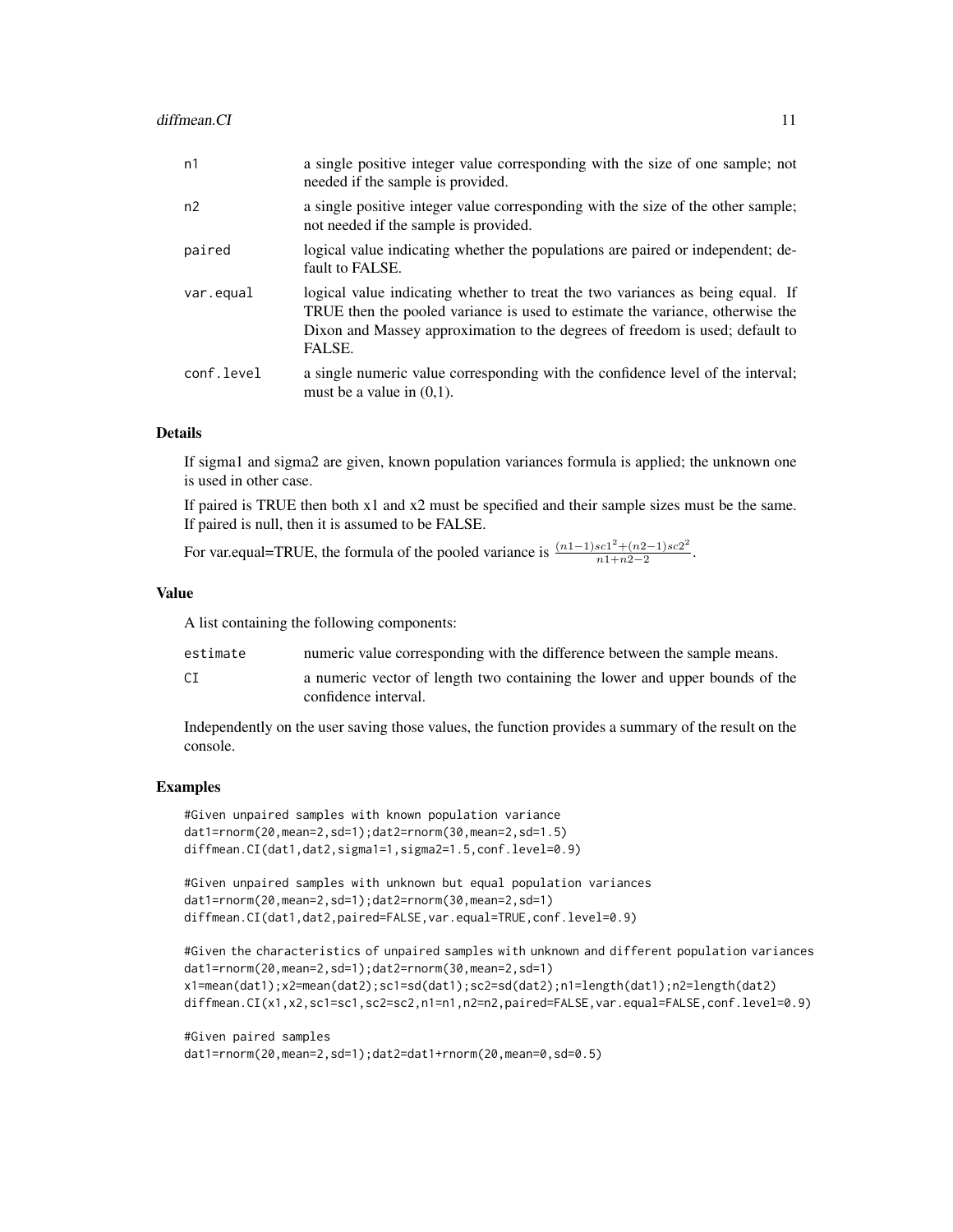| | |
|---|---|
| n1 | a single positive integer value corresponding with the size of one sample; not needed if the sample is provided. |
| n2 | a single positive integer value corresponding with the size of the other sample; not needed if the sample is provided. |
| paired | logical value indicating whether the populations are paired or independent; default to FALSE. |
| var.equal | logical value indicating whether to treat the two variances as being equal. If TRUE then the pooled variance is used to estimate the variance, otherwise the Dixon and Massey approximation to the degrees of freedom is used; default to FALSE. |
| conf.level | a single numeric value corresponding with the confidence level of the interval; must be a value in (0,1). |

### Details

If sigma1 and sigma2 are given, known population variances formula is applied; the unknown one is used in other case.

If paired is TRUE then both x1 and x2 must be specified and their sample sizes must be the same. If paired is null, then it is assumed to be FALSE.

For var.equal=TRUE, the formula of the pooled variance is $\frac{(n1-1)sc1^2+(n2-1)sc2^2}{n1+n2-2}$.

### Value

A list containing the following components:

| | |
|---|---|
| estimate | numeric value corresponding with the difference between the sample means. |
| CI | a numeric vector of length two containing the lower and upper bounds of the confidence interval. |

Independently on the user saving those values, the function provides a summary of the result on the console.

### Examples

```
#Given unpaired samples with known population variance
dat1=rnorm(20,mean=2,sd=1);dat2=rnorm(30,mean=2,sd=1.5)
diffmean.CI(dat1,dat2,sigma1=1,sigma2=1.5,conf.level=0.9)

#Given unpaired samples with unknown but equal population variances
dat1=rnorm(20,mean=2,sd=1);dat2=rnorm(30,mean=2,sd=1)
diffmean.CI(dat1,dat2,paired=FALSE,var.equal=TRUE,conf.level=0.9)

#Given the characteristics of unpaired samples with unknown and different population variances
dat1=rnorm(20,mean=2,sd=1);dat2=rnorm(30,mean=2,sd=1)
x1=mean(dat1);x2=mean(dat2);sc1=sd(dat1);sc2=sd(dat2);n1=length(dat1);n2=length(dat2)
diffmean.CI(x1,x2,sc1=sc1,sc2=sc2,n1=n1,n2=n2,paired=FALSE,var.equal=FALSE,conf.level=0.9)

#Given paired samples
dat1=rnorm(20,mean=2,sd=1);dat2=dat1+rnorm(20,mean=0,sd=0.5)
```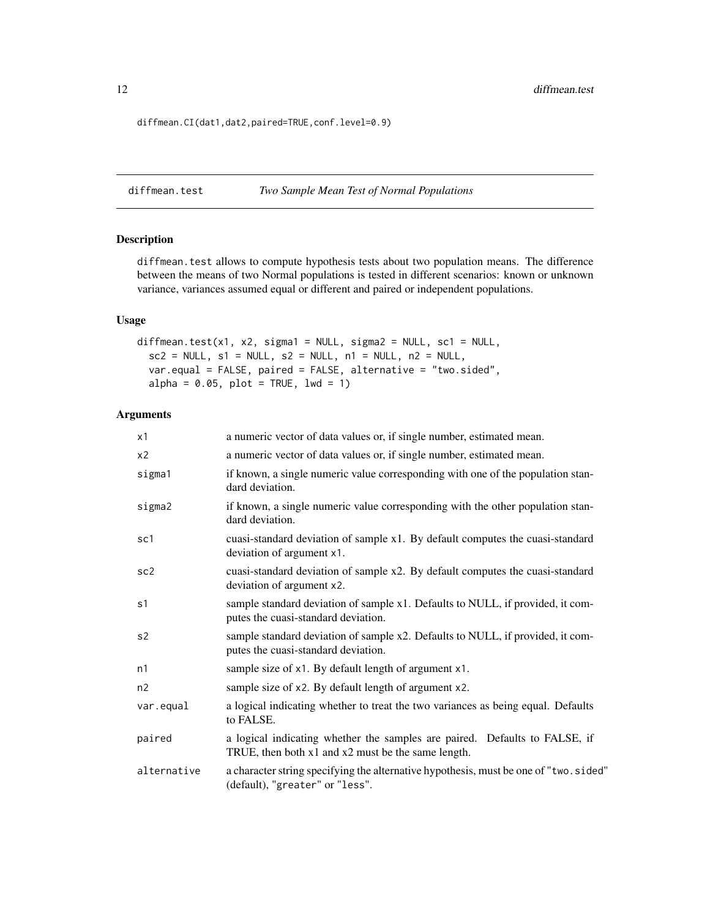```
diffmean.CI(dat1,dat2,paired=TRUE,conf.level=0.9)
```

---

## diffmean.test *Two Sample Mean Test of Normal Populations*

### Description

diffmean.test allows to compute hypothesis tests about two population means. The difference between the means of two Normal populations is tested in different scenarios: known or unknown variance, variances assumed equal or different and paired or independent populations.

### Usage

```
diffmean.test(x1, x2, sigma1 = NULL, sigma2 = NULL, sc1 = NULL,
  sc2 = NULL, s1 = NULL, s2 = NULL, n1 = NULL, n2 = NULL,
  var.equal = FALSE, paired = FALSE, alternative = "two.sided",
  alpha = 0.05, plot = TRUE, lwd = 1)
```

### Arguments

| | |
|---|---|
| x1 | a numeric vector of data values or, if single number, estimated mean. |
| x2 | a numeric vector of data values or, if single number, estimated mean. |
| sigma1 | if known, a single numeric value corresponding with one of the population standard deviation. |
| sigma2 | if known, a single numeric value corresponding with the other population standard deviation. |
| sc1 | cuasi-standard deviation of sample x1. By default computes the cuasi-standard deviation of argument x1. |
| sc2 | cuasi-standard deviation of sample x2. By default computes the cuasi-standard deviation of argument x2. |
| s1 | sample standard deviation of sample x1. Defaults to NULL, if provided, it computes the cuasi-standard deviation. |
| s2 | sample standard deviation of sample x2. Defaults to NULL, if provided, it computes the cuasi-standard deviation. |
| n1 | sample size of x1. By default length of argument x1. |
| n2 | sample size of x2. By default length of argument x2. |
| var.equal | a logical indicating whether to treat the two variances as being equal. Defaults to FALSE. |
| paired | a logical indicating whether the samples are paired. Defaults to FALSE, if TRUE, then both x1 and x2 must be the same length. |
| alternative | a character string specifying the alternative hypothesis, must be one of "two.sided" (default), "greater" or "less". |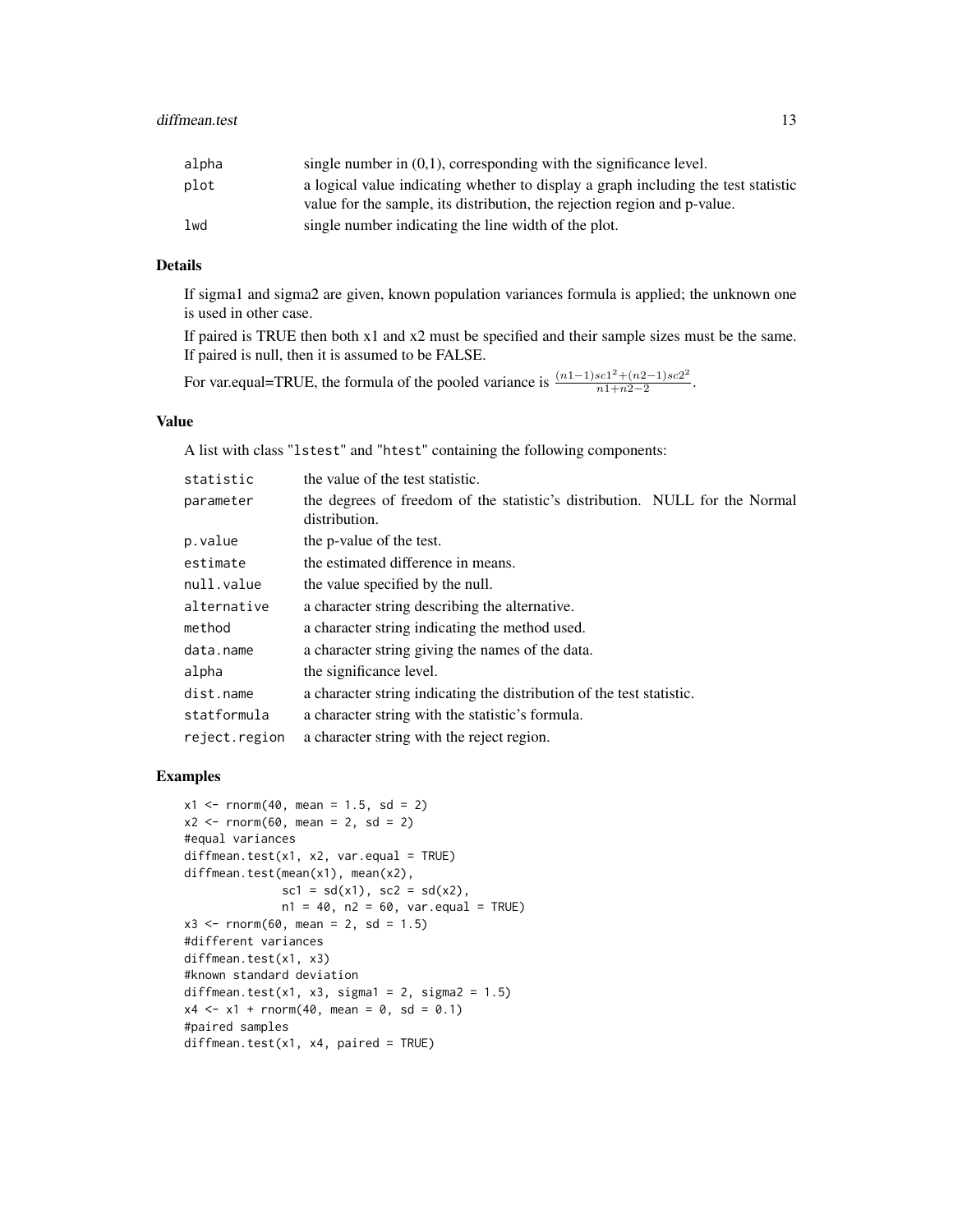| | |
|---|---|
| alpha | single number in (0,1), corresponding with the significance level. |
| plot | a logical value indicating whether to display a graph including the test statistic value for the sample, its distribution, the rejection region and p-value. |
| lwd | single number indicating the line width of the plot. |

## Details

If sigma1 and sigma2 are given, known population variances formula is applied; the unknown one is used in other case.

If paired is TRUE then both x1 and x2 must be specified and their sample sizes must be the same. If paired is null, then it is assumed to be FALSE.

For var.equal=TRUE, the formula of the pooled variance is $\frac{(n1-1)sc1^2+(n2-1)sc2^2}{n1+n2-2}$.

## Value

A list with class "lstest" and "htest" containing the following components:

| | |
|---|---|
| statistic | the value of the test statistic. |
| parameter | the degrees of freedom of the statistic's distribution. NULL for the Normal distribution. |
| p.value | the p-value of the test. |
| estimate | the estimated difference in means. |
| null.value | the value specified by the null. |
| alternative | a character string describing the alternative. |
| method | a character string indicating the method used. |
| data.name | a character string giving the names of the data. |
| alpha | the significance level. |
| dist.name | a character string indicating the distribution of the test statistic. |
| statformula | a character string with the statistic's formula. |
| reject.region | a character string with the reject region. |

## Examples

```
x1 <- rnorm(40, mean = 1.5, sd = 2)
x2 <- rnorm(60, mean = 2, sd = 2)
#equal variances
diffmean.test(x1, x2, var.equal = TRUE)
diffmean.test(mean(x1), mean(x2),
              sc1 = sd(x1), sc2 = sd(x2),
              n1 = 40, n2 = 60, var.equal = TRUE)
x3 <- rnorm(60, mean = 2, sd = 1.5)
#different variances
diffmean.test(x1, x3)
#known standard deviation
diffmean.test(x1, x3, sigma1 = 2, sigma2 = 1.5)
x4 <- x1 + rnorm(40, mean = 0, sd = 0.1)
#paired samples
diffmean.test(x1, x4, paired = TRUE)
```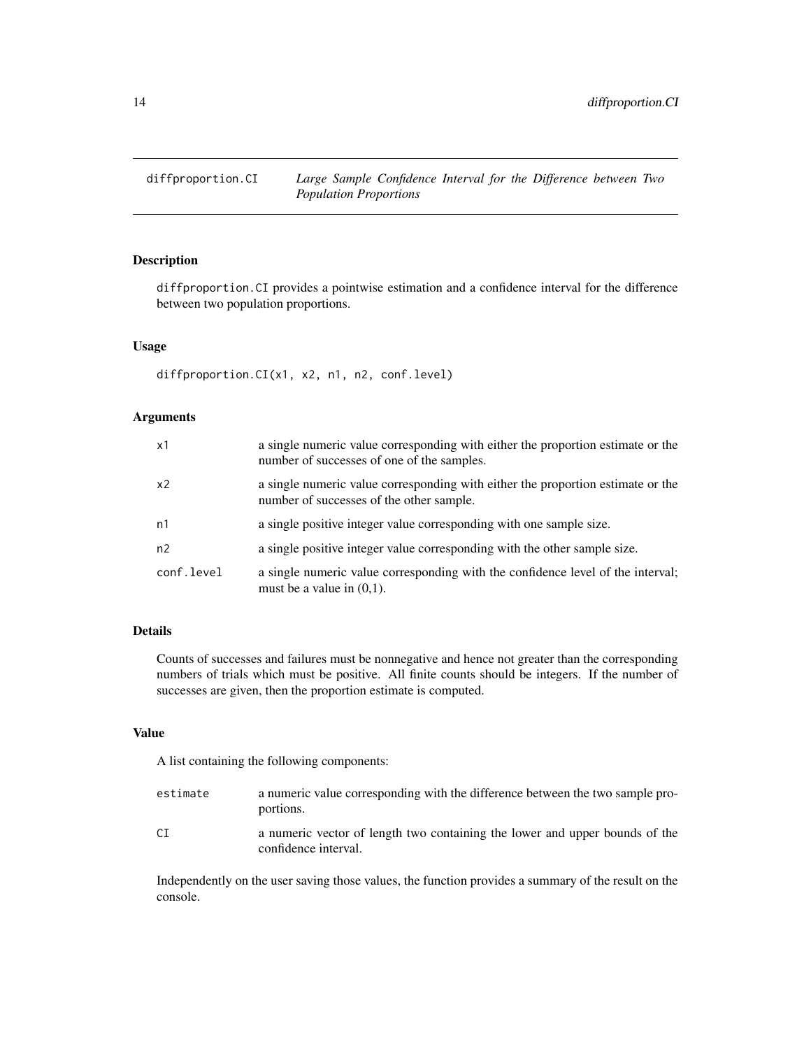# diffproportion.CI — *Large Sample Confidence Interval for the Difference between Two Population Proportions*

## Description

`diffproportion.CI` provides a pointwise estimation and a confidence interval for the difference between two population proportions.

## Usage

```
diffproportion.CI(x1, x2, n1, n2, conf.level)
```

## Arguments

| | |
|---|---|
| `x1` | a single numeric value corresponding with either the proportion estimate or the number of successes of one of the samples. |
| `x2` | a single numeric value corresponding with either the proportion estimate or the number of successes of the other sample. |
| `n1` | a single positive integer value corresponding with one sample size. |
| `n2` | a single positive integer value corresponding with the other sample size. |
| `conf.level` | a single numeric value corresponding with the confidence level of the interval; must be a value in (0,1). |

## Details

Counts of successes and failures must be nonnegative and hence not greater than the corresponding numbers of trials which must be positive. All finite counts should be integers. If the number of successes are given, then the proportion estimate is computed.

## Value

A list containing the following components:

| | |
|---|---|
| `estimate` | a numeric value corresponding with the difference between the two sample proportions. |
| `CI` | a numeric vector of length two containing the lower and upper bounds of the confidence interval. |

Independently on the user saving those values, the function provides a summary of the result on the console.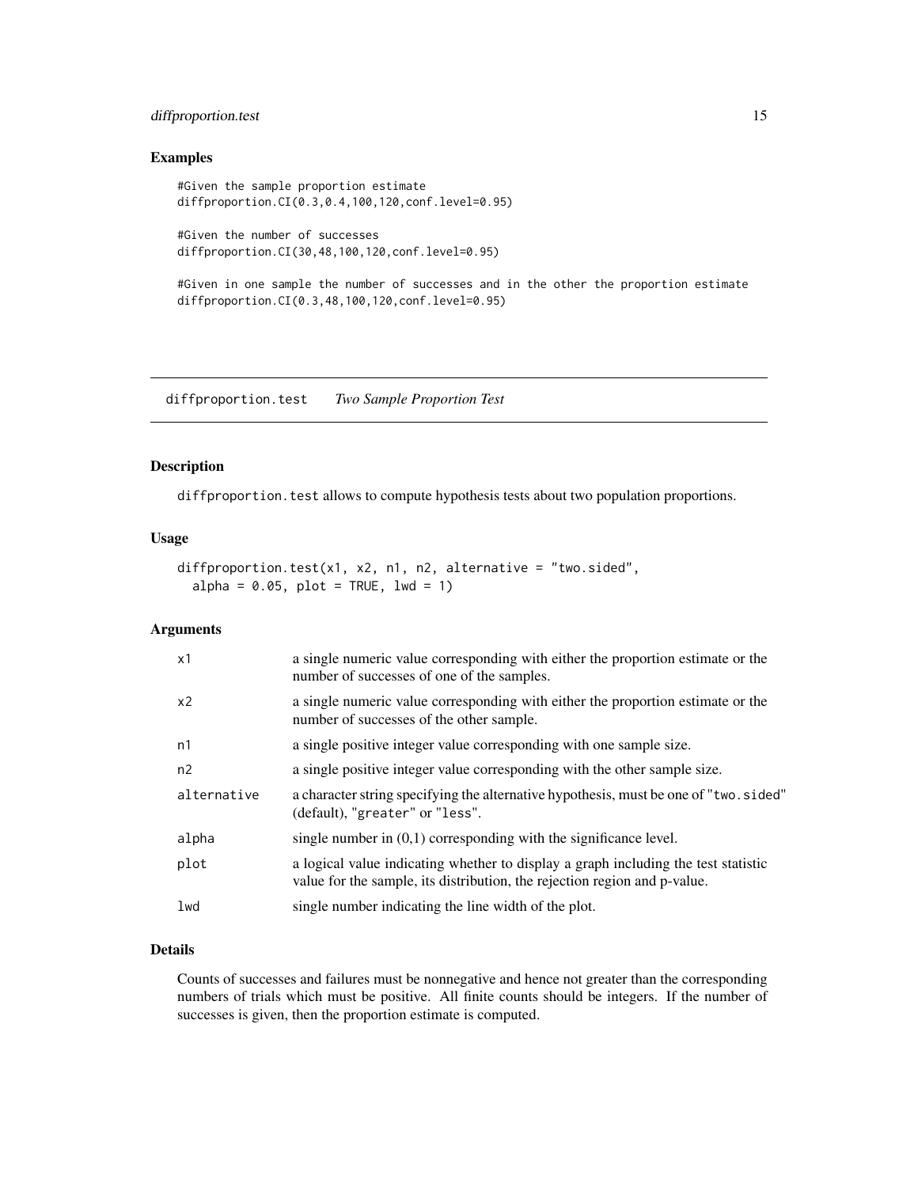## Examples

```
#Given the sample proportion estimate
diffproportion.CI(0.3,0.4,100,120,conf.level=0.95)

#Given the number of successes
diffproportion.CI(30,48,100,120,conf.level=0.95)

#Given in one sample the number of successes and in the other the proportion estimate
diffproportion.CI(0.3,48,100,120,conf.level=0.95)
```

---

# diffproportion.test *Two Sample Proportion Test*

---

## Description

diffproportion.test allows to compute hypothesis tests about two population proportions.

## Usage

```
diffproportion.test(x1, x2, n1, n2, alternative = "two.sided",
  alpha = 0.05, plot = TRUE, lwd = 1)
```

## Arguments

| | |
|---|---|
| x1 | a single numeric value corresponding with either the proportion estimate or the number of successes of one of the samples. |
| x2 | a single numeric value corresponding with either the proportion estimate or the number of successes of the other sample. |
| n1 | a single positive integer value corresponding with one sample size. |
| n2 | a single positive integer value corresponding with the other sample size. |
| alternative | a character string specifying the alternative hypothesis, must be one of "two.sided" (default), "greater" or "less". |
| alpha | single number in (0,1) corresponding with the significance level. |
| plot | a logical value indicating whether to display a graph including the test statistic value for the sample, its distribution, the rejection region and p-value. |
| lwd | single number indicating the line width of the plot. |

## Details

Counts of successes and failures must be nonnegative and hence not greater than the corresponding numbers of trials which must be positive. All finite counts should be integers. If the number of successes is given, then the proportion estimate is computed.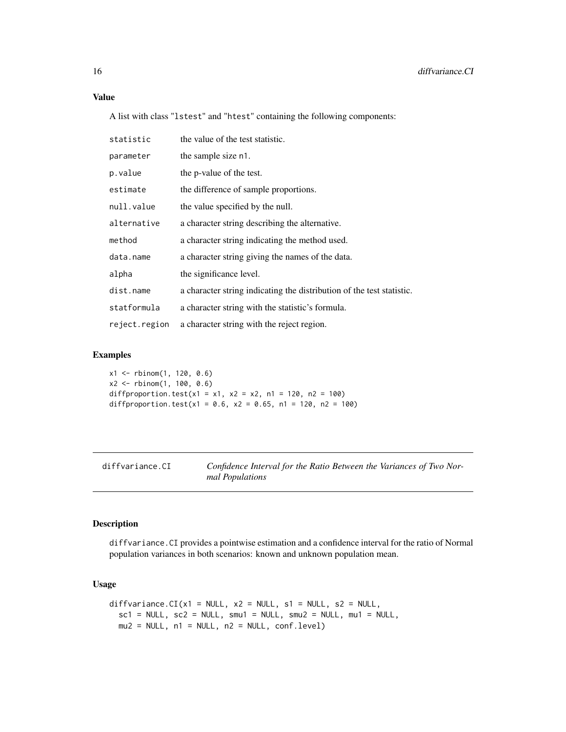### Value

A list with class "lstest" and "htest" containing the following components:

| | |
|---|---|
| `statistic` | the value of the test statistic. |
| `parameter` | the sample size n1. |
| `p.value` | the p-value of the test. |
| `estimate` | the difference of sample proportions. |
| `null.value` | the value specified by the null. |
| `alternative` | a character string describing the alternative. |
| `method` | a character string indicating the method used. |
| `data.name` | a character string giving the names of the data. |
| `alpha` | the significance level. |
| `dist.name` | a character string indicating the distribution of the test statistic. |
| `statformula` | a character string with the statistic's formula. |
| `reject.region` | a character string with the reject region. |

### Examples

```
x1 <- rbinom(1, 120, 0.6)
x2 <- rbinom(1, 100, 0.6)
diffproportion.test(x1 = x1, x2 = x2, n1 = 120, n2 = 100)
diffproportion.test(x1 = 0.6, x2 = 0.65, n1 = 120, n2 = 100)
```

---

## diffvariance.CI — *Confidence Interval for the Ratio Between the Variances of Two Normal Populations*

---

### Description

`diffvariance.CI` provides a pointwise estimation and a confidence interval for the ratio of Normal population variances in both scenarios: known and unknown population mean.

### Usage

```
diffvariance.CI(x1 = NULL, x2 = NULL, s1 = NULL, s2 = NULL,
  sc1 = NULL, sc2 = NULL, smu1 = NULL, smu2 = NULL, mu1 = NULL,
  mu2 = NULL, n1 = NULL, n2 = NULL, conf.level)
```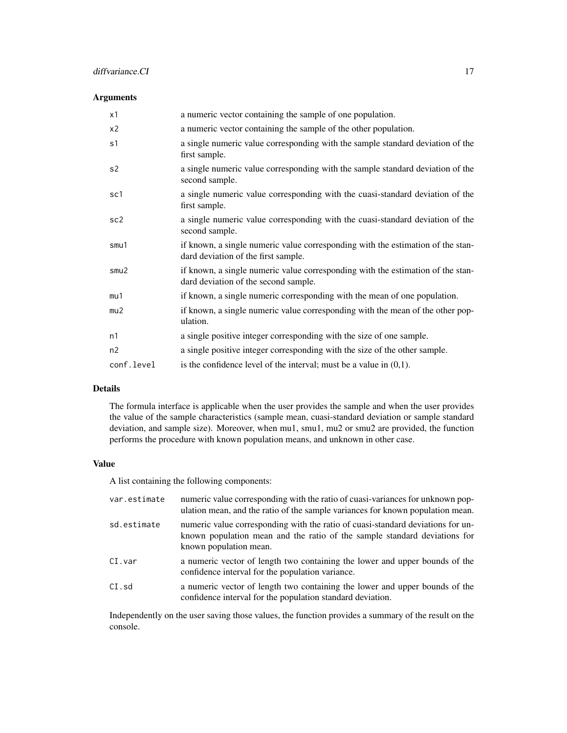## Arguments

| | |
|---|---|
| `x1` | a numeric vector containing the sample of one population. |
| `x2` | a numeric vector containing the sample of the other population. |
| `s1` | a single numeric value corresponding with the sample standard deviation of the first sample. |
| `s2` | a single numeric value corresponding with the sample standard deviation of the second sample. |
| `sc1` | a single numeric value corresponding with the cuasi-standard deviation of the first sample. |
| `sc2` | a single numeric value corresponding with the cuasi-standard deviation of the second sample. |
| `smu1` | if known, a single numeric value corresponding with the estimation of the standard deviation of the first sample. |
| `smu2` | if known, a single numeric value corresponding with the estimation of the standard deviation of the second sample. |
| `mu1` | if known, a single numeric corresponding with the mean of one population. |
| `mu2` | if known, a single numeric value corresponding with the mean of the other population. |
| `n1` | a single positive integer corresponding with the size of one sample. |
| `n2` | a single positive integer corresponding with the size of the other sample. |
| `conf.level` | is the confidence level of the interval; must be a value in (0,1). |

## Details

The formula interface is applicable when the user provides the sample and when the user provides the value of the sample characteristics (sample mean, cuasi-standard deviation or sample standard deviation, and sample size). Moreover, when mu1, smu1, mu2 or smu2 are provided, the function performs the procedure with known population means, and unknown in other case.

## Value

A list containing the following components:

| | |
|---|---|
| `var.estimate` | numeric value corresponding with the ratio of cuasi-variances for unknown population mean, and the ratio of the sample variances for known population mean. |
| `sd.estimate` | numeric value corresponding with the ratio of cuasi-standard deviations for unknown population mean and the ratio of the sample standard deviations for known population mean. |
| `CI.var` | a numeric vector of length two containing the lower and upper bounds of the confidence interval for the population variance. |
| `CI.sd` | a numeric vector of length two containing the lower and upper bounds of the confidence interval for the population standard deviation. |

Independently on the user saving those values, the function provides a summary of the result on the console.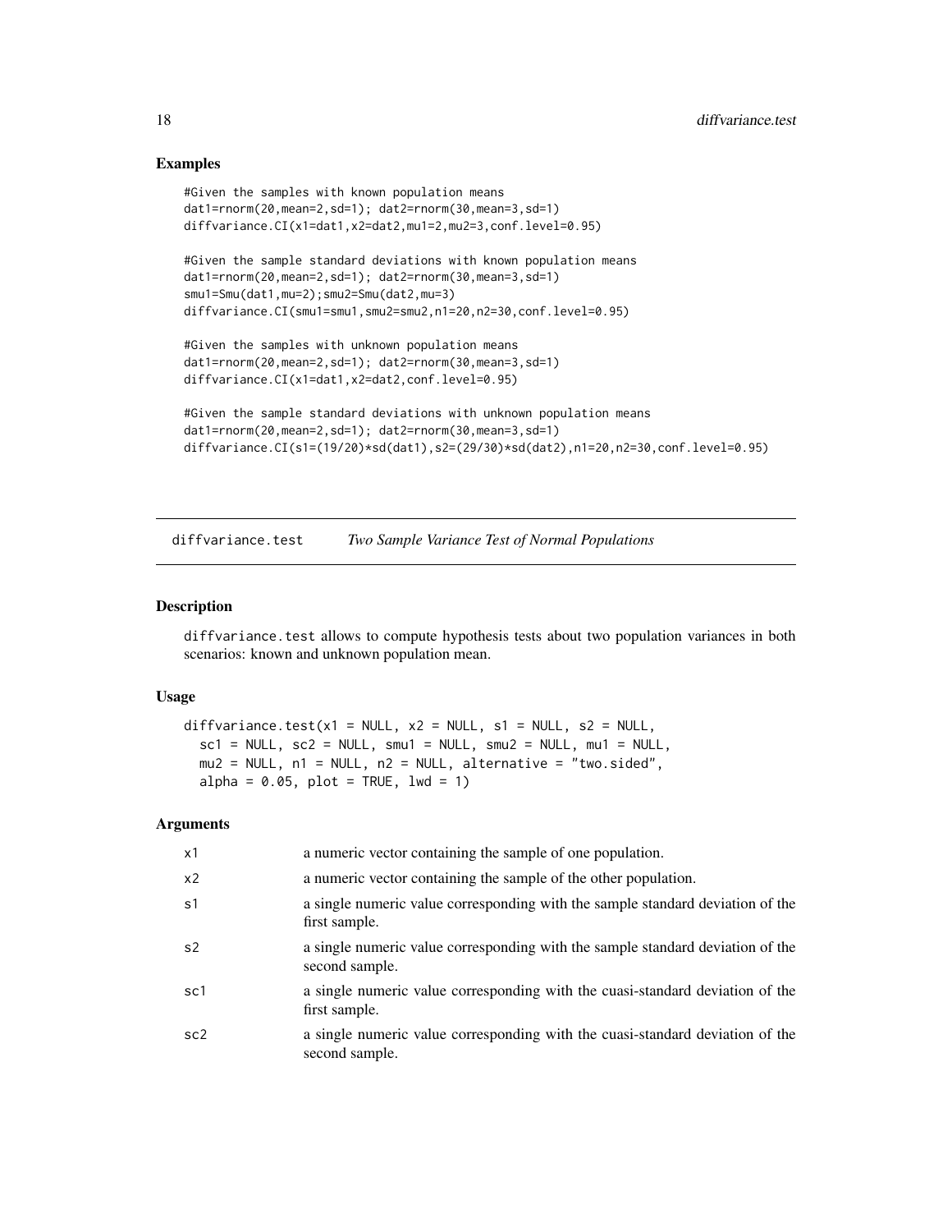### Examples

```
#Given the samples with known population means
dat1=rnorm(20,mean=2,sd=1); dat2=rnorm(30,mean=3,sd=1)
diffvariance.CI(x1=dat1,x2=dat2,mu1=2,mu2=3,conf.level=0.95)

#Given the sample standard deviations with known population means
dat1=rnorm(20,mean=2,sd=1); dat2=rnorm(30,mean=3,sd=1)
smu1=Smu(dat1,mu=2);smu2=Smu(dat2,mu=3)
diffvariance.CI(smu1=smu1,smu2=smu2,n1=20,n2=30,conf.level=0.95)

#Given the samples with unknown population means
dat1=rnorm(20,mean=2,sd=1); dat2=rnorm(30,mean=3,sd=1)
diffvariance.CI(x1=dat1,x2=dat2,conf.level=0.95)

#Given the sample standard deviations with unknown population means
dat1=rnorm(20,mean=2,sd=1); dat2=rnorm(30,mean=3,sd=1)
diffvariance.CI(s1=(19/20)*sd(dat1),s2=(29/30)*sd(dat2),n1=20,n2=30,conf.level=0.95)
```

---

## diffvariance.test *Two Sample Variance Test of Normal Populations*

---

### Description

diffvariance.test allows to compute hypothesis tests about two population variances in both scenarios: known and unknown population mean.

### Usage

```
diffvariance.test(x1 = NULL, x2 = NULL, s1 = NULL, s2 = NULL,
  sc1 = NULL, sc2 = NULL, smu1 = NULL, smu2 = NULL, mu1 = NULL,
  mu2 = NULL, n1 = NULL, n2 = NULL, alternative = "two.sided",
  alpha = 0.05, plot = TRUE, lwd = 1)
```

### Arguments

| | |
|---|---|
| x1 | a numeric vector containing the sample of one population. |
| x2 | a numeric vector containing the sample of the other population. |
| s1 | a single numeric value corresponding with the sample standard deviation of the first sample. |
| s2 | a single numeric value corresponding with the sample standard deviation of the second sample. |
| sc1 | a single numeric value corresponding with the cuasi-standard deviation of the first sample. |
| sc2 | a single numeric value corresponding with the cuasi-standard deviation of the second sample. |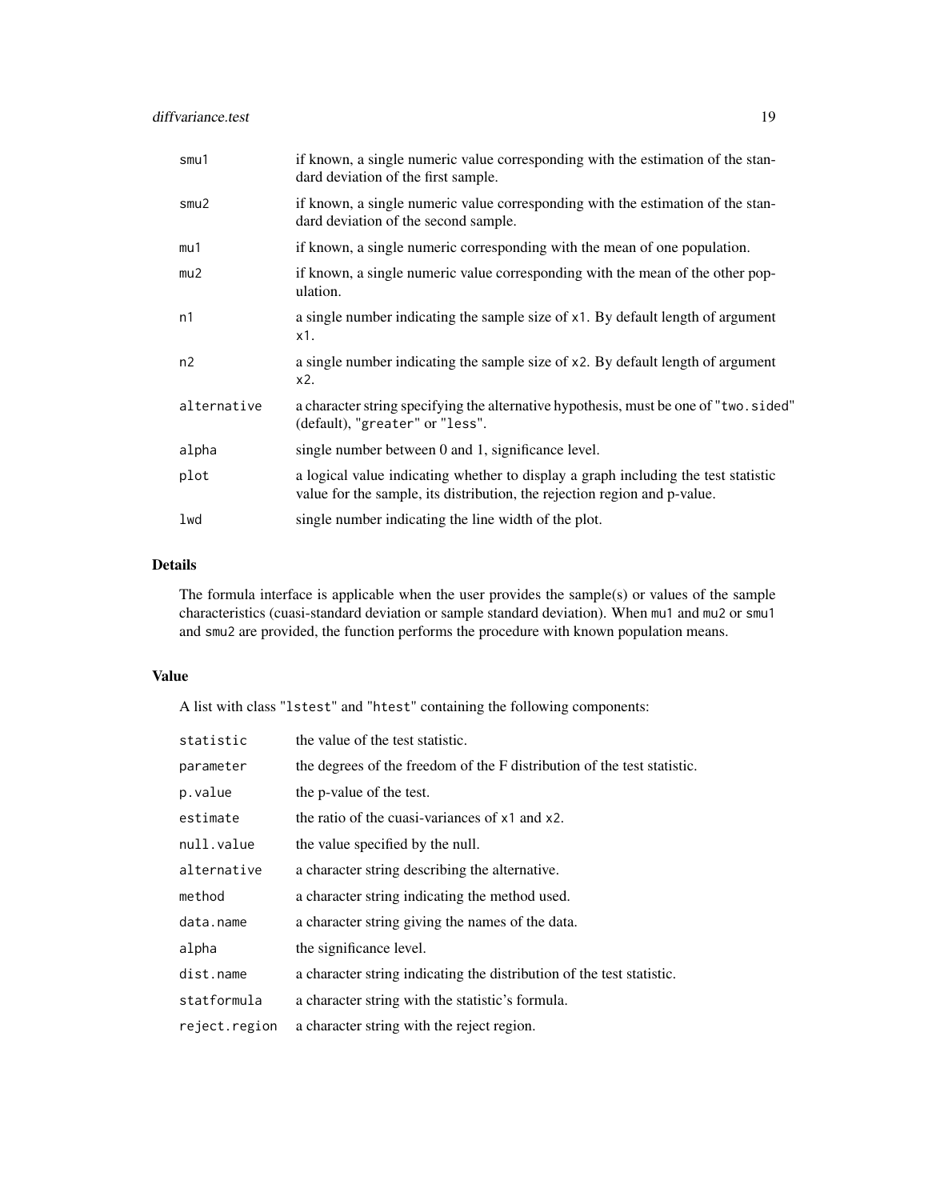| | |
|---|---|
| smu1 | if known, a single numeric value corresponding with the estimation of the standard deviation of the first sample. |
| smu2 | if known, a single numeric value corresponding with the estimation of the standard deviation of the second sample. |
| mu1 | if known, a single numeric corresponding with the mean of one population. |
| mu2 | if known, a single numeric value corresponding with the mean of the other population. |
| n1 | a single number indicating the sample size of x1. By default length of argument x1. |
| n2 | a single number indicating the sample size of x2. By default length of argument x2. |
| alternative | a character string specifying the alternative hypothesis, must be one of "two.sided" (default), "greater" or "less". |
| alpha | single number between 0 and 1, significance level. |
| plot | a logical value indicating whether to display a graph including the test statistic value for the sample, its distribution, the rejection region and p-value. |
| lwd | single number indicating the line width of the plot. |

## Details

The formula interface is applicable when the user provides the sample(s) or values of the sample characteristics (cuasi-standard deviation or sample standard deviation). When mu1 and mu2 or smu1 and smu2 are provided, the function performs the procedure with known population means.

## Value

A list with class "lstest" and "htest" containing the following components:

| | |
|---|---|
| statistic | the value of the test statistic. |
| parameter | the degrees of the freedom of the F distribution of the test statistic. |
| p.value | the p-value of the test. |
| estimate | the ratio of the cuasi-variances of x1 and x2. |
| null.value | the value specified by the null. |
| alternative | a character string describing the alternative. |
| method | a character string indicating the method used. |
| data.name | a character string giving the names of the data. |
| alpha | the significance level. |
| dist.name | a character string indicating the distribution of the test statistic. |
| statformula | a character string with the statistic's formula. |
| reject.region | a character string with the reject region. |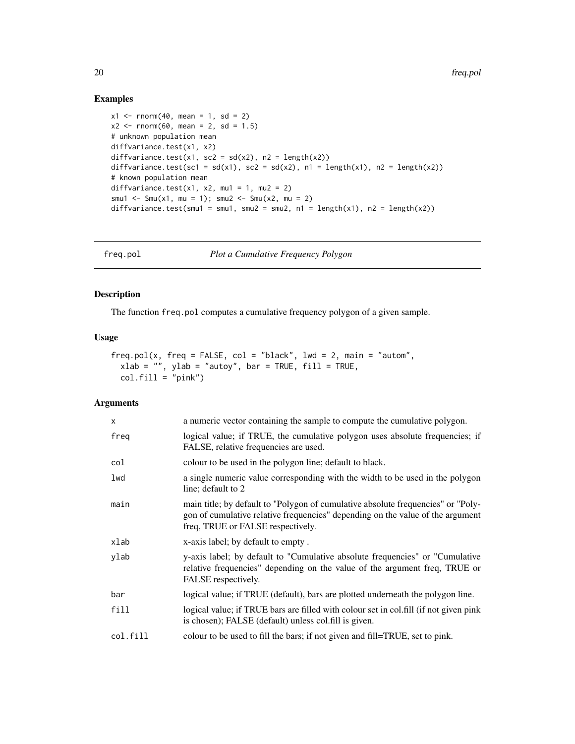## Examples

```
x1 <- rnorm(40, mean = 1, sd = 2)
x2 <- rnorm(60, mean = 2, sd = 1.5)
# unknown population mean
diffvariance.test(x1, x2)
diffvariance.test(x1, sc2 = sd(x2), n2 = length(x2))
diffvariance.test(sc1 = sd(x1), sc2 = sd(x2), n1 = length(x1), n2 = length(x2))
# known population mean
diffvariance.test(x1, x2, mu1 = 1, mu2 = 2)
smu1 <- Smu(x1, mu = 1); smu2 <- Smu(x2, mu = 2)
diffvariance.test(smu1 = smu1, smu2 = smu2, n1 = length(x1), n2 = length(x2))
```

---

# freq.pol — *Plot a Cumulative Frequency Polygon*

---

## Description

The function `freq.pol` computes a cumulative frequency polygon of a given sample.

## Usage

```
freq.pol(x, freq = FALSE, col = "black", lwd = 2, main = "autom",
  xlab = "", ylab = "autoy", bar = TRUE, fill = TRUE,
  col.fill = "pink")
```

## Arguments

| | |
|---|---|
| x | a numeric vector containing the sample to compute the cumulative polygon. |
| freq | logical value; if TRUE, the cumulative polygon uses absolute frequencies; if FALSE, relative frequencies are used. |
| col | colour to be used in the polygon line; default to black. |
| lwd | a single numeric value corresponding with the width to be used in the polygon line; default to 2 |
| main | main title; by default to "Polygon of cumulative absolute frequencies" or "Polygon of cumulative relative frequencies" depending on the value of the argument freq, TRUE or FALSE respectively. |
| xlab | x-axis label; by default to empty . |
| ylab | y-axis label; by default to "Cumulative absolute frequencies" or "Cumulative relative frequencies" depending on the value of the argument freq, TRUE or FALSE respectively. |
| bar | logical value; if TRUE (default), bars are plotted underneath the polygon line. |
| fill | logical value; if TRUE bars are filled with colour set in col.fill (if not given pink is chosen); FALSE (default) unless col.fill is given. |
| col.fill | colour to be used to fill the bars; if not given and fill=TRUE, set to pink. |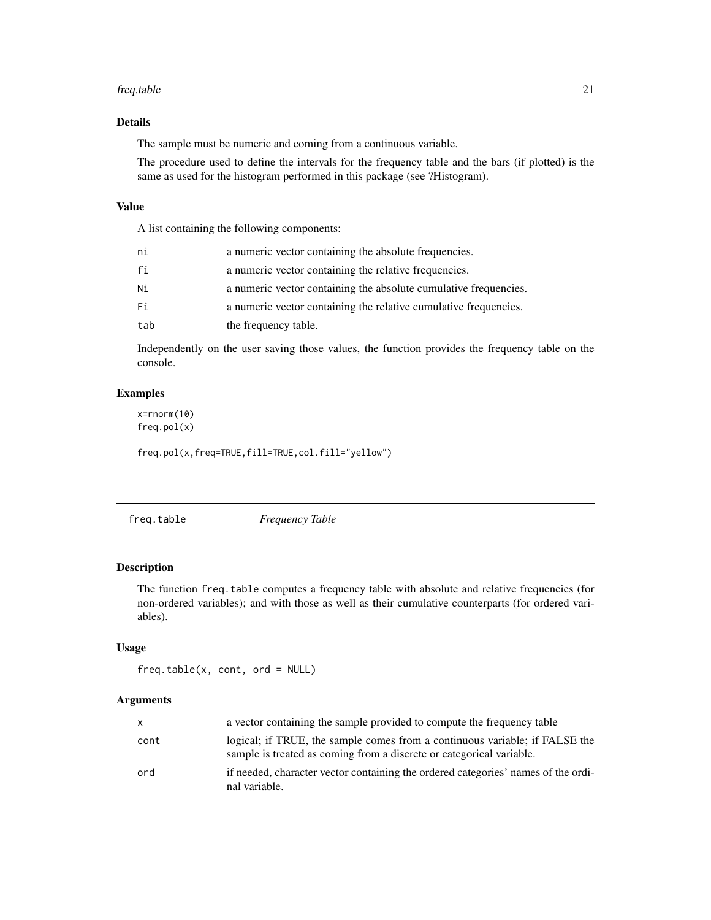### Details

The sample must be numeric and coming from a continuous variable.

The procedure used to define the intervals for the frequency table and the bars (if plotted) is the same as used for the histogram performed in this package (see ?Histogram).

### Value

A list containing the following components:

| | |
|---|---|
| `ni` | a numeric vector containing the absolute frequencies. |
| `fi` | a numeric vector containing the relative frequencies. |
| `Ni` | a numeric vector containing the absolute cumulative frequencies. |
| `Fi` | a numeric vector containing the relative cumulative frequencies. |
| `tab` | the frequency table. |

Independently on the user saving those values, the function provides the frequency table on the console.

### Examples

```
x=rnorm(10)
freq.pol(x)

freq.pol(x,freq=TRUE,fill=TRUE,col.fill="yellow")
```

---

## freq.table *Frequency Table*

---

### Description

The function `freq.table` computes a frequency table with absolute and relative frequencies (for non-ordered variables); and with those as well as their cumulative counterparts (for ordered variables).

### Usage

```
freq.table(x, cont, ord = NULL)
```

### Arguments

| | |
|---|---|
| `x` | a vector containing the sample provided to compute the frequency table |
| `cont` | logical; if TRUE, the sample comes from a continuous variable; if FALSE the sample is treated as coming from a discrete or categorical variable. |
| `ord` | if needed, character vector containing the ordered categories' names of the ordinal variable. |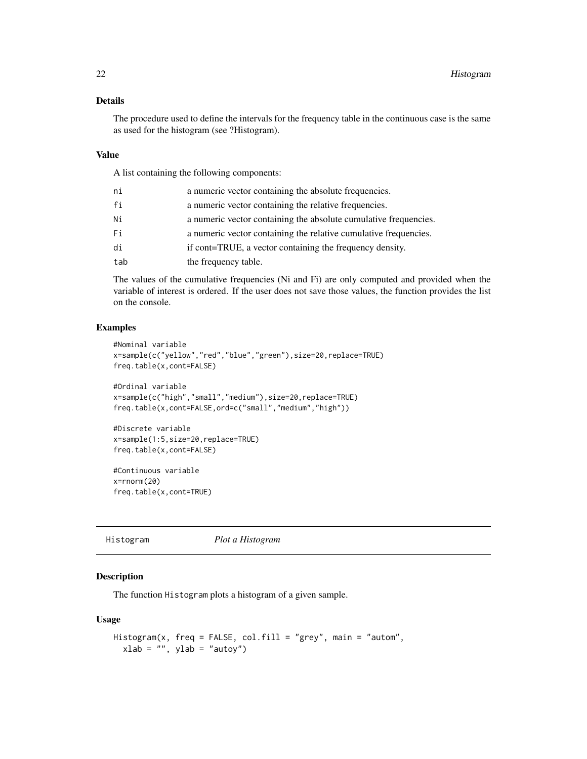### Details

The procedure used to define the intervals for the frequency table in the continuous case is the same as used for the histogram (see ?Histogram).

### Value

A list containing the following components:

| | |
|---|---|
| ni | a numeric vector containing the absolute frequencies. |
| fi | a numeric vector containing the relative frequencies. |
| Ni | a numeric vector containing the absolute cumulative frequencies. |
| Fi | a numeric vector containing the relative cumulative frequencies. |
| di | if cont=TRUE, a vector containing the frequency density. |
| tab | the frequency table. |

The values of the cumulative frequencies (Ni and Fi) are only computed and provided when the variable of interest is ordered. If the user does not save those values, the function provides the list on the console.

### Examples

```
#Nominal variable
x=sample(c("yellow","red","blue","green"),size=20,replace=TRUE)
freq.table(x,cont=FALSE)

#Ordinal variable
x=sample(c("high","small","medium"),size=20,replace=TRUE)
freq.table(x,cont=FALSE,ord=c("small","medium","high"))

#Discrete variable
x=sample(1:5,size=20,replace=TRUE)
freq.table(x,cont=FALSE)

#Continuous variable
x=rnorm(20)
freq.table(x,cont=TRUE)
```

---

## Histogram *Plot a Histogram*

---

### Description

The function Histogram plots a histogram of a given sample.

### Usage

```
Histogram(x, freq = FALSE, col.fill = "grey", main = "autom",
  xlab = "", ylab = "autoy")
```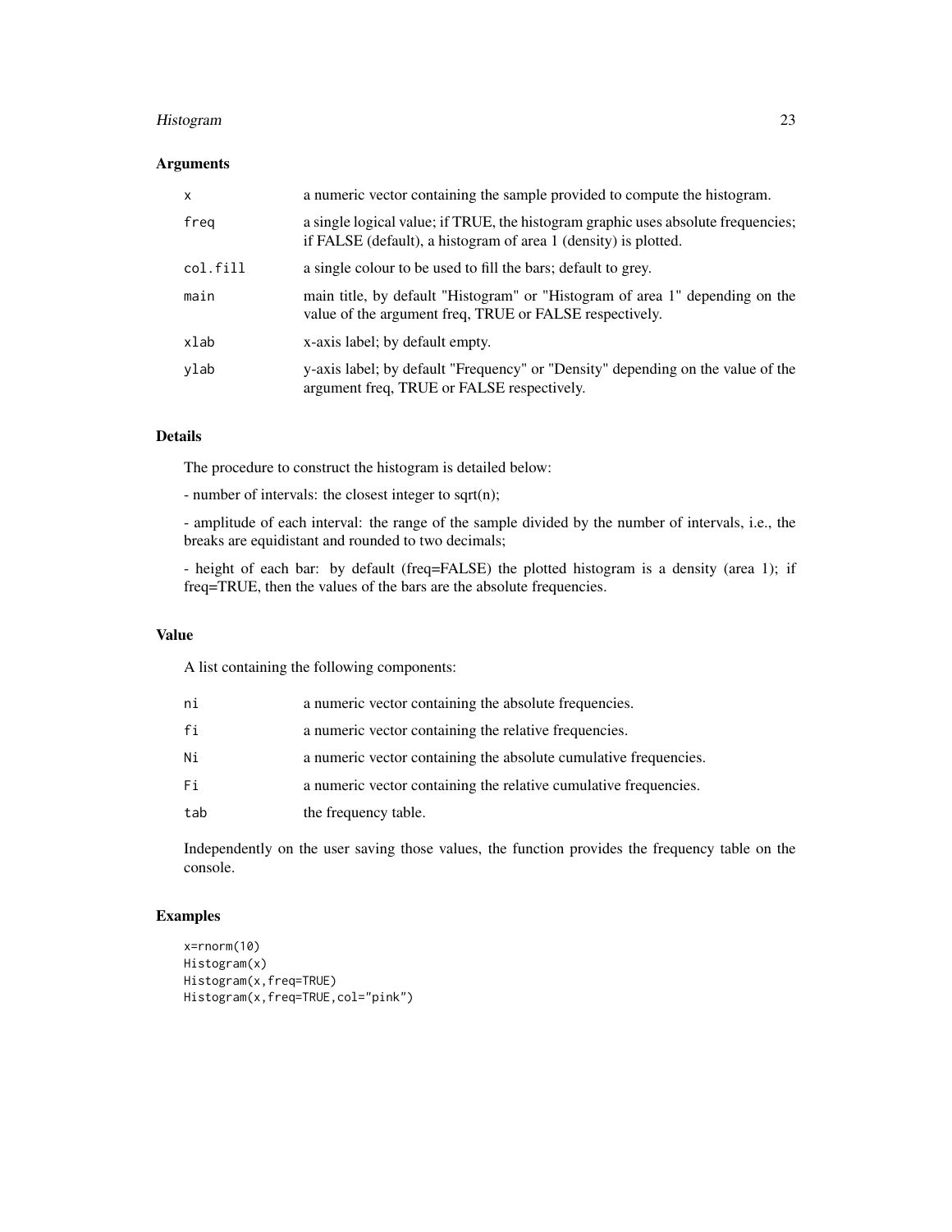### Arguments

| | |
|---|---|
| `x` | a numeric vector containing the sample provided to compute the histogram. |
| `freq` | a single logical value; if TRUE, the histogram graphic uses absolute frequencies; if FALSE (default), a histogram of area 1 (density) is plotted. |
| `col.fill` | a single colour to be used to fill the bars; default to grey. |
| `main` | main title, by default "Histogram" or "Histogram of area 1" depending on the value of the argument freq, TRUE or FALSE respectively. |
| `xlab` | x-axis label; by default empty. |
| `ylab` | y-axis label; by default "Frequency" or "Density" depending on the value of the argument freq, TRUE or FALSE respectively. |

### Details

The procedure to construct the histogram is detailed below:

- number of intervals: the closest integer to sqrt(n);

- amplitude of each interval: the range of the sample divided by the number of intervals, i.e., the breaks are equidistant and rounded to two decimals;

- height of each bar: by default (freq=FALSE) the plotted histogram is a density (area 1); if freq=TRUE, then the values of the bars are the absolute frequencies.

### Value

A list containing the following components:

| | |
|---|---|
| `ni` | a numeric vector containing the absolute frequencies. |
| `fi` | a numeric vector containing the relative frequencies. |
| `Ni` | a numeric vector containing the absolute cumulative frequencies. |
| `Fi` | a numeric vector containing the relative cumulative frequencies. |
| `tab` | the frequency table. |

Independently on the user saving those values, the function provides the frequency table on the console.

### Examples

```
x=rnorm(10)
Histogram(x)
Histogram(x,freq=TRUE)
Histogram(x,freq=TRUE,col="pink")
```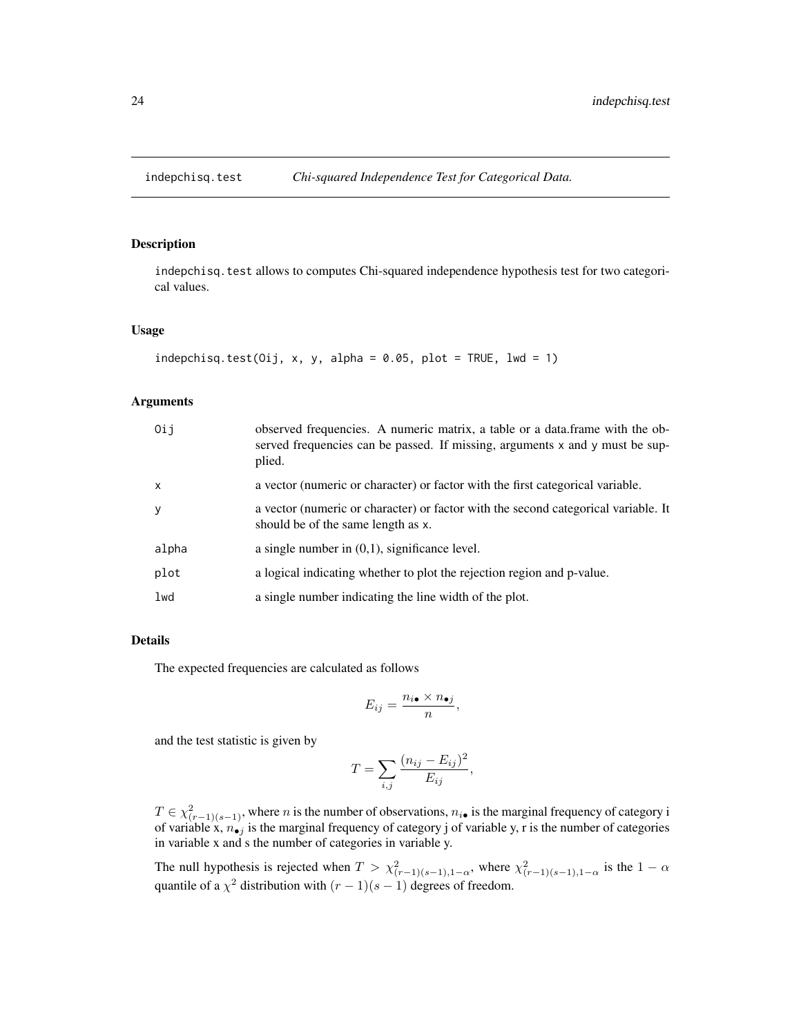# indepchisq.test — *Chi-squared Independence Test for Categorical Data.*

## Description

indepchisq.test allows to computes Chi-squared independence hypothesis test for two categorical values.

## Usage

```
indepchisq.test(Oij, x, y, alpha = 0.05, plot = TRUE, lwd = 1)
```

## Arguments

| | |
|---|---|
| Oij | observed frequencies. A numeric matrix, a table or a data.frame with the observed frequencies can be passed. If missing, arguments x and y must be supplied. |
| x | a vector (numeric or character) or factor with the first categorical variable. |
| y | a vector (numeric or character) or factor with the second categorical variable. It should be of the same length as x. |
| alpha | a single number in (0,1), significance level. |
| plot | a logical indicating whether to plot the rejection region and p-value. |
| lwd | a single number indicating the line width of the plot. |

## Details

The expected frequencies are calculated as follows

$$E_{ij} = \frac{n_{i\bullet} \times n_{\bullet j}}{n},$$

and the test statistic is given by

$$T = \sum_{i,j} \frac{(n_{ij} - E_{ij})^2}{E_{ij}},$$

$T \in \chi^2_{(r-1)(s-1)}$, where $n$ is the number of observations, $n_{i\bullet}$ is the marginal frequency of category i of variable x, $n_{\bullet j}$ is the marginal frequency of category j of variable y, r is the number of categories in variable x and s the number of categories in variable y.

The null hypothesis is rejected when $T > \chi^2_{(r-1)(s-1),1-\alpha}$, where $\chi^2_{(r-1)(s-1),1-\alpha}$ is the $1-\alpha$ quantile of a $\chi^2$ distribution with $(r-1)(s-1)$ degrees of freedom.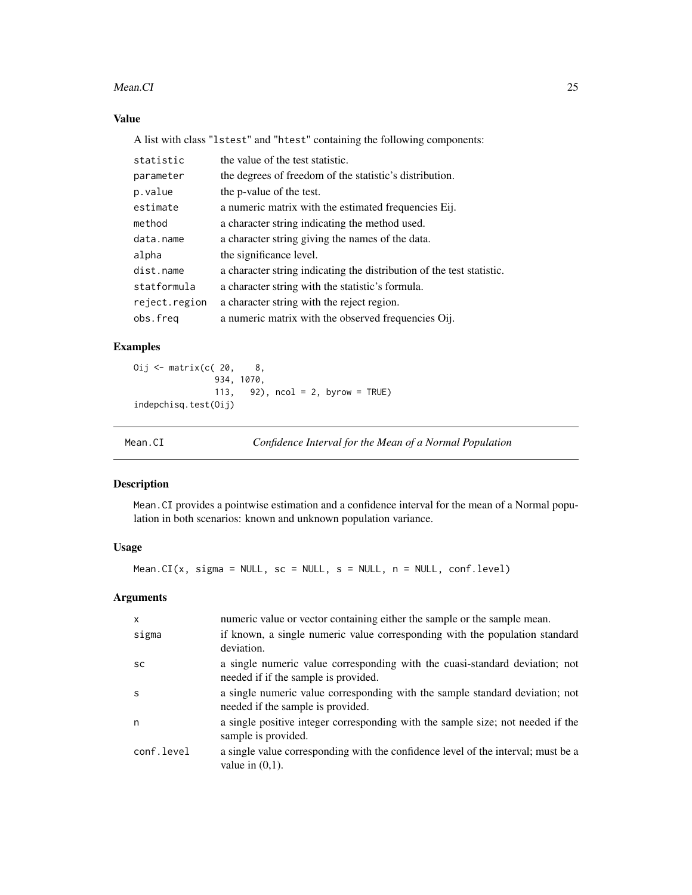### Value

A list with class "lstest" and "htest" containing the following components:

| | |
|---|---|
| statistic | the value of the test statistic. |
| parameter | the degrees of freedom of the statistic's distribution. |
| p.value | the p-value of the test. |
| estimate | a numeric matrix with the estimated frequencies Eij. |
| method | a character string indicating the method used. |
| data.name | a character string giving the names of the data. |
| alpha | the significance level. |
| dist.name | a character string indicating the distribution of the test statistic. |
| statformula | a character string with the statistic's formula. |
| reject.region | a character string with the reject region. |
| obs.freq | a numeric matrix with the observed frequencies Oij. |

### Examples

```
Oij <- matrix(c( 20,    8,
               934, 1070,
               113,   92), ncol = 2, byrow = TRUE)
indepchisq.test(Oij)
```

## Mean.CI — *Confidence Interval for the Mean of a Normal Population*

### Description

Mean.CI provides a pointwise estimation and a confidence interval for the mean of a Normal population in both scenarios: known and unknown population variance.

### Usage

```
Mean.CI(x, sigma = NULL, sc = NULL, s = NULL, n = NULL, conf.level)
```

### Arguments

| | |
|---|---|
| x | numeric value or vector containing either the sample or the sample mean. |
| sigma | if known, a single numeric value corresponding with the population standard deviation. |
| sc | a single numeric value corresponding with the cuasi-standard deviation; not needed if if the sample is provided. |
| s | a single numeric value corresponding with the sample standard deviation; not needed if the sample is provided. |
| n | a single positive integer corresponding with the sample size; not needed if the sample is provided. |
| conf.level | a single value corresponding with the confidence level of the interval; must be a value in (0,1). |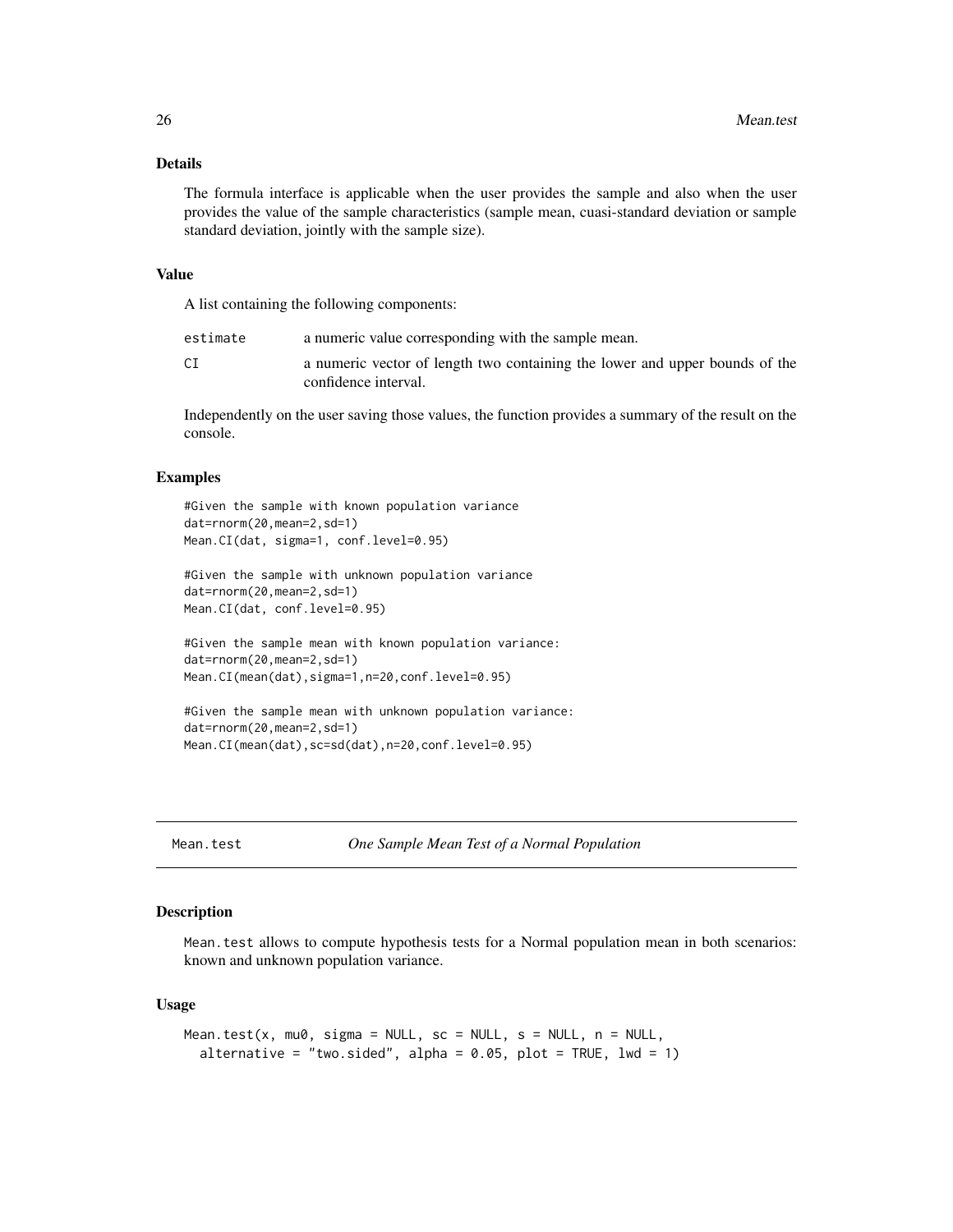### Details

The formula interface is applicable when the user provides the sample and also when the user provides the value of the sample characteristics (sample mean, cuasi-standard deviation or sample standard deviation, jointly with the sample size).

### Value

A list containing the following components:

| | |
|---|---|
| estimate | a numeric value corresponding with the sample mean. |
| CI | a numeric vector of length two containing the lower and upper bounds of the confidence interval. |

Independently on the user saving those values, the function provides a summary of the result on the console.

### Examples

```
#Given the sample with known population variance
dat=rnorm(20,mean=2,sd=1)
Mean.CI(dat, sigma=1, conf.level=0.95)

#Given the sample with unknown population variance
dat=rnorm(20,mean=2,sd=1)
Mean.CI(dat, conf.level=0.95)

#Given the sample mean with known population variance:
dat=rnorm(20,mean=2,sd=1)
Mean.CI(mean(dat),sigma=1,n=20,conf.level=0.95)

#Given the sample mean with unknown population variance:
dat=rnorm(20,mean=2,sd=1)
Mean.CI(mean(dat),sc=sd(dat),n=20,conf.level=0.95)
```

---

## Mean.test *One Sample Mean Test of a Normal Population*

### Description

Mean.test allows to compute hypothesis tests for a Normal population mean in both scenarios: known and unknown population variance.

### Usage

```
Mean.test(x, mu0, sigma = NULL, sc = NULL, s = NULL, n = NULL,
  alternative = "two.sided", alpha = 0.05, plot = TRUE, lwd = 1)
```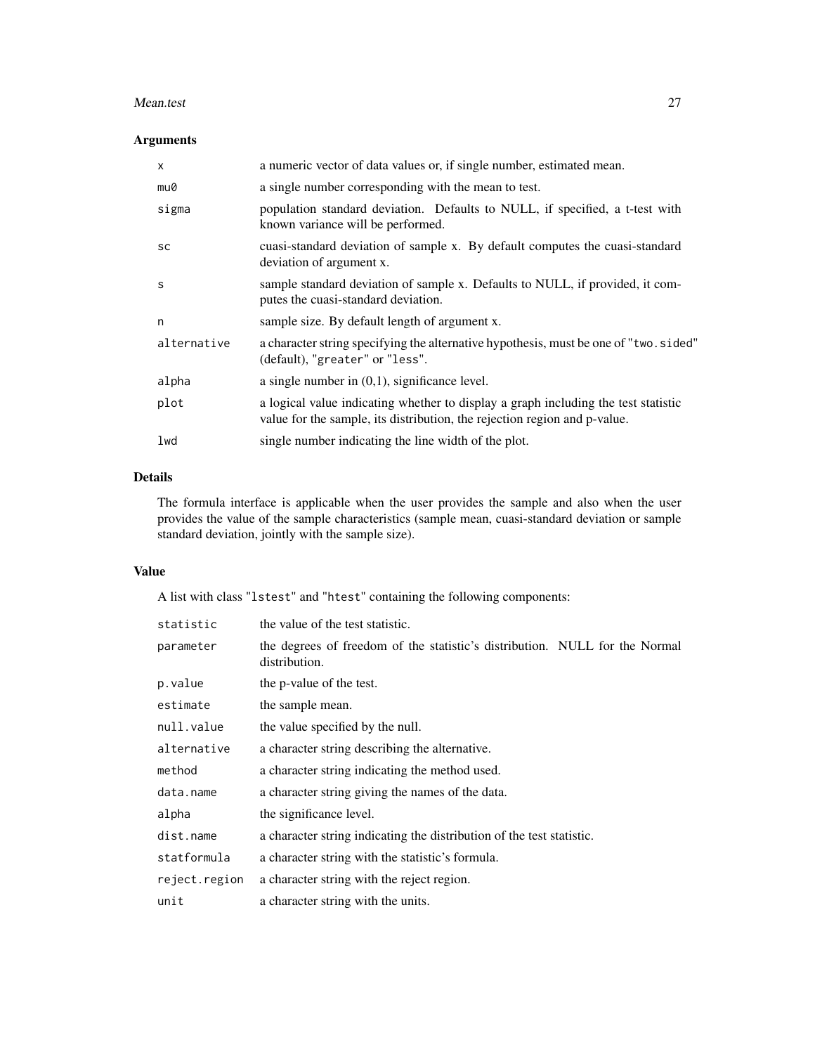### Arguments

| | |
|---|---|
| `x` | a numeric vector of data values or, if single number, estimated mean. |
| `mu0` | a single number corresponding with the mean to test. |
| `sigma` | population standard deviation. Defaults to NULL, if specified, a t-test with known variance will be performed. |
| `sc` | cuasi-standard deviation of sample x. By default computes the cuasi-standard deviation of argument x. |
| `s` | sample standard deviation of sample x. Defaults to NULL, if provided, it computes the cuasi-standard deviation. |
| `n` | sample size. By default length of argument x. |
| `alternative` | a character string specifying the alternative hypothesis, must be one of `"two.sided"` (default), `"greater"` or `"less"`. |
| `alpha` | a single number in (0,1), significance level. |
| `plot` | a logical value indicating whether to display a graph including the test statistic value for the sample, its distribution, the rejection region and p-value. |
| `lwd` | single number indicating the line width of the plot. |

### Details

The formula interface is applicable when the user provides the sample and also when the user provides the value of the sample characteristics (sample mean, cuasi-standard deviation or sample standard deviation, jointly with the sample size).

### Value

A list with class `"lstest"` and `"htest"` containing the following components:

| | |
|---|---|
| `statistic` | the value of the test statistic. |
| `parameter` | the degrees of freedom of the statistic's distribution. NULL for the Normal distribution. |
| `p.value` | the p-value of the test. |
| `estimate` | the sample mean. |
| `null.value` | the value specified by the null. |
| `alternative` | a character string describing the alternative. |
| `method` | a character string indicating the method used. |
| `data.name` | a character string giving the names of the data. |
| `alpha` | the significance level. |
| `dist.name` | a character string indicating the distribution of the test statistic. |
| `statformula` | a character string with the statistic's formula. |
| `reject.region` | a character string with the reject region. |
| `unit` | a character string with the units. |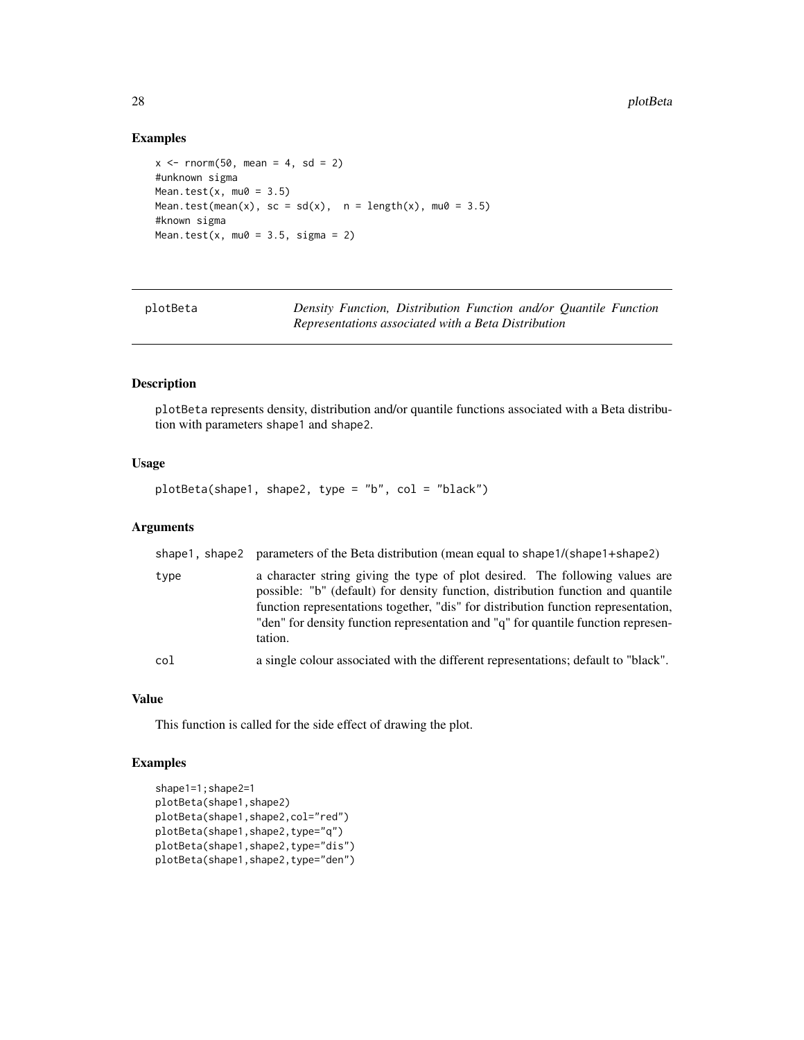## Examples

```
x <- rnorm(50, mean = 4, sd = 2)
#unknown sigma
Mean.test(x, mu0 = 3.5)
Mean.test(mean(x), sc = sd(x),  n = length(x), mu0 = 3.5)
#known sigma
Mean.test(x, mu0 = 3.5, sigma = 2)
```

---

# plotBeta — *Density Function, Distribution Function and/or Quantile Function Representations associated with a Beta Distribution*

---

## Description

plotBeta represents density, distribution and/or quantile functions associated with a Beta distribution with parameters shape1 and shape2.

## Usage

```
plotBeta(shape1, shape2, type = "b", col = "black")
```

## Arguments

| | |
|---|---|
| shape1, shape2 | parameters of the Beta distribution (mean equal to shape1/(shape1+shape2) |
| type | a character string giving the type of plot desired. The following values are possible: "b" (default) for density function, distribution function and quantile function representations together, "dis" for distribution function representation, "den" for density function representation and "q" for quantile function representation. |
| col | a single colour associated with the different representations; default to "black". |

## Value

This function is called for the side effect of drawing the plot.

## Examples

```
shape1=1;shape2=1
plotBeta(shape1,shape2)
plotBeta(shape1,shape2,col="red")
plotBeta(shape1,shape2,type="q")
plotBeta(shape1,shape2,type="dis")
plotBeta(shape1,shape2,type="den")
```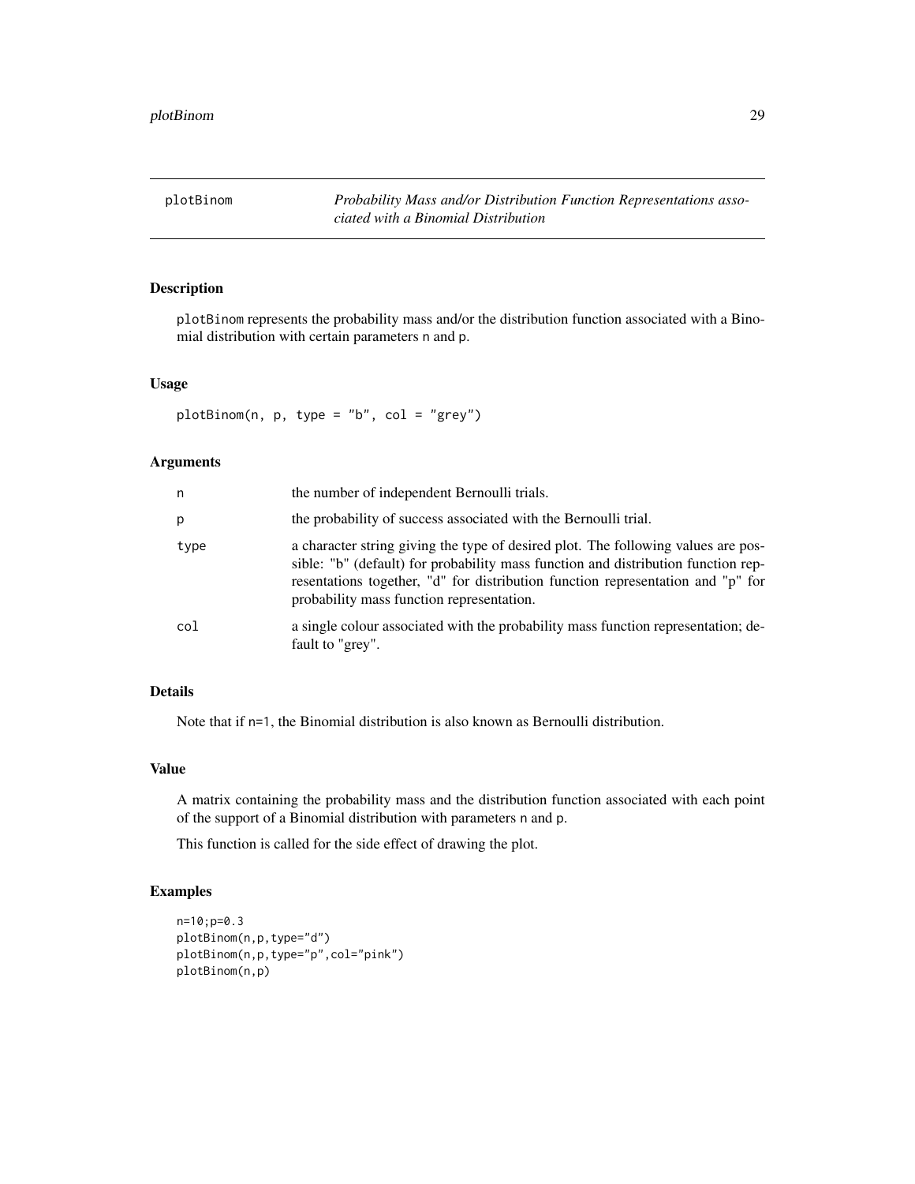plotBinom *Probability Mass and/or Distribution Function Representations associated with a Binomial Distribution*

## Description

plotBinom represents the probability mass and/or the distribution function associated with a Binomial distribution with certain parameters n and p.

## Usage

```
plotBinom(n, p, type = "b", col = "grey")
```

## Arguments

| | |
|---|---|
| n | the number of independent Bernoulli trials. |
| p | the probability of success associated with the Bernoulli trial. |
| type | a character string giving the type of desired plot. The following values are possible: "b" (default) for probability mass function and distribution function representations together, "d" for distribution function representation and "p" for probability mass function representation. |
| col | a single colour associated with the probability mass function representation; default to "grey". |

## Details

Note that if n=1, the Binomial distribution is also known as Bernoulli distribution.

## Value

A matrix containing the probability mass and the distribution function associated with each point of the support of a Binomial distribution with parameters n and p.

This function is called for the side effect of drawing the plot.

## Examples

```
n=10;p=0.3
plotBinom(n,p,type="d")
plotBinom(n,p,type="p",col="pink")
plotBinom(n,p)
```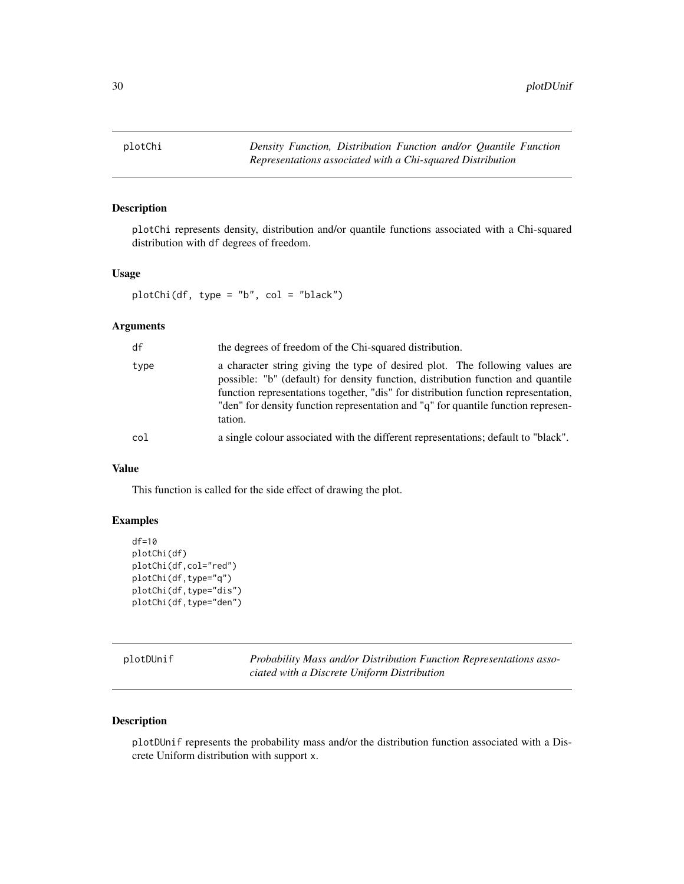## plotChi

*Density Function, Distribution Function and/or Quantile Function Representations associated with a Chi-squared Distribution*

### Description

plotChi represents density, distribution and/or quantile functions associated with a Chi-squared distribution with df degrees of freedom.

### Usage

```
plotChi(df, type = "b", col = "black")
```

### Arguments

| | |
|---|---|
| df | the degrees of freedom of the Chi-squared distribution. |
| type | a character string giving the type of desired plot. The following values are possible: "b" (default) for density function, distribution function and quantile function representations together, "dis" for distribution function representation, "den" for density function representation and "q" for quantile function representation. |
| col | a single colour associated with the different representations; default to "black". |

### Value

This function is called for the side effect of drawing the plot.

### Examples

```
df=10
plotChi(df)
plotChi(df,col="red")
plotChi(df,type="q")
plotChi(df,type="dis")
plotChi(df,type="den")
```

## plotDUnif

*Probability Mass and/or Distribution Function Representations associated with a Discrete Uniform Distribution*

### Description

plotDUnif represents the probability mass and/or the distribution function associated with a Discrete Uniform distribution with support x.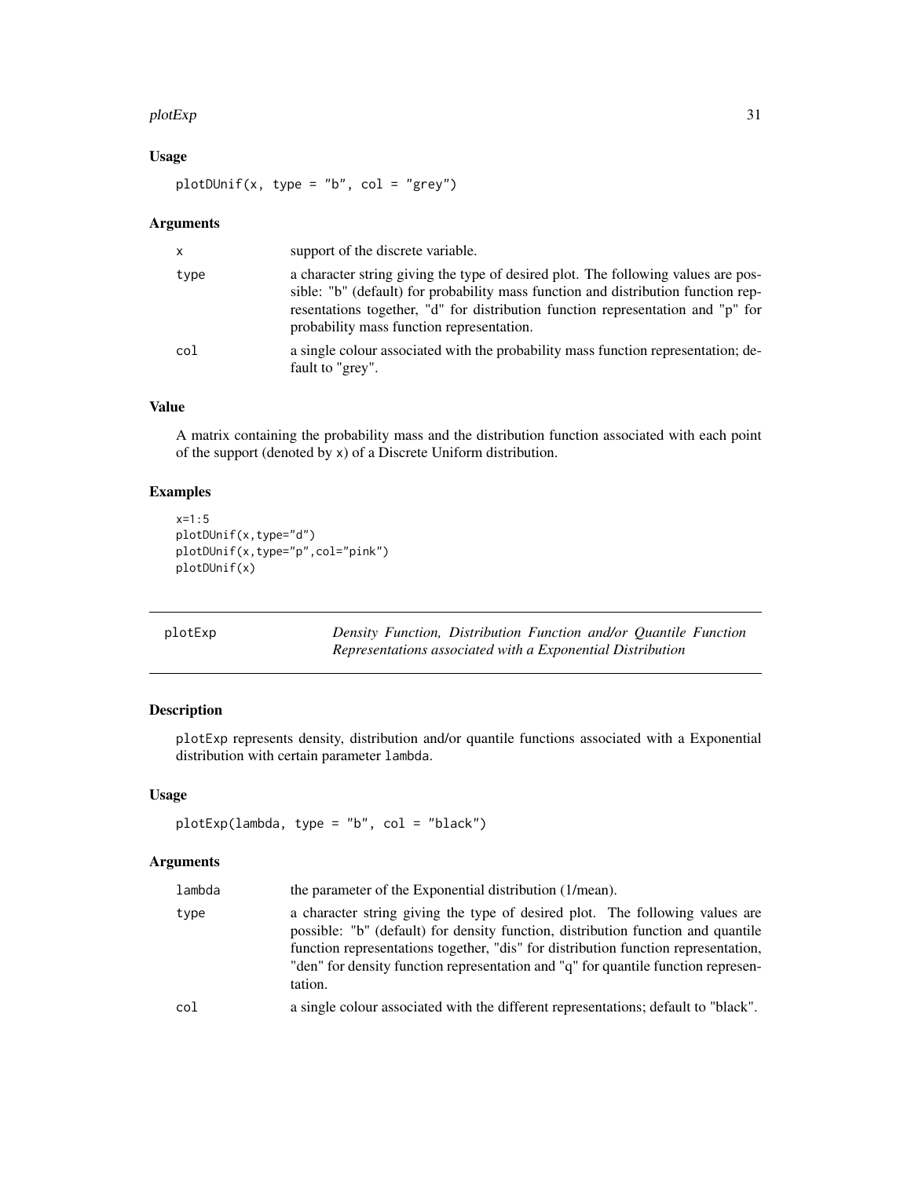### Usage

```
plotDUnif(x, type = "b", col = "grey")
```

### Arguments

| | |
|---|---|
| x | support of the discrete variable. |
| type | a character string giving the type of desired plot. The following values are possible: "b" (default) for probability mass function and distribution function representations together, "d" for distribution function representation and "p" for probability mass function representation. |
| col | a single colour associated with the probability mass function representation; default to "grey". |

### Value

A matrix containing the probability mass and the distribution function associated with each point of the support (denoted by x) of a Discrete Uniform distribution.

### Examples

```
x=1:5
plotDUnif(x,type="d")
plotDUnif(x,type="p",col="pink")
plotDUnif(x)
```

---

## plotExp — *Density Function, Distribution Function and/or Quantile Function Representations associated with a Exponential Distribution*

### Description

plotExp represents density, distribution and/or quantile functions associated with a Exponential distribution with certain parameter lambda.

### Usage

```
plotExp(lambda, type = "b", col = "black")
```

### Arguments

| | |
|---|---|
| lambda | the parameter of the Exponential distribution (1/mean). |
| type | a character string giving the type of desired plot. The following values are possible: "b" (default) for density function, distribution function and quantile function representations together, "dis" for distribution function representation, "den" for density function representation and "q" for quantile function representation. |
| col | a single colour associated with the different representations; default to "black". |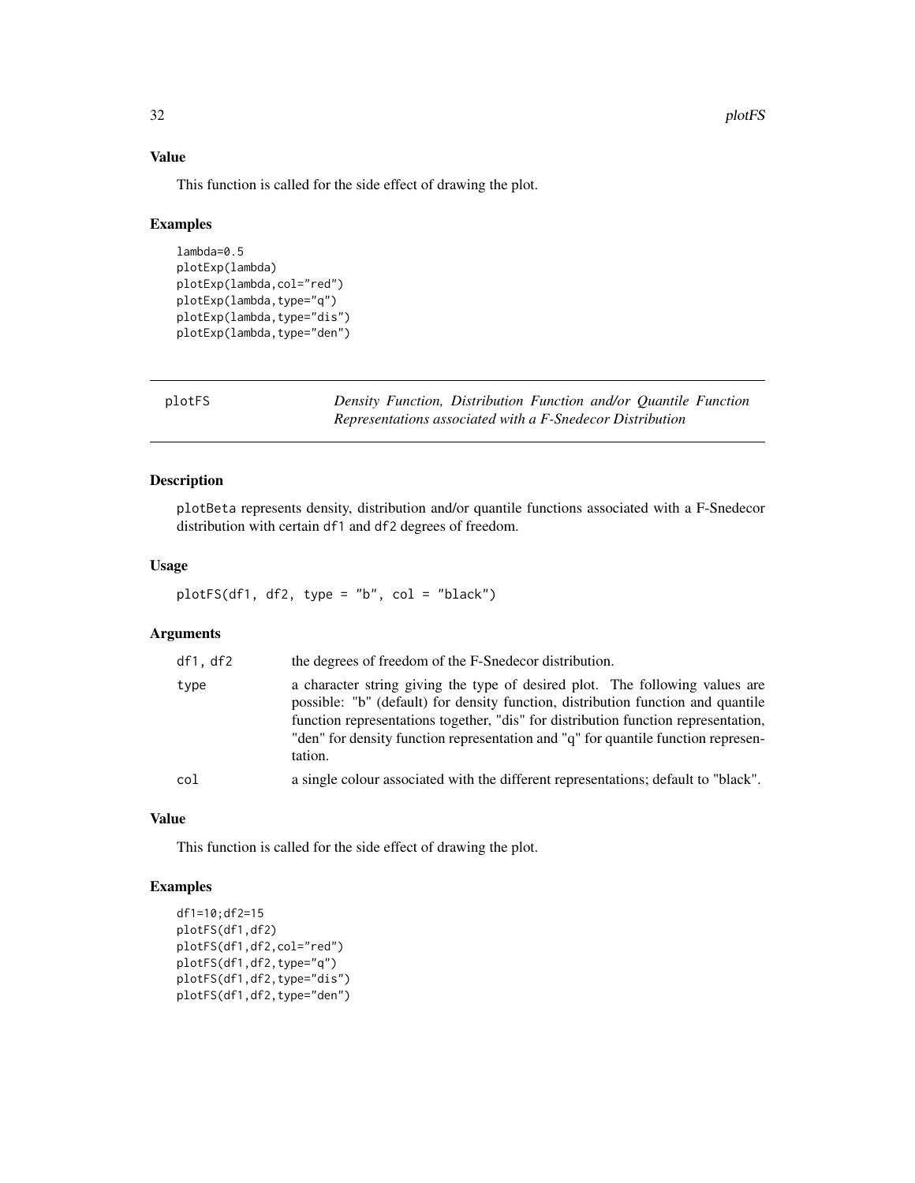### Value

This function is called for the side effect of drawing the plot.

### Examples

```
lambda=0.5
plotExp(lambda)
plotExp(lambda,col="red")
plotExp(lambda,type="q")
plotExp(lambda,type="dis")
plotExp(lambda,type="den")
```

---

## plotFS — *Density Function, Distribution Function and/or Quantile Function Representations associated with a F-Snedecor Distribution*

---

### Description

plotBeta represents density, distribution and/or quantile functions associated with a F-Snedecor distribution with certain df1 and df2 degrees of freedom.

### Usage

```
plotFS(df1, df2, type = "b", col = "black")
```

### Arguments

| | |
|---|---|
| df1, df2 | the degrees of freedom of the F-Snedecor distribution. |
| type | a character string giving the type of desired plot. The following values are possible: "b" (default) for density function, distribution function and quantile function representations together, "dis" for distribution function representation, "den" for density function representation and "q" for quantile function representation. |
| col | a single colour associated with the different representations; default to "black". |

### Value

This function is called for the side effect of drawing the plot.

### Examples

```
df1=10;df2=15
plotFS(df1,df2)
plotFS(df1,df2,col="red")
plotFS(df1,df2,type="q")
plotFS(df1,df2,type="dis")
plotFS(df1,df2,type="den")
```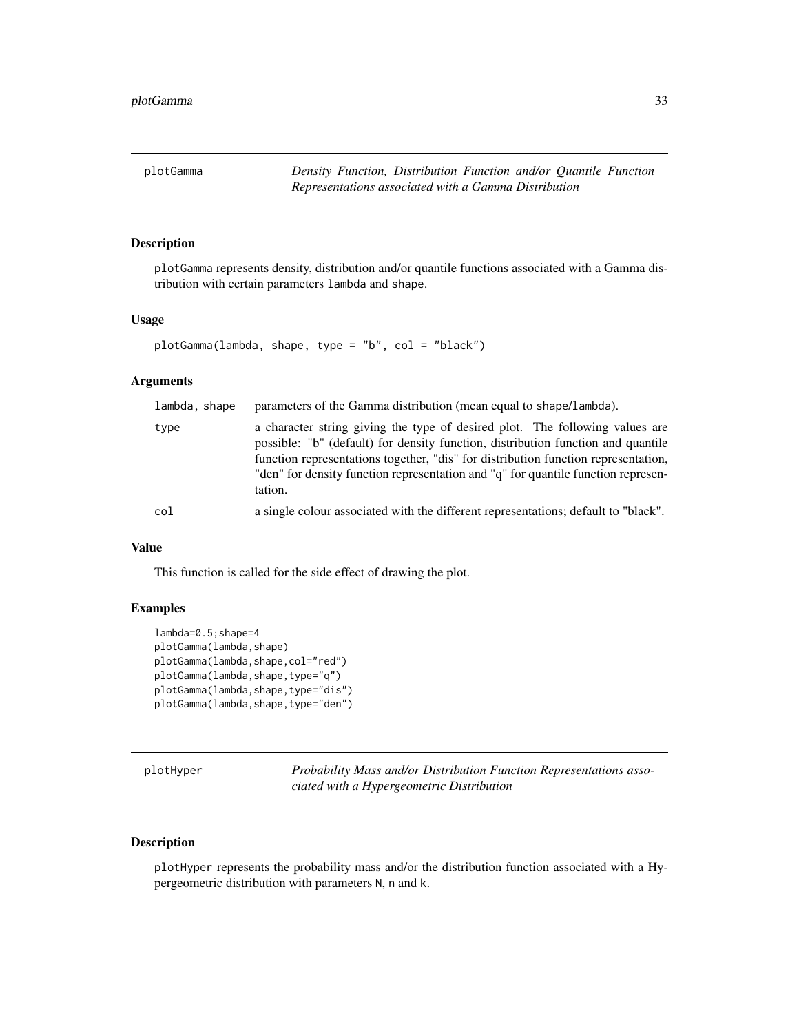## plotGamma

*Density Function, Distribution Function and/or Quantile Function Representations associated with a Gamma Distribution*

### Description

plotGamma represents density, distribution and/or quantile functions associated with a Gamma distribution with certain parameters lambda and shape.

### Usage

```
plotGamma(lambda, shape, type = "b", col = "black")
```

### Arguments

| | |
|---|---|
| lambda, shape | parameters of the Gamma distribution (mean equal to shape/lambda). |
| type | a character string giving the type of desired plot. The following values are possible: "b" (default) for density function, distribution function and quantile function representations together, "dis" for distribution function representation, "den" for density function representation and "q" for quantile function representation. |
| col | a single colour associated with the different representations; default to "black". |

### Value

This function is called for the side effect of drawing the plot.

### Examples

```
lambda=0.5;shape=4
plotGamma(lambda,shape)
plotGamma(lambda,shape,col="red")
plotGamma(lambda,shape,type="q")
plotGamma(lambda,shape,type="dis")
plotGamma(lambda,shape,type="den")
```

## plotHyper

*Probability Mass and/or Distribution Function Representations associated with a Hypergeometric Distribution*

### Description

plotHyper represents the probability mass and/or the distribution function associated with a Hypergeometric distribution with parameters N, n and k.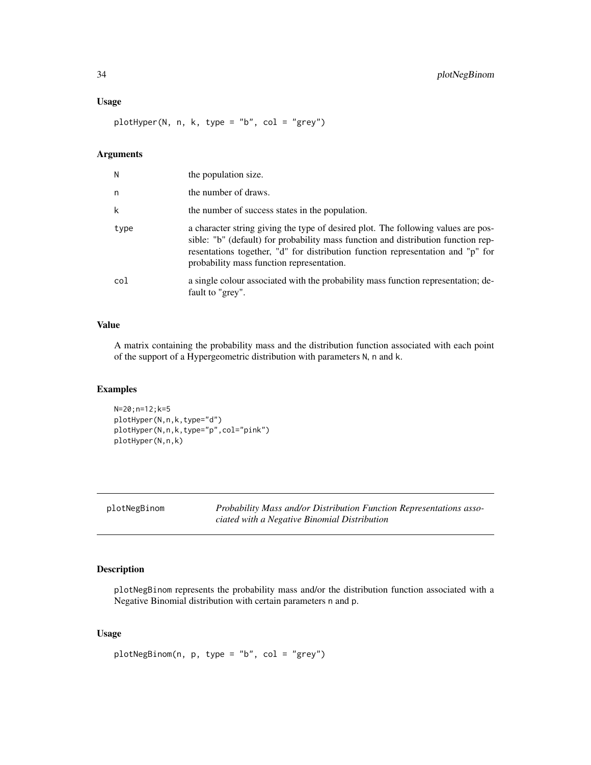### Usage

```
plotHyper(N, n, k, type = "b", col = "grey")
```

### Arguments

| | |
|---|---|
| N | the population size. |
| n | the number of draws. |
| k | the number of success states in the population. |
| type | a character string giving the type of desired plot. The following values are possible: "b" (default) for probability mass function and distribution function representations together, "d" for distribution function representation and "p" for probability mass function representation. |
| col | a single colour associated with the probability mass function representation; default to "grey". |

### Value

A matrix containing the probability mass and the distribution function associated with each point of the support of a Hypergeometric distribution with parameters N, n and k.

### Examples

```
N=20;n=12;k=5
plotHyper(N,n,k,type="d")
plotHyper(N,n,k,type="p",col="pink")
plotHyper(N,n,k)
```

---

## plotNegBinom — *Probability Mass and/or Distribution Function Representations associated with a Negative Binomial Distribution*

---

### Description

plotNegBinom represents the probability mass and/or the distribution function associated with a Negative Binomial distribution with certain parameters n and p.

### Usage

```
plotNegBinom(n, p, type = "b", col = "grey")
```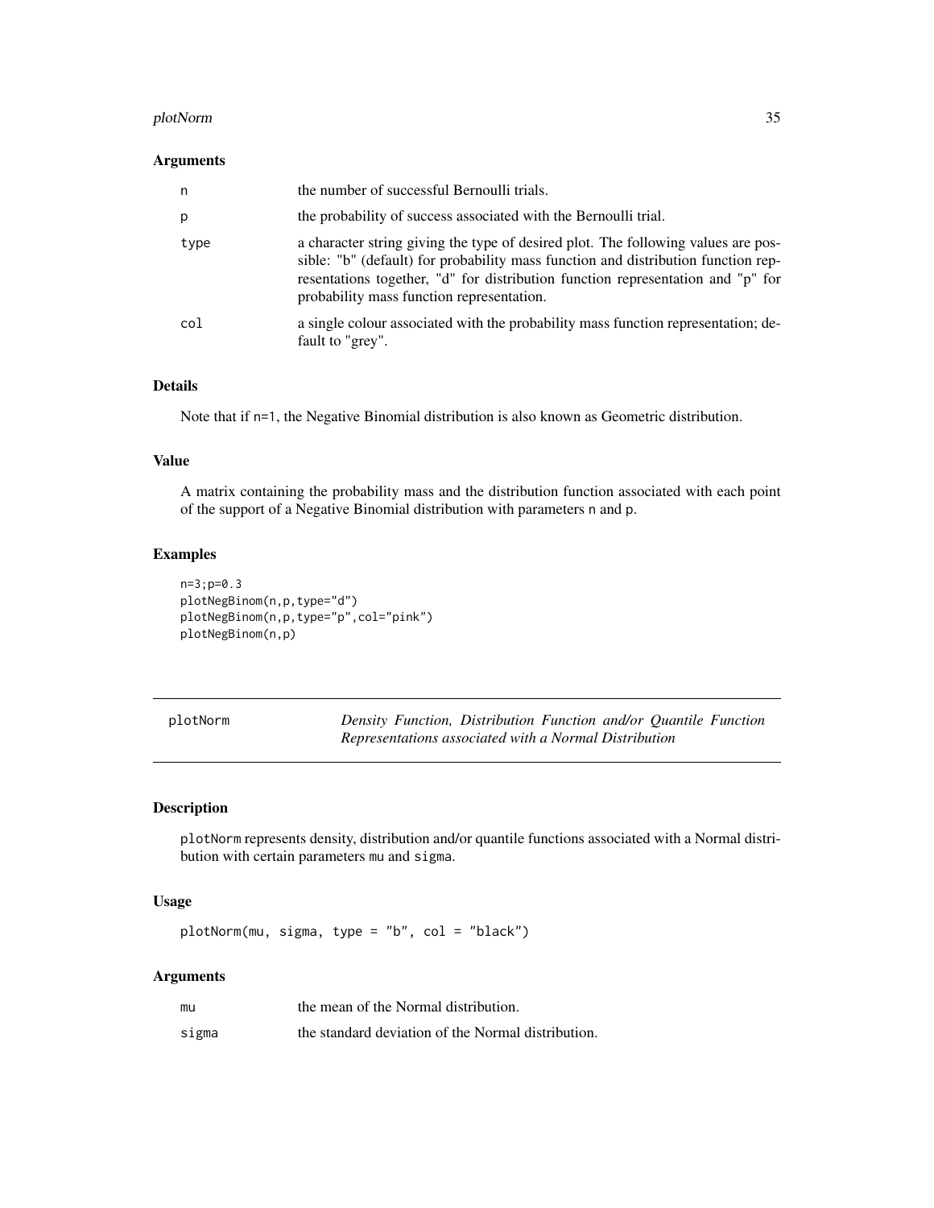### Arguments

| | |
|---|---|
| n | the number of successful Bernoulli trials. |
| p | the probability of success associated with the Bernoulli trial. |
| type | a character string giving the type of desired plot. The following values are possible: "b" (default) for probability mass function and distribution function representations together, "d" for distribution function representation and "p" for probability mass function representation. |
| col | a single colour associated with the probability mass function representation; default to "grey". |

### Details

Note that if n=1, the Negative Binomial distribution is also known as Geometric distribution.

### Value

A matrix containing the probability mass and the distribution function associated with each point of the support of a Negative Binomial distribution with parameters n and p.

### Examples

```
n=3;p=0.3
plotNegBinom(n,p,type="d")
plotNegBinom(n,p,type="p",col="pink")
plotNegBinom(n,p)
```

---

## plotNorm — *Density Function, Distribution Function and/or Quantile Function Representations associated with a Normal Distribution*

---

### Description

plotNorm represents density, distribution and/or quantile functions associated with a Normal distribution with certain parameters mu and sigma.

### Usage

```
plotNorm(mu, sigma, type = "b", col = "black")
```

### Arguments

| | |
|---|---|
| mu | the mean of the Normal distribution. |
| sigma | the standard deviation of the Normal distribution. |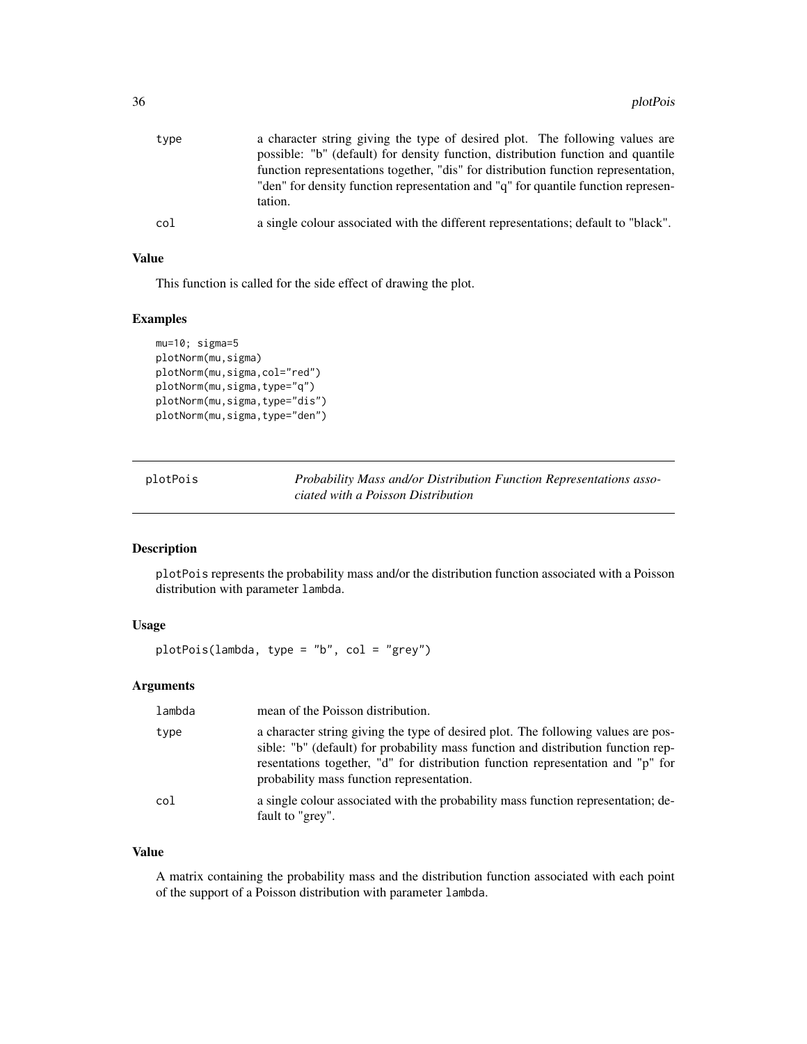| | |
|---|---|
| type | a character string giving the type of desired plot. The following values are possible: "b" (default) for density function, distribution function and quantile function representations together, "dis" for distribution function representation, "den" for density function representation and "q" for quantile function representation. |
| col | a single colour associated with the different representations; default to "black". |

### Value

This function is called for the side effect of drawing the plot.

### Examples

```
mu=10; sigma=5
plotNorm(mu,sigma)
plotNorm(mu,sigma,col="red")
plotNorm(mu,sigma,type="q")
plotNorm(mu,sigma,type="dis")
plotNorm(mu,sigma,type="den")
```

---

## plotPois — *Probability Mass and/or Distribution Function Representations associated with a Poisson Distribution*

### Description

plotPois represents the probability mass and/or the distribution function associated with a Poisson distribution with parameter lambda.

### Usage

```
plotPois(lambda, type = "b", col = "grey")
```

### Arguments

| | |
|---|---|
| lambda | mean of the Poisson distribution. |
| type | a character string giving the type of desired plot. The following values are possible: "b" (default) for probability mass function and distribution function representations together, "d" for distribution function representation and "p" for probability mass function representation. |
| col | a single colour associated with the probability mass function representation; default to "grey". |

### Value

A matrix containing the probability mass and the distribution function associated with each point of the support of a Poisson distribution with parameter lambda.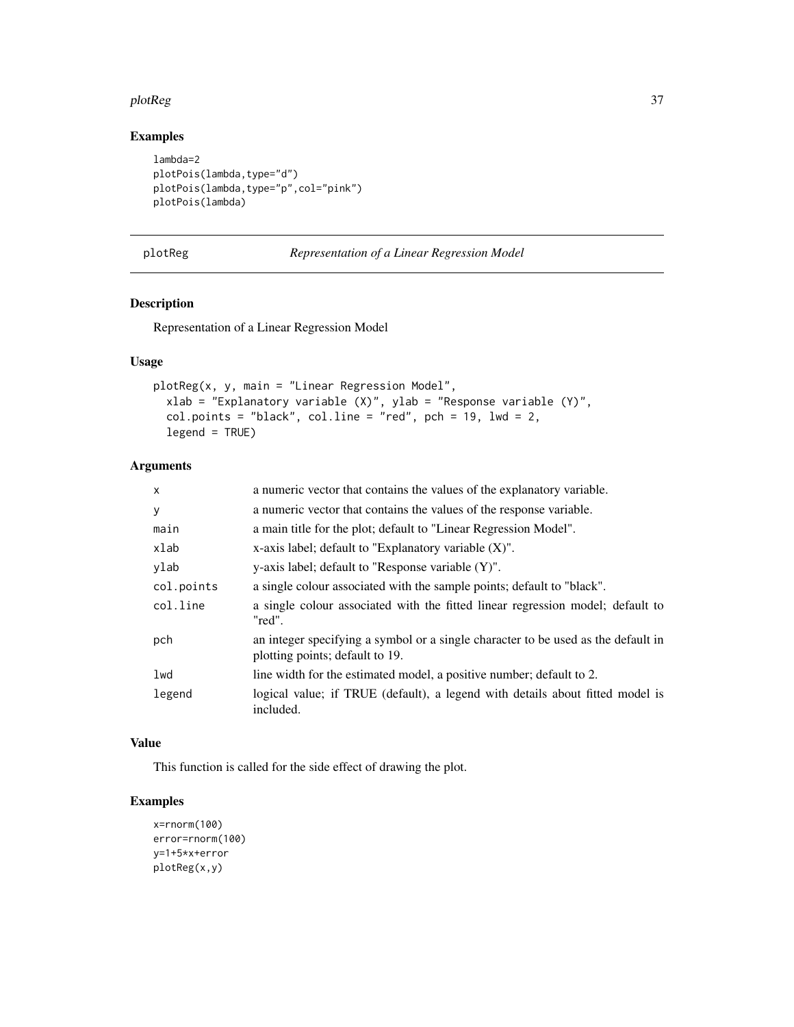## Examples

```
lambda=2
plotPois(lambda,type="d")
plotPois(lambda,type="p",col="pink")
plotPois(lambda)
```

---

plotReg *Representation of a Linear Regression Model*

---

## Description

Representation of a Linear Regression Model

## Usage

```
plotReg(x, y, main = "Linear Regression Model",
  xlab = "Explanatory variable (X)", ylab = "Response variable (Y)",
  col.points = "black", col.line = "red", pch = 19, lwd = 2,
  legend = TRUE)
```

## Arguments

| | |
|---|---|
| x | a numeric vector that contains the values of the explanatory variable. |
| y | a numeric vector that contains the values of the response variable. |
| main | a main title for the plot; default to "Linear Regression Model". |
| xlab | x-axis label; default to "Explanatory variable (X)". |
| ylab | y-axis label; default to "Response variable (Y)". |
| col.points | a single colour associated with the sample points; default to "black". |
| col.line | a single colour associated with the fitted linear regression model; default to "red". |
| pch | an integer specifying a symbol or a single character to be used as the default in plotting points; default to 19. |
| lwd | line width for the estimated model, a positive number; default to 2. |
| legend | logical value; if TRUE (default), a legend with details about fitted model is included. |

## Value

This function is called for the side effect of drawing the plot.

## Examples

```
x=rnorm(100)
error=rnorm(100)
y=1+5*x+error
plotReg(x,y)
```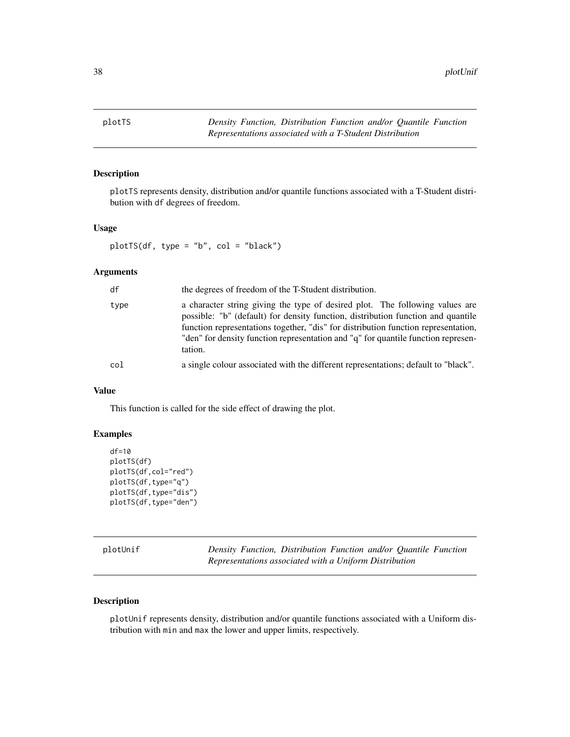## plotTS

*Density Function, Distribution Function and/or Quantile Function Representations associated with a T-Student Distribution*

### Description

plotTS represents density, distribution and/or quantile functions associated with a T-Student distribution with df degrees of freedom.

### Usage

```
plotTS(df, type = "b", col = "black")
```

### Arguments

| | |
|---|---|
| df | the degrees of freedom of the T-Student distribution. |
| type | a character string giving the type of desired plot. The following values are possible: "b" (default) for density function, distribution function and quantile function representations together, "dis" for distribution function representation, "den" for density function representation and "q" for quantile function representation. |
| col | a single colour associated with the different representations; default to "black". |

### Value

This function is called for the side effect of drawing the plot.

### Examples

```
df=10
plotTS(df)
plotTS(df,col="red")
plotTS(df,type="q")
plotTS(df,type="dis")
plotTS(df,type="den")
```

## plotUnif

*Density Function, Distribution Function and/or Quantile Function Representations associated with a Uniform Distribution*

### Description

plotUnif represents density, distribution and/or quantile functions associated with a Uniform distribution with min and max the lower and upper limits, respectively.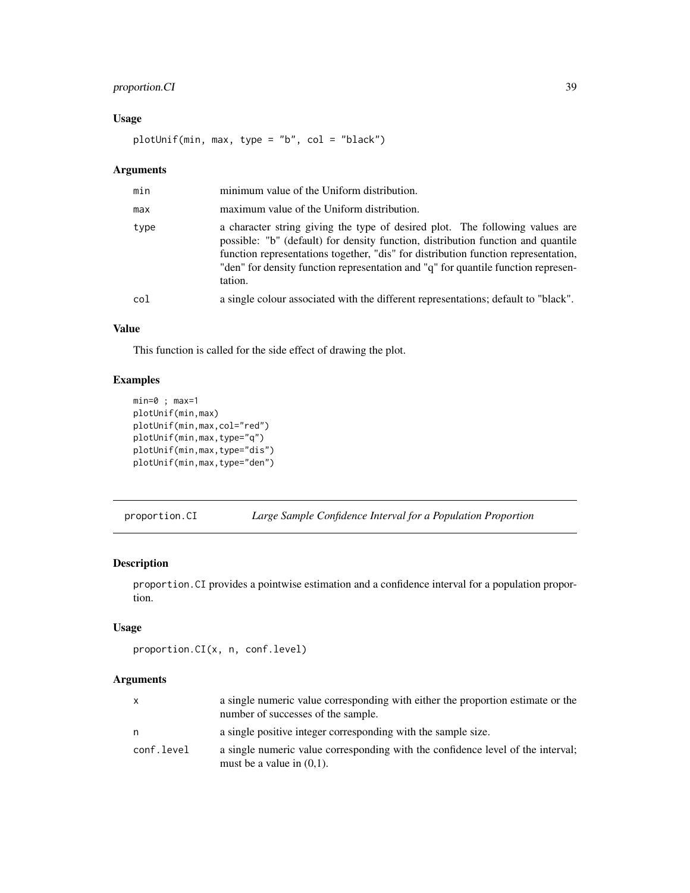### Usage

```
plotUnif(min, max, type = "b", col = "black")
```

### Arguments

| | |
|---|---|
| min | minimum value of the Uniform distribution. |
| max | maximum value of the Uniform distribution. |
| type | a character string giving the type of desired plot. The following values are possible: "b" (default) for density function, distribution function and quantile function representations together, "dis" for distribution function representation, "den" for density function representation and "q" for quantile function representation. |
| col | a single colour associated with the different representations; default to "black". |

### Value

This function is called for the side effect of drawing the plot.

### Examples

```
min=0 ; max=1
plotUnif(min,max)
plotUnif(min,max,col="red")
plotUnif(min,max,type="q")
plotUnif(min,max,type="dis")
plotUnif(min,max,type="den")
```

---

## proportion.CI — *Large Sample Confidence Interval for a Population Proportion*

---

### Description

proportion.CI provides a pointwise estimation and a confidence interval for a population proportion.

### Usage

```
proportion.CI(x, n, conf.level)
```

### Arguments

| | |
|---|---|
| x | a single numeric value corresponding with either the proportion estimate or the number of successes of the sample. |
| n | a single positive integer corresponding with the sample size. |
| conf.level | a single numeric value corresponding with the confidence level of the interval; must be a value in (0,1). |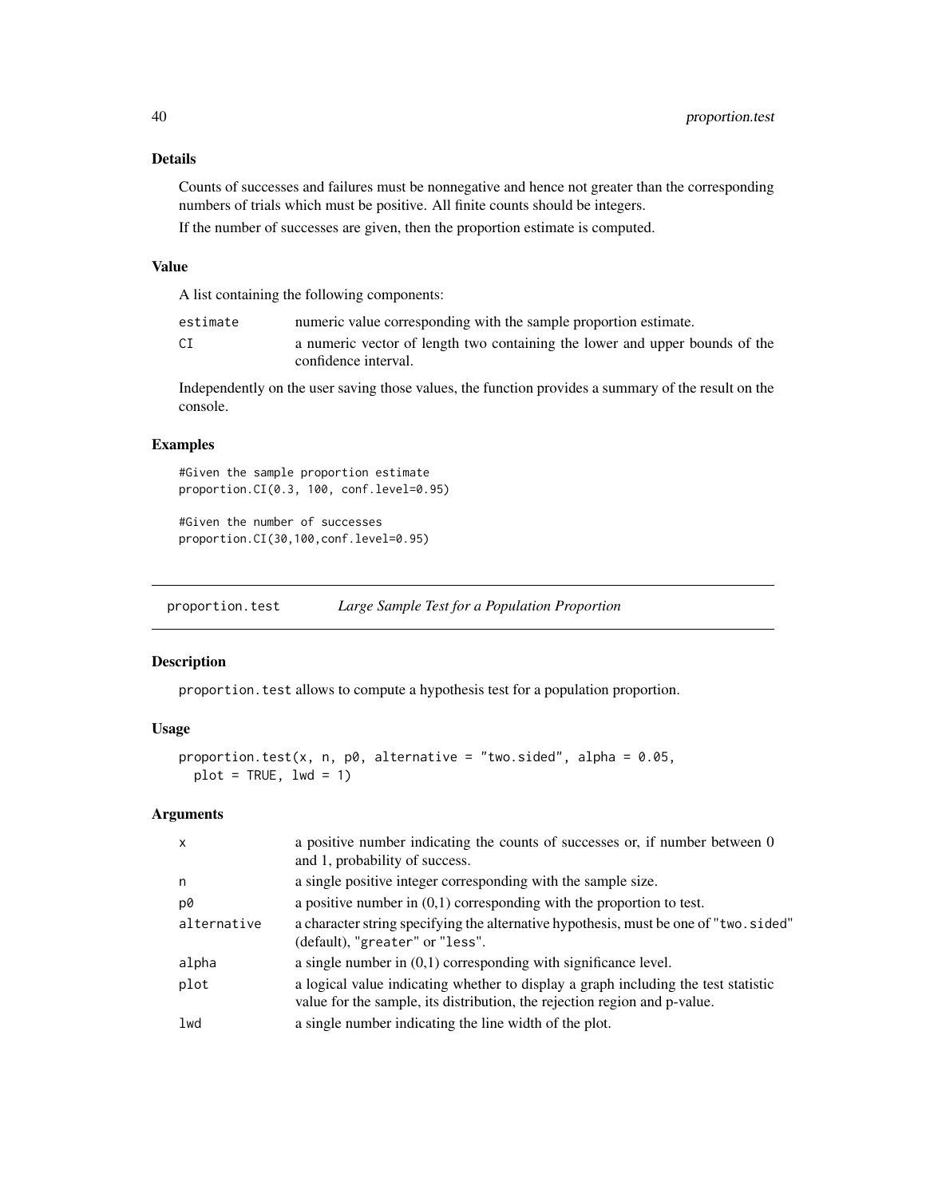### Details

Counts of successes and failures must be nonnegative and hence not greater than the corresponding numbers of trials which must be positive. All finite counts should be integers.

If the number of successes are given, then the proportion estimate is computed.

### Value

A list containing the following components:

| | |
|---|---|
| `estimate` | numeric value corresponding with the sample proportion estimate. |
| `CI` | a numeric vector of length two containing the lower and upper bounds of the confidence interval. |

Independently on the user saving those values, the function provides a summary of the result on the console.

### Examples

```
#Given the sample proportion estimate
proportion.CI(0.3, 100, conf.level=0.95)

#Given the number of successes
proportion.CI(30,100,conf.level=0.95)
```

---

## proportion.test *Large Sample Test for a Population Proportion*

---

### Description

`proportion.test` allows to compute a hypothesis test for a population proportion.

### Usage

```
proportion.test(x, n, p0, alternative = "two.sided", alpha = 0.05,
  plot = TRUE, lwd = 1)
```

### Arguments

| | |
|---|---|
| `x` | a positive number indicating the counts of successes or, if number between 0 and 1, probability of success. |
| `n` | a single positive integer corresponding with the sample size. |
| `p0` | a positive number in (0,1) corresponding with the proportion to test. |
| `alternative` | a character string specifying the alternative hypothesis, must be one of "`two.sided`" (default), "`greater`" or "`less`". |
| `alpha` | a single number in (0,1) corresponding with significance level. |
| `plot` | a logical value indicating whether to display a graph including the test statistic value for the sample, its distribution, the rejection region and p-value. |
| `lwd` | a single number indicating the line width of the plot. |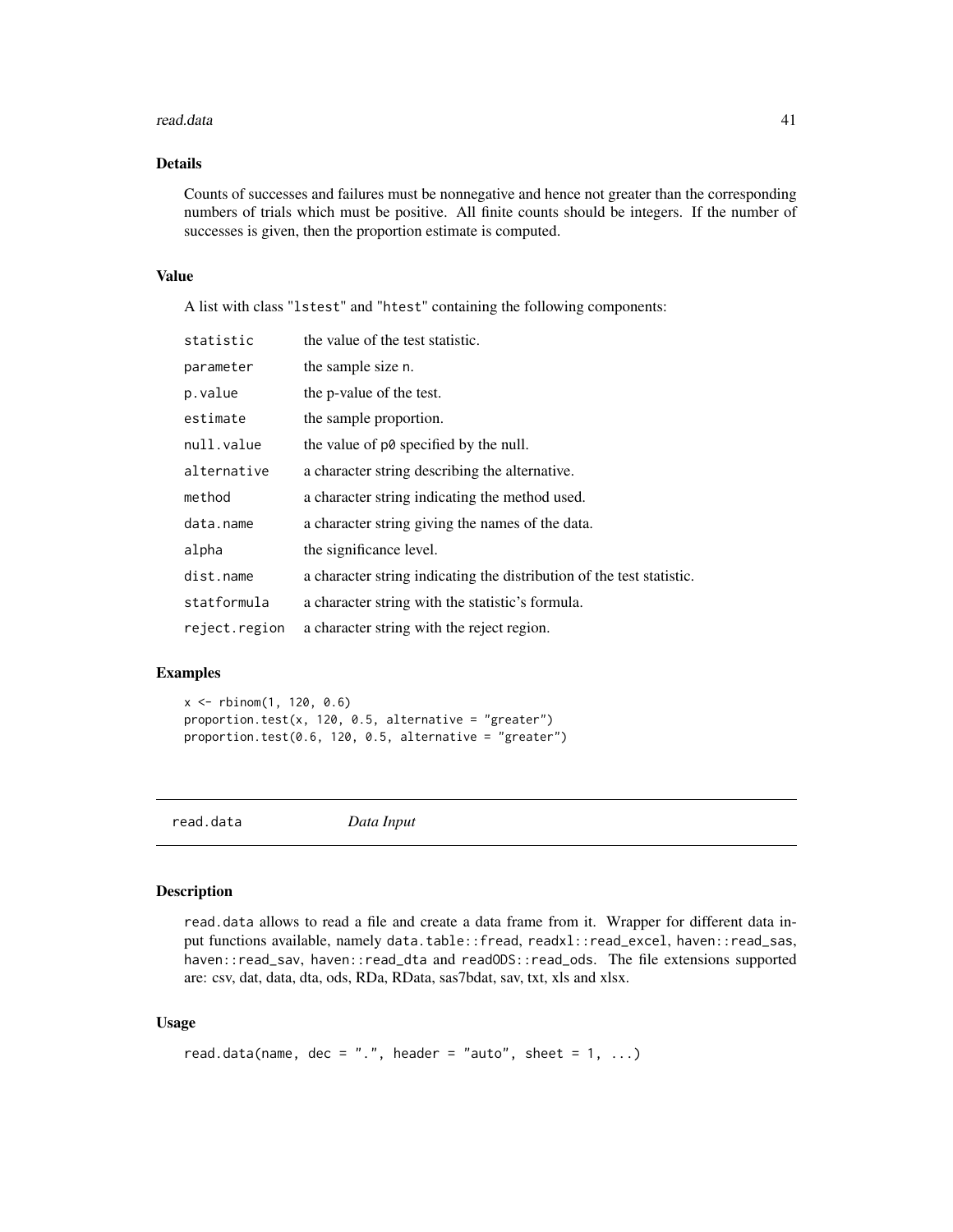### Details

Counts of successes and failures must be nonnegative and hence not greater than the corresponding numbers of trials which must be positive. All finite counts should be integers. If the number of successes is given, then the proportion estimate is computed.

### Value

A list with class "lstest" and "htest" containing the following components:

| | |
|---|---|
| `statistic` | the value of the test statistic. |
| `parameter` | the sample size n. |
| `p.value` | the p-value of the test. |
| `estimate` | the sample proportion. |
| `null.value` | the value of `p0` specified by the null. |
| `alternative` | a character string describing the alternative. |
| `method` | a character string indicating the method used. |
| `data.name` | a character string giving the names of the data. |
| `alpha` | the significance level. |
| `dist.name` | a character string indicating the distribution of the test statistic. |
| `statformula` | a character string with the statistic's formula. |
| `reject.region` | a character string with the reject region. |

### Examples

```
x <- rbinom(1, 120, 0.6)
proportion.test(x, 120, 0.5, alternative = "greater")
proportion.test(0.6, 120, 0.5, alternative = "greater")
```

---

## read.data *Data Input*

### Description

`read.data` allows to read a file and create a data frame from it. Wrapper for different data input functions available, namely `data.table::fread`, `readxl::read_excel`, `haven::read_sas`, `haven::read_sav`, `haven::read_dta` and `readODS::read_ods`. The file extensions supported are: csv, dat, data, dta, ods, RDa, RData, sas7bdat, sav, txt, xls and xlsx.

### Usage

```
read.data(name, dec = ".", header = "auto", sheet = 1, ...)
```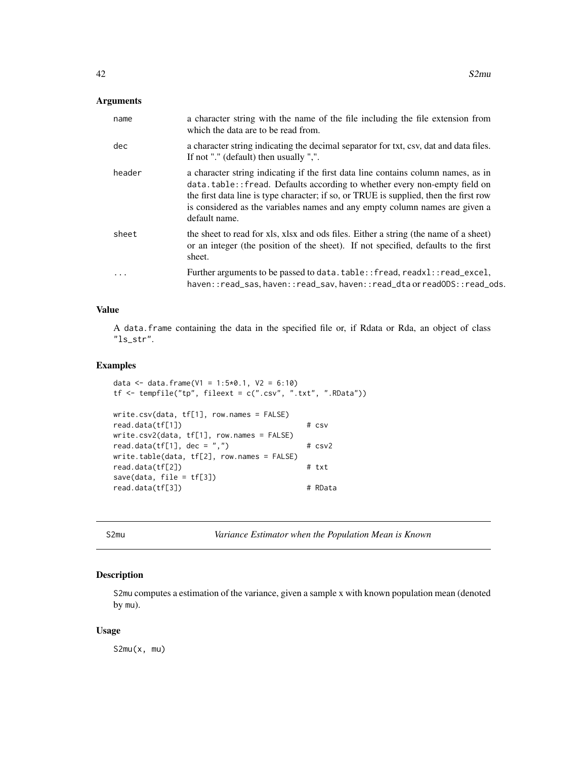### Arguments

| | |
|---|---|
| name | a character string with the name of the file including the file extension from which the data are to be read from. |
| dec | a character string indicating the decimal separator for txt, csv, dat and data files. If not "." (default) then usually ",". |
| header | a character string indicating if the first data line contains column names, as in `data.table::fread`. Defaults according to whether every non-empty field on the first data line is type character; if so, or TRUE is supplied, then the first row is considered as the variables names and any empty column names are given a default name. |
| sheet | the sheet to read for xls, xlsx and ods files. Either a string (the name of a sheet) or an integer (the position of the sheet). If not specified, defaults to the first sheet. |
| ... | Further arguments to be passed to `data.table::fread`, `readxl::read_excel`, `haven::read_sas`, `haven::read_sav`, `haven::read_dta` or `readODS::read_ods`. |

### Value

A `data.frame` containing the data in the specified file or, if Rdata or Rda, an object of class `"ls_str"`.

### Examples

```
data <- data.frame(V1 = 1:5*0.1, V2 = 6:10)
tf <- tempfile("tp", fileext = c(".csv", ".txt", ".RData"))

write.csv(data, tf[1], row.names = FALSE)
read.data(tf[1])                           # csv
write.csv2(data, tf[1], row.names = FALSE)
read.data(tf[1], dec = ",")                # csv2
write.table(data, tf[2], row.names = FALSE)
read.data(tf[2])                           # txt
save(data, file = tf[3])
read.data(tf[3])                           # RData
```

---

## S2mu — *Variance Estimator when the Population Mean is Known*

### Description

`S2mu` computes a estimation of the variance, given a sample x with known population mean (denoted by `mu`).

### Usage

```
S2mu(x, mu)
```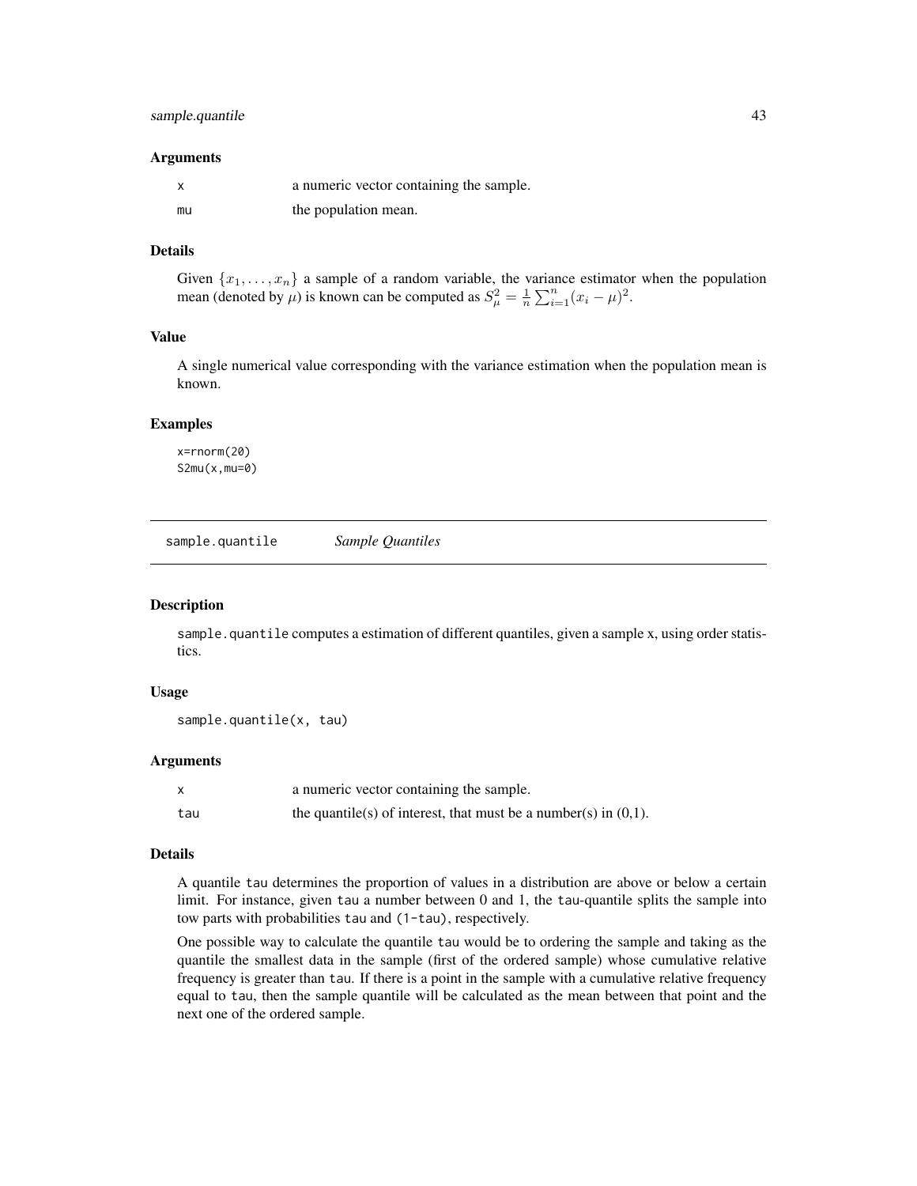### Arguments

| | |
|---|---|
| x | a numeric vector containing the sample. |
| mu | the population mean. |

### Details

Given $\{x_1, \ldots, x_n\}$ a sample of a random variable, the variance estimator when the population mean (denoted by $\mu$) is known can be computed as $S_\mu^2 = \frac{1}{n}\sum_{i=1}^{n}(x_i - \mu)^2$.

### Value

A single numerical value corresponding with the variance estimation when the population mean is known.

### Examples

```
x=rnorm(20)
S2mu(x,mu=0)
```

## sample.quantile *Sample Quantiles*

### Description

sample.quantile computes a estimation of different quantiles, given a sample x, using order statistics.

### Usage

```
sample.quantile(x, tau)
```

### Arguments

| | |
|---|---|
| x | a numeric vector containing the sample. |
| tau | the quantile(s) of interest, that must be a number(s) in (0,1). |

### Details

A quantile tau determines the proportion of values in a distribution are above or below a certain limit. For instance, given tau a number between 0 and 1, the tau-quantile splits the sample into tow parts with probabilities tau and (1-tau), respectively.

One possible way to calculate the quantile tau would be to ordering the sample and taking as the quantile the smallest data in the sample (first of the ordered sample) whose cumulative relative frequency is greater than tau. If there is a point in the sample with a cumulative relative frequency equal to tau, then the sample quantile will be calculated as the mean between that point and the next one of the ordered sample.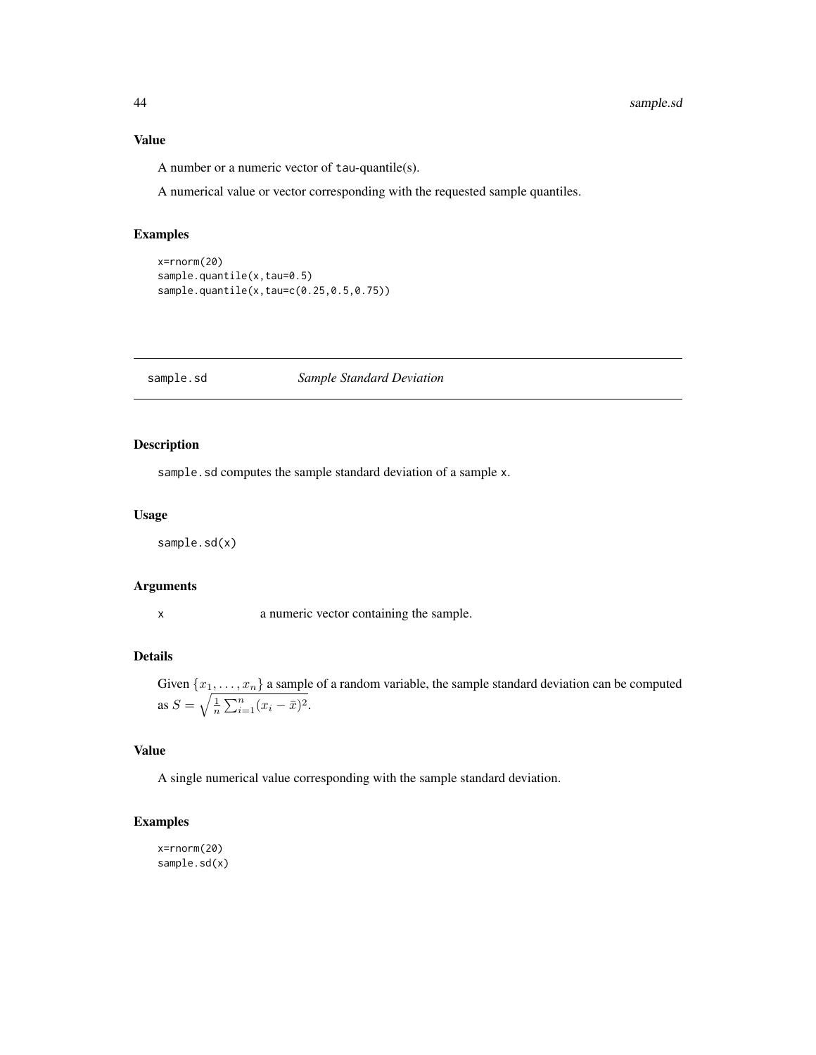### Value

A number or a numeric vector of tau-quantile(s).

A numerical value or vector corresponding with the requested sample quantiles.

### Examples

```
x=rnorm(20)
sample.quantile(x,tau=0.5)
sample.quantile(x,tau=c(0.25,0.5,0.75))
```

---

## sample.sd    *Sample Standard Deviation*

---

### Description

sample.sd computes the sample standard deviation of a sample x.

### Usage

```
sample.sd(x)
```

### Arguments

| | |
|---|---|
| x | a numeric vector containing the sample. |

### Details

Given $\{x_1, \ldots, x_n\}$ a sample of a random variable, the sample standard deviation can be computed as $S = \sqrt{\frac{1}{n}\sum_{i=1}^{n}(x_i - \bar{x})^2}$.

### Value

A single numerical value corresponding with the sample standard deviation.

### Examples

```
x=rnorm(20)
sample.sd(x)
```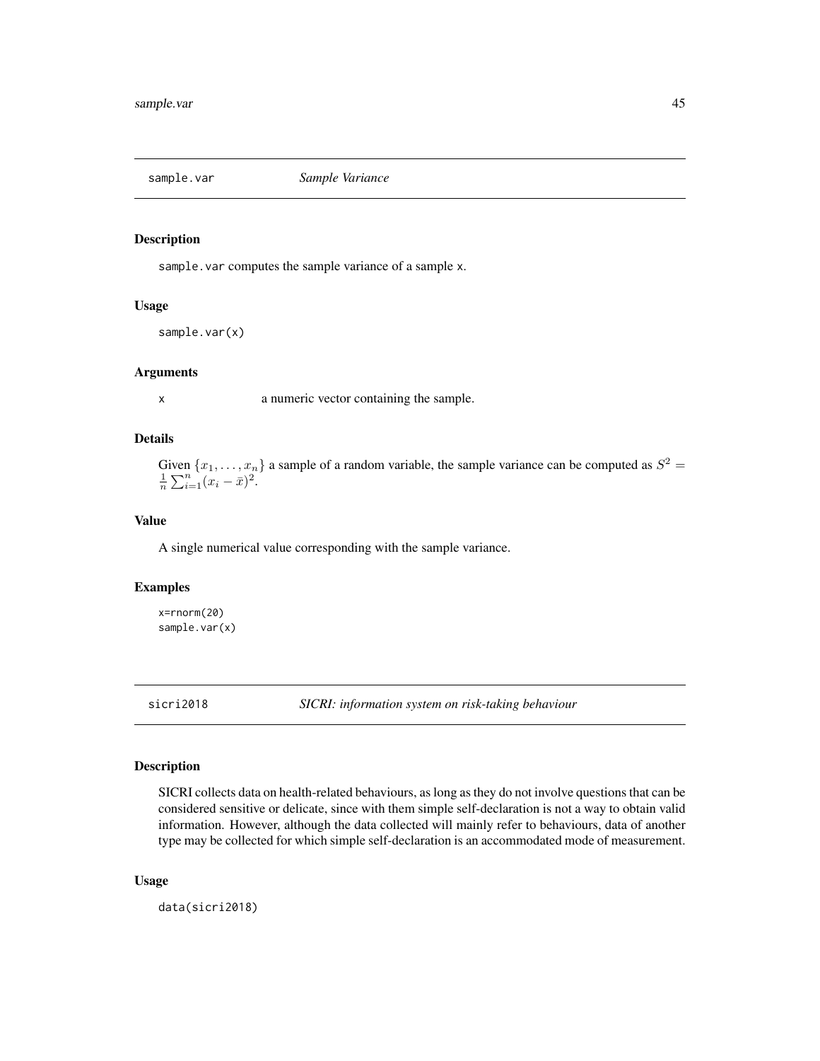## sample.var — *Sample Variance*

### Description

`sample.var` computes the sample variance of a sample `x`.

### Usage

```
sample.var(x)
```

### Arguments

| | |
|---|---|
| `x` | a numeric vector containing the sample. |

### Details

Given $\{x_1, \ldots, x_n\}$ a sample of a random variable, the sample variance can be computed as $S^2 = \frac{1}{n}\sum_{i=1}^{n}(x_i - \bar{x})^2$.

### Value

A single numerical value corresponding with the sample variance.

### Examples

```
x=rnorm(20)
sample.var(x)
```

## sicri2018 — *SICRI: information system on risk-taking behaviour*

### Description

SICRI collects data on health-related behaviours, as long as they do not involve questions that can be considered sensitive or delicate, since with them simple self-declaration is not a way to obtain valid information. However, although the data collected will mainly refer to behaviours, data of another type may be collected for which simple self-declaration is an accommodated mode of measurement.

### Usage

```
data(sicri2018)
```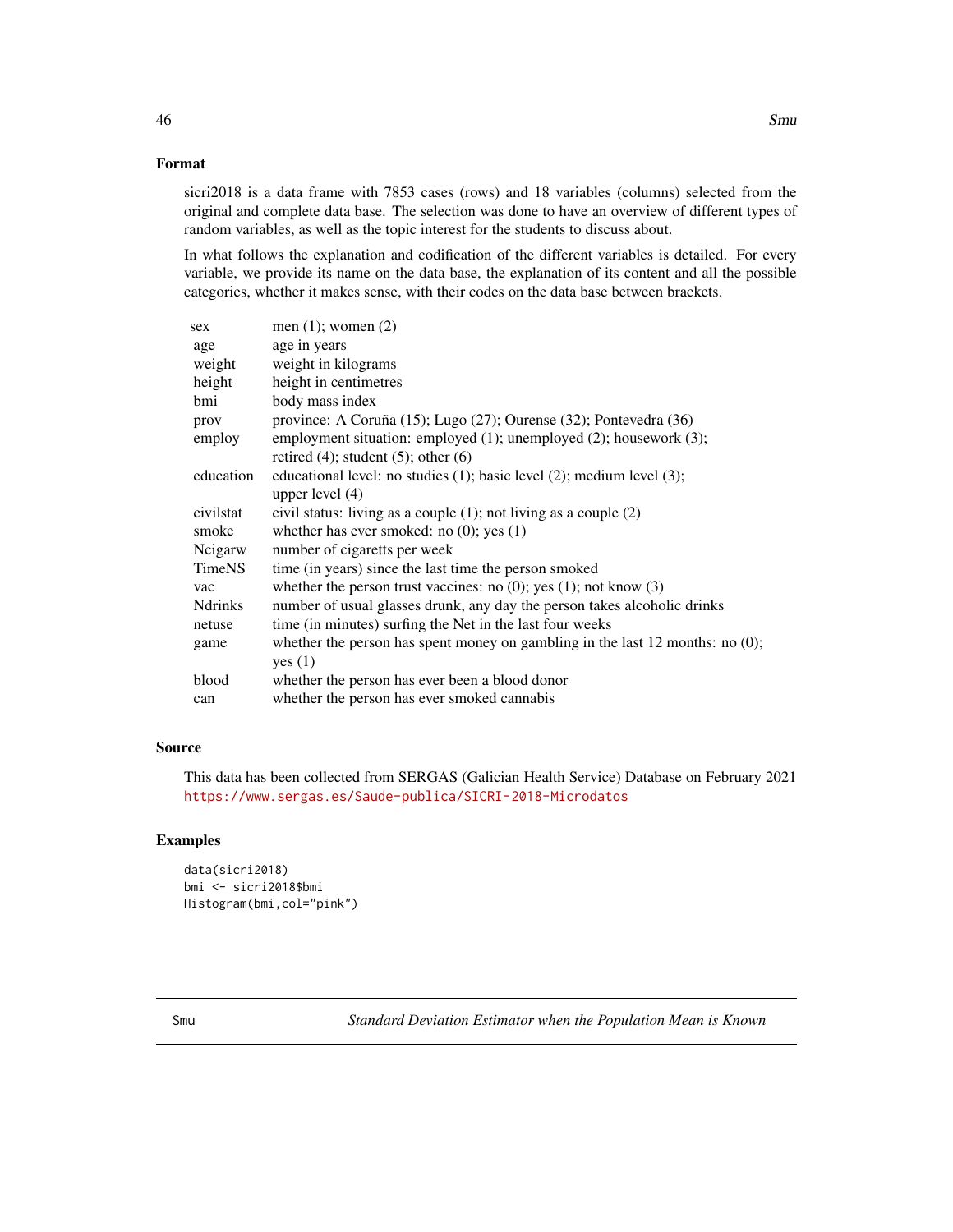## Format

sicri2018 is a data frame with 7853 cases (rows) and 18 variables (columns) selected from the original and complete data base. The selection was done to have an overview of different types of random variables, as well as the topic interest for the students to discuss about.

In what follows the explanation and codification of the different variables is detailed. For every variable, we provide its name on the data base, the explanation of its content and all the possible categories, whether it makes sense, with their codes on the data base between brackets.

| | |
|---|---|
| sex | men (1); women (2) |
| age | age in years |
| weight | weight in kilograms |
| height | height in centimetres |
| bmi | body mass index |
| prov | province: A Coruña (15); Lugo (27); Ourense (32); Pontevedra (36) |
| employ | employment situation: employed (1); unemployed (2); housework (3); retired (4); student (5); other (6) |
| education | educational level: no studies (1); basic level (2); medium level (3); upper level (4) |
| civilstat | civil status: living as a couple (1); not living as a couple (2) |
| smoke | whether has ever smoked: no (0); yes (1) |
| Ncigarw | number of cigaretts per week |
| TimeNS | time (in years) since the last time the person smoked |
| vac | whether the person trust vaccines: no (0); yes (1); not know (3) |
| Ndrinks | number of usual glasses drunk, any day the person takes alcoholic drinks |
| netuse | time (in minutes) surfing the Net in the last four weeks |
| game | whether the person has spent money on gambling in the last 12 months: no (0); yes (1) |
| blood | whether the person has ever been a blood donor |
| can | whether the person has ever smoked cannabis |

## Source

This data has been collected from SERGAS (Galician Health Service) Database on February 2021 https://www.sergas.es/Saude-publica/SICRI-2018-Microdatos

## Examples

```
data(sicri2018)
bmi <- sicri2018$bmi
Histogram(bmi,col="pink")
```

---

# Smu — *Standard Deviation Estimator when the Population Mean is Known*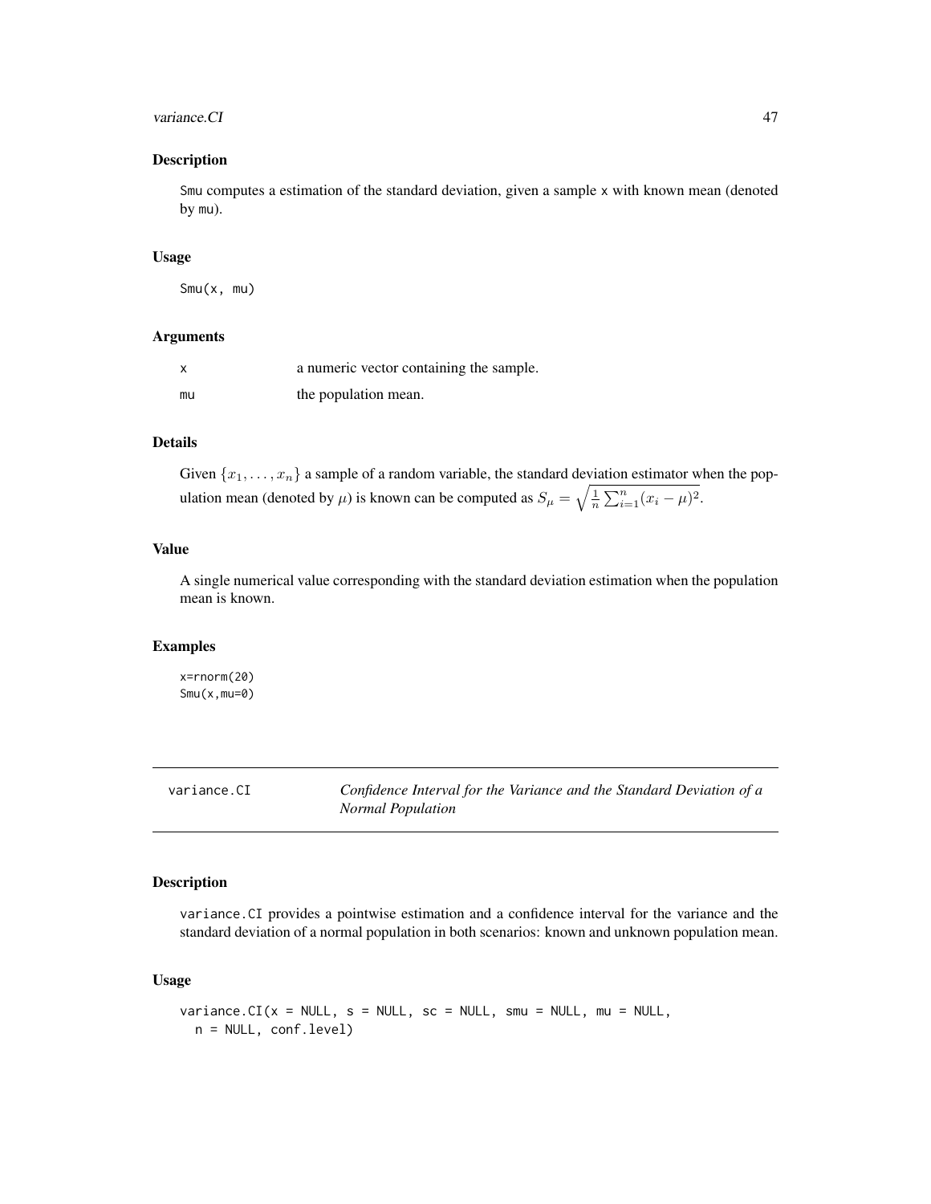## Description

Smu computes a estimation of the standard deviation, given a sample x with known mean (denoted by mu).

## Usage

```
Smu(x, mu)
```

## Arguments

| | |
|---|---|
| x | a numeric vector containing the sample. |
| mu | the population mean. |

## Details

Given $\{x_1, \ldots, x_n\}$ a sample of a random variable, the standard deviation estimator when the population mean (denoted by $\mu$) is known can be computed as $S_\mu = \sqrt{\frac{1}{n}\sum_{i=1}^{n}(x_i - \mu)^2}$.

## Value

A single numerical value corresponding with the standard deviation estimation when the population mean is known.

## Examples

```
x=rnorm(20)
Smu(x,mu=0)
```

---

variance.CI — *Confidence Interval for the Variance and the Standard Deviation of a Normal Population*

---

## Description

variance.CI provides a pointwise estimation and a confidence interval for the variance and the standard deviation of a normal population in both scenarios: known and unknown population mean.

## Usage

```
variance.CI(x = NULL, s = NULL, sc = NULL, smu = NULL, mu = NULL,
  n = NULL, conf.level)
```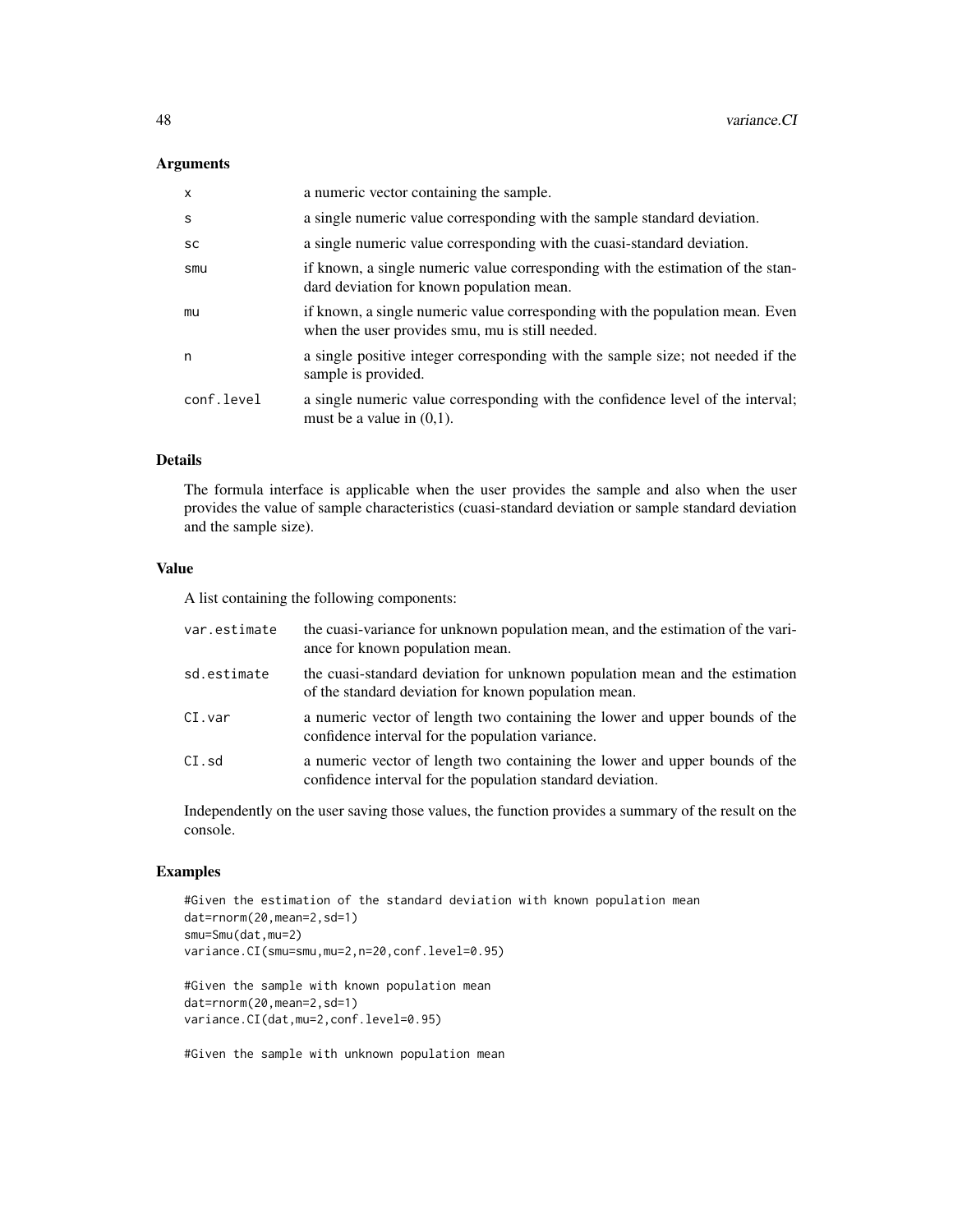## Arguments

| | |
|---|---|
| `x` | a numeric vector containing the sample. |
| `s` | a single numeric value corresponding with the sample standard deviation. |
| `sc` | a single numeric value corresponding with the cuasi-standard deviation. |
| `smu` | if known, a single numeric value corresponding with the estimation of the standard deviation for known population mean. |
| `mu` | if known, a single numeric value corresponding with the population mean. Even when the user provides smu, mu is still needed. |
| `n` | a single positive integer corresponding with the sample size; not needed if the sample is provided. |
| `conf.level` | a single numeric value corresponding with the confidence level of the interval; must be a value in (0,1). |

## Details

The formula interface is applicable when the user provides the sample and also when the user provides the value of sample characteristics (cuasi-standard deviation or sample standard deviation and the sample size).

## Value

A list containing the following components:

| | |
|---|---|
| `var.estimate` | the cuasi-variance for unknown population mean, and the estimation of the variance for known population mean. |
| `sd.estimate` | the cuasi-standard deviation for unknown population mean and the estimation of the standard deviation for known population mean. |
| `CI.var` | a numeric vector of length two containing the lower and upper bounds of the confidence interval for the population variance. |
| `CI.sd` | a numeric vector of length two containing the lower and upper bounds of the confidence interval for the population standard deviation. |

Independently on the user saving those values, the function provides a summary of the result on the console.

## Examples

```
#Given the estimation of the standard deviation with known population mean
dat=rnorm(20,mean=2,sd=1)
smu=Smu(dat,mu=2)
variance.CI(smu=smu,mu=2,n=20,conf.level=0.95)

#Given the sample with known population mean
dat=rnorm(20,mean=2,sd=1)
variance.CI(dat,mu=2,conf.level=0.95)

#Given the sample with unknown population mean
```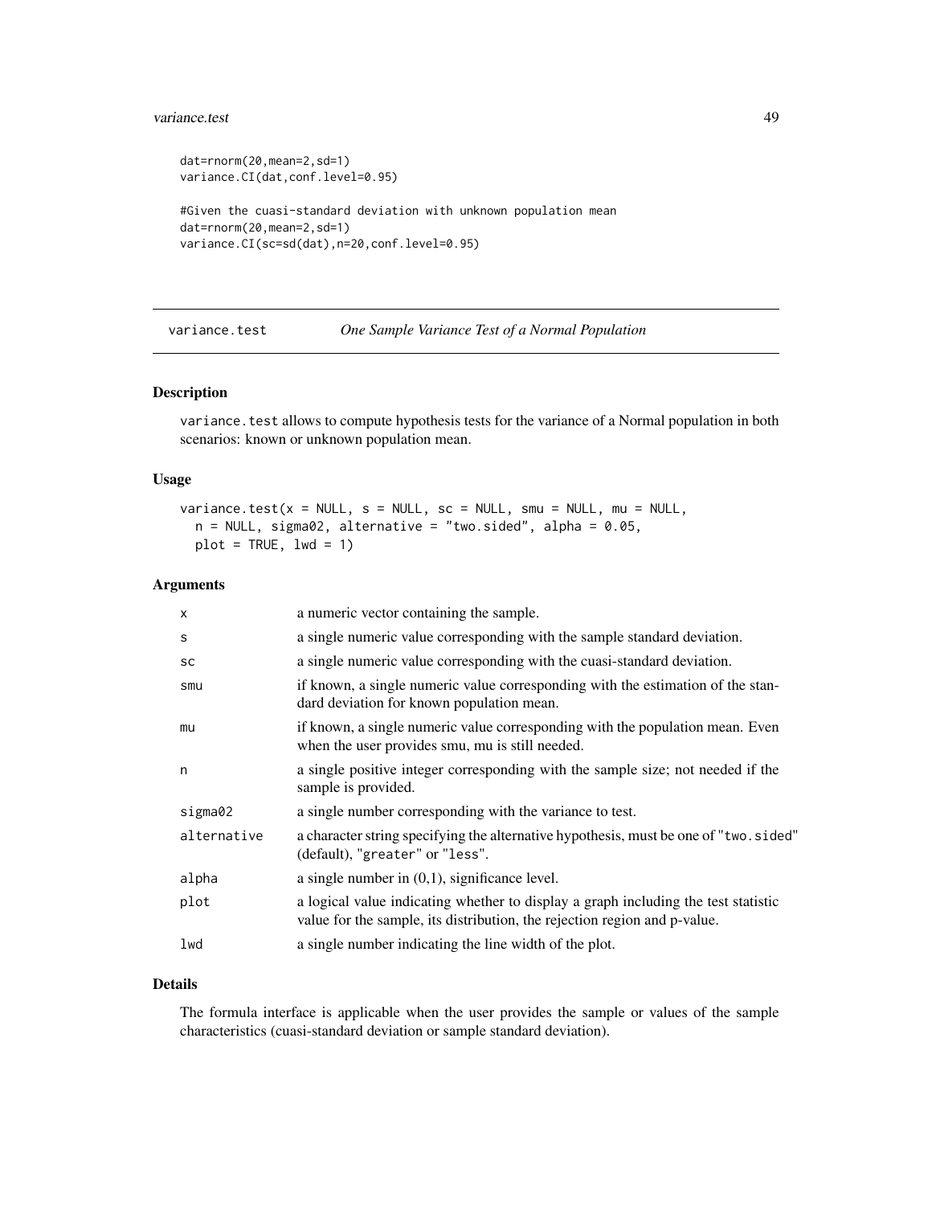```
dat=rnorm(20,mean=2,sd=1)
variance.CI(dat,conf.level=0.95)

#Given the cuasi-standard deviation with unknown population mean
dat=rnorm(20,mean=2,sd=1)
variance.CI(sc=sd(dat),n=20,conf.level=0.95)
```

---

## variance.test *One Sample Variance Test of a Normal Population*

---

### Description

variance.test allows to compute hypothesis tests for the variance of a Normal population in both scenarios: known or unknown population mean.

### Usage

```
variance.test(x = NULL, s = NULL, sc = NULL, smu = NULL, mu = NULL,
  n = NULL, sigma02, alternative = "two.sided", alpha = 0.05,
  plot = TRUE, lwd = 1)
```

### Arguments

| | |
|---|---|
| x | a numeric vector containing the sample. |
| s | a single numeric value corresponding with the sample standard deviation. |
| sc | a single numeric value corresponding with the cuasi-standard deviation. |
| smu | if known, a single numeric value corresponding with the estimation of the standard deviation for known population mean. |
| mu | if known, a single numeric value corresponding with the population mean. Even when the user provides smu, mu is still needed. |
| n | a single positive integer corresponding with the sample size; not needed if the sample is provided. |
| sigma02 | a single number corresponding with the variance to test. |
| alternative | a character string specifying the alternative hypothesis, must be one of "two.sided" (default), "greater" or "less". |
| alpha | a single number in (0,1), significance level. |
| plot | a logical value indicating whether to display a graph including the test statistic value for the sample, its distribution, the rejection region and p-value. |
| lwd | a single number indicating the line width of the plot. |

### Details

The formula interface is applicable when the user provides the sample or values of the sample characteristics (cuasi-standard deviation or sample standard deviation).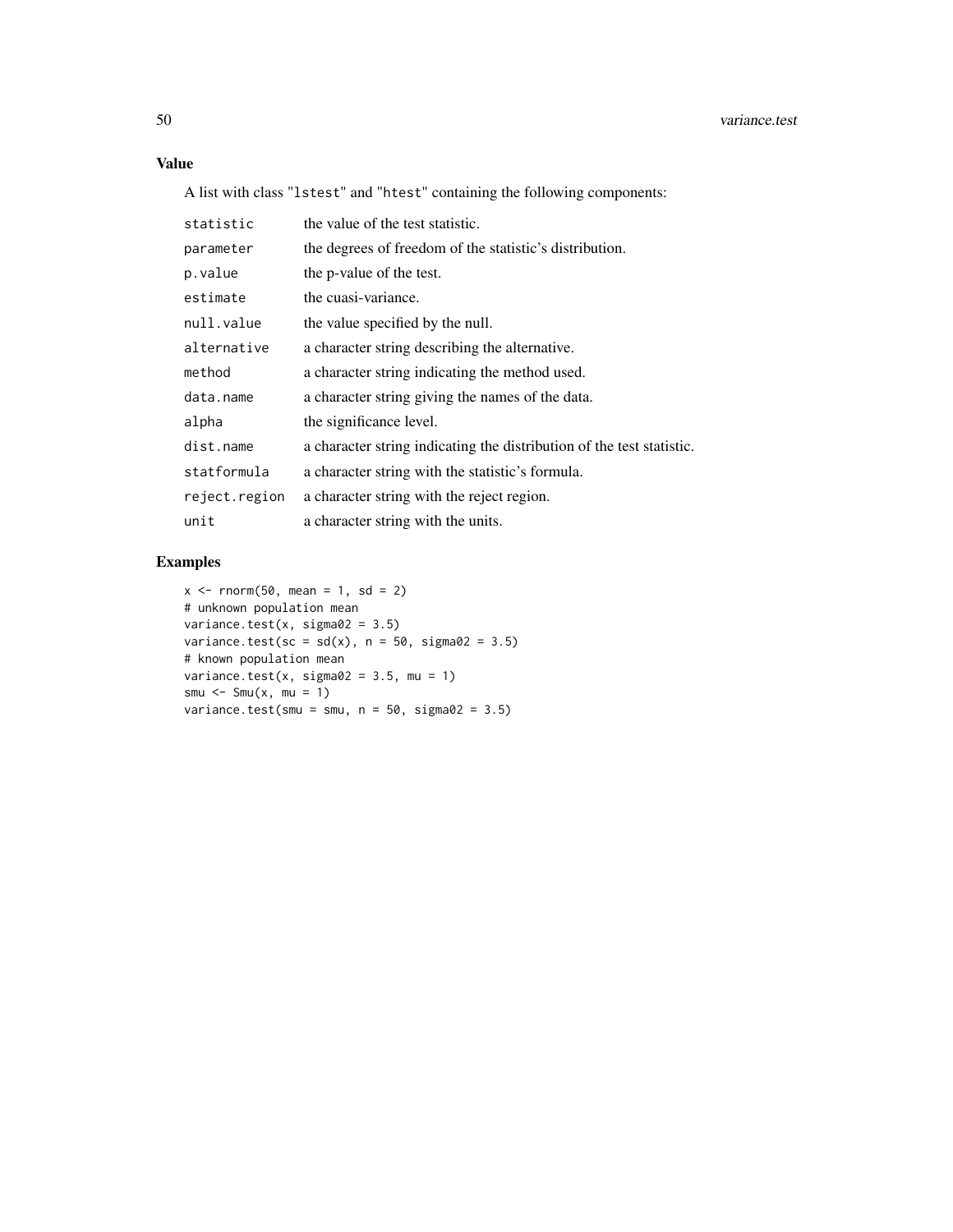## Value

A list with class "lstest" and "htest" containing the following components:

| | |
|---|---|
| statistic | the value of the test statistic. |
| parameter | the degrees of freedom of the statistic's distribution. |
| p.value | the p-value of the test. |
| estimate | the cuasi-variance. |
| null.value | the value specified by the null. |
| alternative | a character string describing the alternative. |
| method | a character string indicating the method used. |
| data.name | a character string giving the names of the data. |
| alpha | the significance level. |
| dist.name | a character string indicating the distribution of the test statistic. |
| statformula | a character string with the statistic's formula. |
| reject.region | a character string with the reject region. |
| unit | a character string with the units. |

## Examples

```
x <- rnorm(50, mean = 1, sd = 2)
# unknown population mean
variance.test(x, sigma02 = 3.5)
variance.test(sc = sd(x), n = 50, sigma02 = 3.5)
# known population mean
variance.test(x, sigma02 = 3.5, mu = 1)
smu <- Smu(x, mu = 1)
variance.test(smu = smu, n = 50, sigma02 = 3.5)
```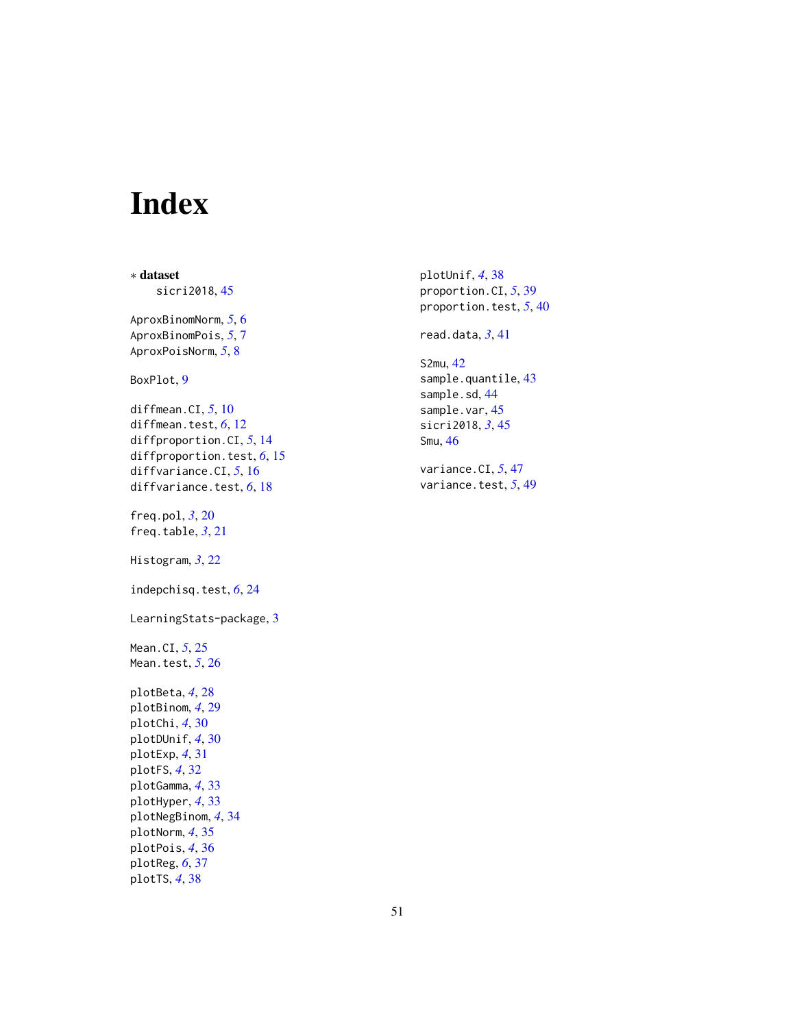# Index

∗ **dataset**
    sicri2018, 45

AproxBinomNorm, *5*, 6
AproxBinomPois, *5*, 7
AproxPoisNorm, *5*, 8

BoxPlot, 9

diffmean.CI, *5*, 10
diffmean.test, *6*, 12
diffproportion.CI, *5*, 14
diffproportion.test, *6*, 15
diffvariance.CI, *5*, 16
diffvariance.test, *6*, 18

freq.pol, *3*, 20
freq.table, *3*, 21

Histogram, *3*, 22

indepchisq.test, *6*, 24

LearningStats-package, 3

Mean.CI, *5*, 25
Mean.test, *5*, 26

plotBeta, *4*, 28
plotBinom, *4*, 29
plotChi, *4*, 30
plotDUnif, *4*, 30
plotExp, *4*, 31
plotFS, *4*, 32
plotGamma, *4*, 33
plotHyper, *4*, 33
plotNegBinom, *4*, 34
plotNorm, *4*, 35
plotPois, *4*, 36
plotReg, *6*, 37
plotTS, *4*, 38
plotUnif, *4*, 38
proportion.CI, *5*, 39
proportion.test, *5*, 40

read.data, *3*, 41

S2mu, 42
sample.quantile, 43
sample.sd, 44
sample.var, 45
sicri2018, *3*, 45
Smu, 46

variance.CI, *5*, 47
variance.test, *5*, 49